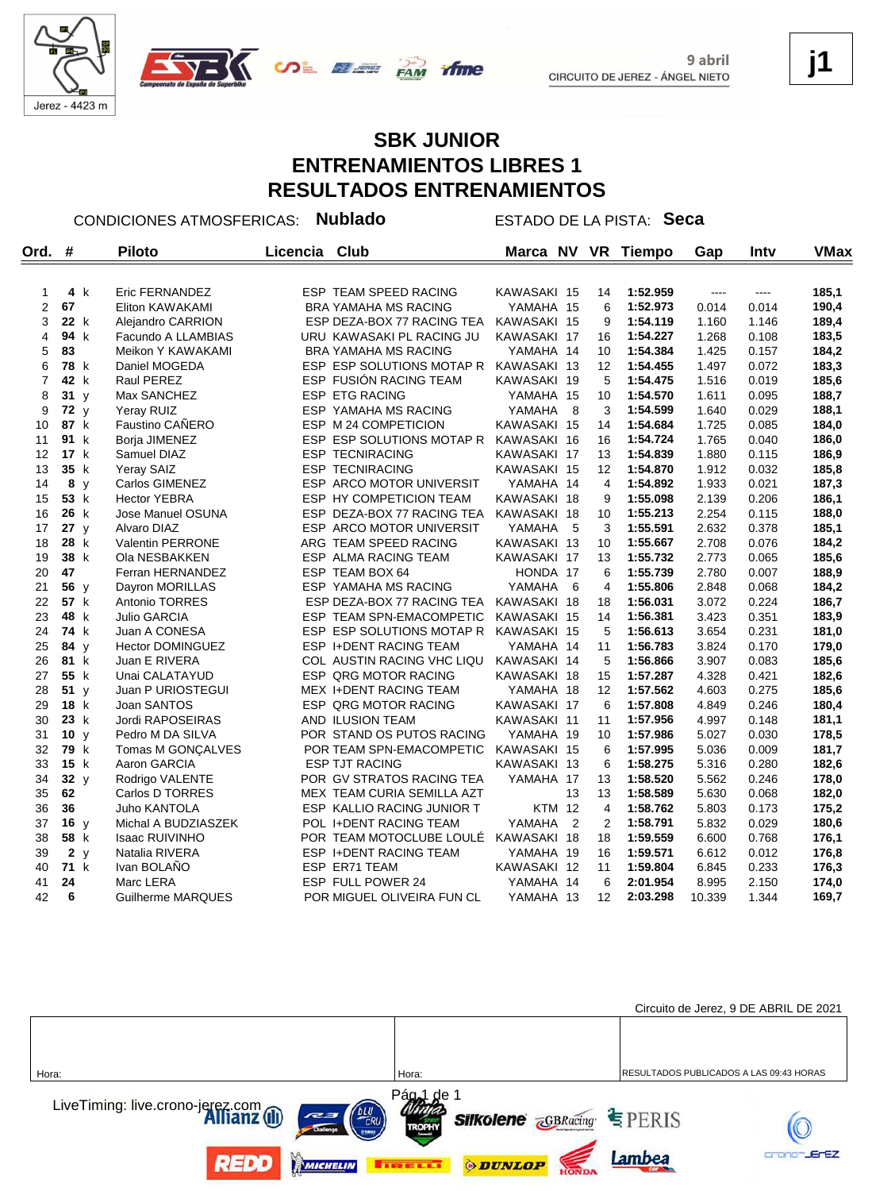9 abril
CIRCUITO DE JEREZ - ÁNGEL NIETO

Jerez - 4423 m

**j1**

# SBK JUNIOR
# ENTRENAMIENTOS LIBRES 1
# RESULTADOS ENTRENAMIENTOS

CONDICIONES ATMOSFERICAS: **Nublado** ESTADO DE LA PISTA: **Seca**

| Ord. | # | | Piloto | Licencia | Club | Marca | NV | VR | Tiempo | Gap | Intv | VMax |
|---|---|---|---|---|---|---|---|---|---|---|---|---|
| 1 | **4** | k | Eric FERNANDEZ | ESP | TEAM SPEED RACING | KAWASAKI | 15 | 14 | **1:52.959** | ---- | ---- | **185,1** |
| 2 | **67** | | Eliton KAWAKAMI | BRA | YAMAHA MS RACING | YAMAHA | 15 | 6 | **1:52.973** | 0.014 | 0.014 | **190,4** |
| 3 | **22** | k | Alejandro CARRION | ESP | DEZA-BOX 77 RACING TEA | KAWASAKI | 15 | 9 | **1:54.119** | 1.160 | 1.146 | **189,4** |
| 4 | **94** | k | Facundo A LLAMBIAS | URU | KAWASAKI PL RACING JU | KAWASAKI | 17 | 16 | **1:54.227** | 1.268 | 0.108 | **183,5** |
| 5 | **83** | | Meikon Y KAWAKAMI | BRA | YAMAHA MS RACING | YAMAHA | 14 | 10 | **1:54.384** | 1.425 | 0.157 | **184,2** |
| 6 | **78** | k | Daniel MOGEDA | ESP | ESP SOLUTIONS MOTAP R | KAWASAKI | 13 | 12 | **1:54.455** | 1.497 | 0.072 | **183,3** |
| 7 | **42** | k | Raul PEREZ | ESP | FUSIÓN RACING TEAM | KAWASAKI | 19 | 5 | **1:54.475** | 1.516 | 0.019 | **185,6** |
| 8 | **31** | y | Max SANCHEZ | ESP | ETG RACING | YAMAHA | 15 | 10 | **1:54.570** | 1.611 | 0.095 | **188,7** |
| 9 | **72** | y | Yeray RUIZ | ESP | YAMAHA MS RACING | YAMAHA | 8 | 3 | **1:54.599** | 1.640 | 0.029 | **188,1** |
| 10 | **87** | k | Faustino CAÑERO | ESP | M 24 COMPETICION | KAWASAKI | 15 | 14 | **1:54.684** | 1.725 | 0.085 | **184,0** |
| 11 | **91** | k | Borja JIMENEZ | ESP | ESP SOLUTIONS MOTAP R | KAWASAKI | 16 | 16 | **1:54.724** | 1.765 | 0.040 | **186,0** |
| 12 | **17** | k | Samuel DIAZ | ESP | TECNIRACING | KAWASAKI | 17 | 13 | **1:54.839** | 1.880 | 0.115 | **186,9** |
| 13 | **35** | k | Yeray SAIZ | ESP | TECNIRACING | KAWASAKI | 15 | 12 | **1:54.870** | 1.912 | 0.032 | **185,8** |
| 14 | **8** | y | Carlos GIMENEZ | ESP | ARCO MOTOR UNIVERSIT | YAMAHA | 14 | 4 | **1:54.892** | 1.933 | 0.021 | **187,3** |
| 15 | **53** | k | Hector YEBRA | ESP | HY COMPETICION TEAM | KAWASAKI | 18 | 9 | **1:55.098** | 2.139 | 0.206 | **186,1** |
| 16 | **26** | k | Jose Manuel OSUNA | ESP | DEZA-BOX 77 RACING TEA | KAWASAKI | 18 | 10 | **1:55.213** | 2.254 | 0.115 | **188,0** |
| 17 | **27** | y | Alvaro DIAZ | ESP | ARCO MOTOR UNIVERSIT | YAMAHA | 5 | 3 | **1:55.591** | 2.632 | 0.378 | **185,1** |
| 18 | **28** | k | Valentin PERRONE | ARG | TEAM SPEED RACING | KAWASAKI | 13 | 10 | **1:55.667** | 2.708 | 0.076 | **184,2** |
| 19 | **38** | k | Ola NESBAKKEN | ESP | ALMA RACING TEAM | KAWASAKI | 17 | 13 | **1:55.732** | 2.773 | 0.065 | **185,6** |
| 20 | **47** | | Ferran HERNANDEZ | ESP | TEAM BOX 64 | HONDA | 17 | 6 | **1:55.739** | 2.780 | 0.007 | **188,9** |
| 21 | **56** | y | Dayron MORILLAS | ESP | YAMAHA MS RACING | YAMAHA | 6 | 4 | **1:55.806** | 2.848 | 0.068 | **184,2** |
| 22 | **57** | k | Antonio TORRES | ESP | DEZA-BOX 77 RACING TEA | KAWASAKI | 18 | 18 | **1:56.031** | 3.072 | 0.224 | **186,7** |
| 23 | **48** | k | Julio GARCIA | ESP | TEAM SPN-EMACOMPETIC | KAWASAKI | 15 | 14 | **1:56.381** | 3.423 | 0.351 | **183,9** |
| 24 | **74** | k | Juan A CONESA | ESP | ESP SOLUTIONS MOTAP R | KAWASAKI | 15 | 5 | **1:56.613** | 3.654 | 0.231 | **181,0** |
| 25 | **84** | y | Hector DOMINGUEZ | ESP | I+DENT RACING TEAM | YAMAHA | 14 | 11 | **1:56.783** | 3.824 | 0.170 | **179,0** |
| 26 | **81** | k | Juan E RIVERA | COL | AUSTIN RACING VHC LIQU | KAWASAKI | 14 | 5 | **1:56.866** | 3.907 | 0.083 | **185,6** |
| 27 | **55** | k | Unai CALATAYUD | ESP | QRG MOTOR RACING | KAWASAKI | 18 | 15 | **1:57.287** | 4.328 | 0.421 | **182,6** |
| 28 | **51** | y | Juan P URIOSTEGUI | MEX | I+DENT RACING TEAM | YAMAHA | 18 | 12 | **1:57.562** | 4.603 | 0.275 | **185,6** |
| 29 | **18** | k | Joan SANTOS | ESP | QRG MOTOR RACING | KAWASAKI | 17 | 6 | **1:57.808** | 4.849 | 0.246 | **180,4** |
| 30 | **23** | k | Jordi RAPOSEIRAS | AND | ILUSION TEAM | KAWASAKI | 11 | 11 | **1:57.956** | 4.997 | 0.148 | **181,1** |
| 31 | **10** | y | Pedro M DA SILVA | POR | STAND OS PUTOS RACING | YAMAHA | 19 | 10 | **1:57.986** | 5.027 | 0.030 | **178,5** |
| 32 | **79** | k | Tomas M GONÇALVES | POR | TEAM SPN-EMACOMPETIC | KAWASAKI | 15 | 6 | **1:57.995** | 5.036 | 0.009 | **181,7** |
| 33 | **15** | k | Aaron GARCIA | ESP | TJT RACING | KAWASAKI | 13 | 6 | **1:58.275** | 5.316 | 0.280 | **182,6** |
| 34 | **32** | y | Rodrigo VALENTE | POR | GV STRATOS RACING TEA | YAMAHA | 17 | 13 | **1:58.520** | 5.562 | 0.246 | **178,0** |
| 35 | **62** | | Carlos D TORRES | MEX | TEAM CURIA SEMILLA AZT | | 13 | 13 | **1:58.589** | 5.630 | 0.068 | **182,0** |
| 36 | **36** | | Juho KANTOLA | ESP | KALLIO RACING JUNIOR T | KTM | 12 | 4 | **1:58.762** | 5.803 | 0.173 | **175,2** |
| 37 | **16** | y | Michal A BUDZIASZEK | POL | I+DENT RACING TEAM | YAMAHA | 2 | 2 | **1:58.791** | 5.832 | 0.029 | **180,6** |
| 38 | **58** | k | Isaac RUIVINHO | POR | TEAM MOTOCLUBE LOULÉ | KAWASAKI | 18 | 18 | **1:59.559** | 6.600 | 0.768 | **176,1** |
| 39 | **2** | y | Natalia RIVERA | ESP | I+DENT RACING TEAM | YAMAHA | 19 | 16 | **1:59.571** | 6.612 | 0.012 | **176,8** |
| 40 | **71** | k | Ivan BOLAÑO | ESP | ER71 TEAM | KAWASAKI | 12 | 11 | **1:59.804** | 6.845 | 0.233 | **176,3** |
| 41 | **24** | | Marc LERA | ESP | FULL POWER 24 | YAMAHA | 14 | 6 | **2:01.954** | 8.995 | 2.150 | **174,0** |
| 42 | **6** | | Guilherme MARQUES | POR | MIGUEL OLIVEIRA FUN CL | YAMAHA | 13 | 12 | **2:03.298** | 10.339 | 1.344 | **169,7** |

Circuito de Jerez, 9 DE ABRIL DE 2021

| Hora: | Hora: | RESULTADOS PUBLICADOS A LAS 09:43 HORAS |
|---|---|---|

LiveTiming: live.crono-jerez.com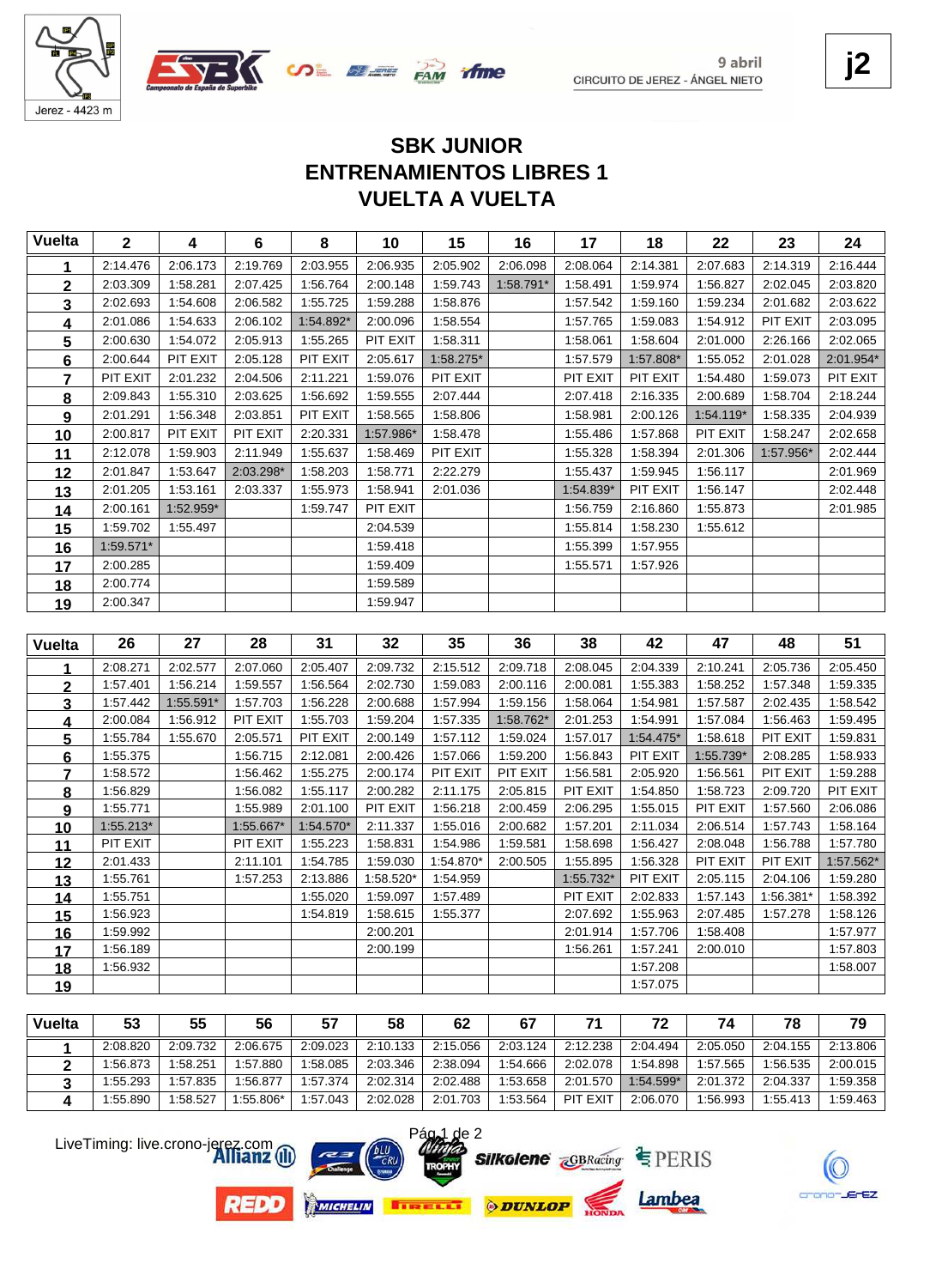9 abril
CIRCUITO DE JEREZ - ÁNGEL NIETO

j2

# SBK JUNIOR
# ENTRENAMIENTOS LIBRES 1
# VUELTA A VUELTA

| Vuelta | 2 | 4 | 6 | 8 | 10 | 15 | 16 | 17 | 18 | 22 | 23 | 24 |
|---|---|---|---|---|---|---|---|---|---|---|---|---|
| 1 | 2:14.476 | 2:06.173 | 2:19.769 | 2:03.955 | 2:06.935 | 2:05.902 | 2:06.098 | 2:08.064 | 2:14.381 | 2:07.683 | 2:14.319 | 2:16.444 |
| 2 | 2:03.309 | 1:58.281 | 2:07.425 | 1:56.764 | 2:00.148 | 1:59.743 | 1:58.791* | 1:58.491 | 1:59.974 | 1:56.827 | 2:02.045 | 2:03.820 |
| 3 | 2:02.693 | 1:54.608 | 2:06.582 | 1:55.725 | 1:59.288 | 1:58.876 | | 1:57.542 | 1:59.160 | 1:59.234 | 2:01.682 | 2:03.622 |
| 4 | 2:01.086 | 1:54.633 | 2:06.102 | 1:54.892* | 2:00.096 | 1:58.554 | | 1:57.765 | 1:59.083 | 1:54.912 | PIT EXIT | 2:03.095 |
| 5 | 2:00.630 | 1:54.072 | 2:05.913 | 1:55.265 | PIT EXIT | 1:58.311 | | 1:58.061 | 1:58.604 | 2:01.000 | 2:26.166 | 2:02.065 |
| 6 | 2:00.644 | PIT EXIT | 2:05.128 | PIT EXIT | 2:05.617 | 1:58.275* | | 1:57.579 | 1:57.808* | 1:55.052 | 2:01.028 | 2:01.954* |
| 7 | PIT EXIT | 2:01.232 | 2:04.506 | 2:11.221 | 1:59.076 | PIT EXIT | | PIT EXIT | PIT EXIT | 1:54.480 | 1:59.073 | PIT EXIT |
| 8 | 2:09.843 | 1:55.310 | 2:03.625 | 1:56.692 | 1:59.555 | 2:07.444 | | 2:07.418 | 2:16.335 | 2:00.689 | 1:58.704 | 2:18.244 |
| 9 | 2:01.291 | 1:56.348 | 2:03.851 | PIT EXIT | 1:58.565 | 1:58.806 | | 1:58.981 | 2:00.126 | 1:54.119* | 1:58.335 | 2:04.939 |
| 10 | 2:00.817 | PIT EXIT | PIT EXIT | 2:20.331 | 1:57.986* | 1:58.478 | | 1:55.486 | 1:57.868 | PIT EXIT | 1:58.247 | 2:02.658 |
| 11 | 2:12.078 | 1:59.903 | 2:11.949 | 1:55.637 | 1:58.469 | PIT EXIT | | 1:55.328 | 1:58.394 | 2:01.306 | 1:57.956* | 2:02.444 |
| 12 | 2:01.847 | 1:53.647 | 2:03.298* | 1:58.203 | 1:58.771 | 2:22.279 | | 1:55.437 | 1:59.945 | 1:56.117 | | 2:01.969 |
| 13 | 2:01.205 | 1:53.161 | 2:03.337 | 1:55.973 | 1:58.941 | 2:01.036 | | 1:54.839* | PIT EXIT | 1:56.147 | | 2:02.448 |
| 14 | 2:00.161 | 1:52.959* | | 1:59.747 | PIT EXIT | | | 1:56.759 | 2:16.860 | 1:55.873 | | 2:01.985 |
| 15 | 1:59.702 | 1:55.497 | | | 2:04.539 | | | 1:55.814 | 1:58.230 | 1:55.612 | | |
| 16 | 1:59.571* | | | | 1:59.418 | | | 1:55.399 | 1:57.955 | | | |
| 17 | 2:00.285 | | | | 1:59.409 | | | 1:55.571 | 1:57.926 | | | |
| 18 | 2:00.774 | | | | 1:59.589 | | | | | | | |
| 19 | 2:00.347 | | | | 1:59.947 | | | | | | | |

| Vuelta | 26 | 27 | 28 | 31 | 32 | 35 | 36 | 38 | 42 | 47 | 48 | 51 |
|---|---|---|---|---|---|---|---|---|---|---|---|---|
| 1 | 2:08.271 | 2:02.577 | 2:07.060 | 2:05.407 | 2:09.732 | 2:15.512 | 2:09.718 | 2:08.045 | 2:04.339 | 2:10.241 | 2:05.736 | 2:05.450 |
| 2 | 1:57.401 | 1:56.214 | 1:59.557 | 1:56.564 | 2:02.730 | 1:59.083 | 2:00.116 | 2:00.081 | 1:55.383 | 1:58.252 | 1:57.348 | 1:59.335 |
| 3 | 1:57.442 | 1:55.591* | 1:57.703 | 1:56.228 | 2:00.688 | 1:57.994 | 1:59.156 | 1:58.064 | 1:54.981 | 1:57.587 | 2:02.435 | 1:58.542 |
| 4 | 2:00.084 | 1:56.912 | PIT EXIT | 1:55.703 | 1:59.204 | 1:57.335 | 1:58.762* | 2:01.253 | 1:54.991 | 1:57.084 | 1:56.463 | 1:59.495 |
| 5 | 1:55.784 | 1:55.670 | 2:05.571 | PIT EXIT | 2:00.149 | 1:57.112 | 1:59.024 | 1:57.017 | 1:54.475* | 1:58.618 | PIT EXIT | 1:59.831 |
| 6 | 1:55.375 | | 1:56.715 | 2:12.081 | 2:00.426 | 1:57.066 | 1:59.200 | 1:56.843 | PIT EXIT | 1:55.739* | 2:08.285 | 1:58.933 |
| 7 | 1:58.572 | | 1:56.462 | 1:55.275 | 2:00.174 | PIT EXIT | PIT EXIT | 1:56.581 | 2:05.920 | 1:56.561 | PIT EXIT | 1:59.288 |
| 8 | 1:56.829 | | 1:56.082 | 1:55.117 | 2:00.282 | 2:11.175 | 2:05.815 | PIT EXIT | 1:54.850 | 1:58.723 | 2:09.720 | PIT EXIT |
| 9 | 1:55.771 | | 1:55.989 | 2:01.100 | PIT EXIT | 1:56.218 | 2:00.459 | 2:06.295 | 1:55.015 | PIT EXIT | 1:57.560 | 2:06.086 |
| 10 | 1:55.213* | | 1:55.667* | 1:54.570* | 2:11.337 | 1:55.016 | 2:00.682 | 1:57.201 | 2:11.034 | 2:06.514 | 1:57.743 | 1:58.164 |
| 11 | PIT EXIT | | PIT EXIT | 1:55.223 | 1:58.831 | 1:54.986 | 1:59.581 | 1:58.698 | 1:56.427 | 2:08.048 | 1:56.788 | 1:57.780 |
| 12 | 2:01.433 | | 2:11.101 | 1:54.785 | 1:59.030 | 1:54.870* | 2:00.505 | 1:55.895 | 1:56.328 | PIT EXIT | PIT EXIT | 1:57.562* |
| 13 | 1:55.761 | | 1:57.253 | 2:13.886 | 1:58.520* | 1:54.959 | | 1:55.732* | PIT EXIT | 2:05.115 | 2:04.106 | 1:59.280 |
| 14 | 1:55.751 | | | 1:55.020 | 1:59.097 | 1:57.489 | | PIT EXIT | 2:02.833 | 1:57.143 | 1:56.381* | 1:58.392 |
| 15 | 1:56.923 | | | 1:54.819 | 1:58.615 | 1:55.377 | | 2:07.692 | 1:55.963 | 2:07.485 | 1:57.278 | 1:58.126 |
| 16 | 1:59.992 | | | | 2:00.201 | | | 2:01.914 | 1:57.706 | 1:58.408 | | 1:57.977 |
| 17 | 1:56.189 | | | | 2:00.199 | | | 1:56.261 | 1:57.241 | 2:00.010 | | 1:57.803 |
| 18 | 1:56.932 | | | | | | | | 1:57.208 | | | 1:58.007 |
| 19 | | | | | | | | | 1:57.075 | | | |

| Vuelta | 53 | 55 | 56 | 57 | 58 | 62 | 67 | 71 | 72 | 74 | 78 | 79 |
|---|---|---|---|---|---|---|---|---|---|---|---|---|
| 1 | 2:08.820 | 2:09.732 | 2:06.675 | 2:09.023 | 2:10.133 | 2:15.056 | 2:03.124 | 2:12.238 | 2:04.494 | 2:05.050 | 2:04.155 | 2:13.806 |
| 2 | 1:56.873 | 1:58.251 | 1:57.880 | 1:58.085 | 2:03.346 | 2:38.094 | 1:54.666 | 2:02.078 | 1:54.898 | 1:57.565 | 1:56.535 | 2:00.015 |
| 3 | 1:55.293 | 1:57.835 | 1:56.877 | 1:57.374 | 2:02.314 | 2:02.488 | 1:53.658 | 2:01.570 | 1:54.599* | 2:01.372 | 2:04.337 | 1:59.358 |
| 4 | 1:55.890 | 1:58.527 | 1:55.806* | 1:57.043 | 2:02.028 | 2:01.703 | 1:53.564 | PIT EXIT | 2:06.070 | 1:56.993 | 1:55.413 | 1:59.463 |

LiveTiming: live.crono-jerez.com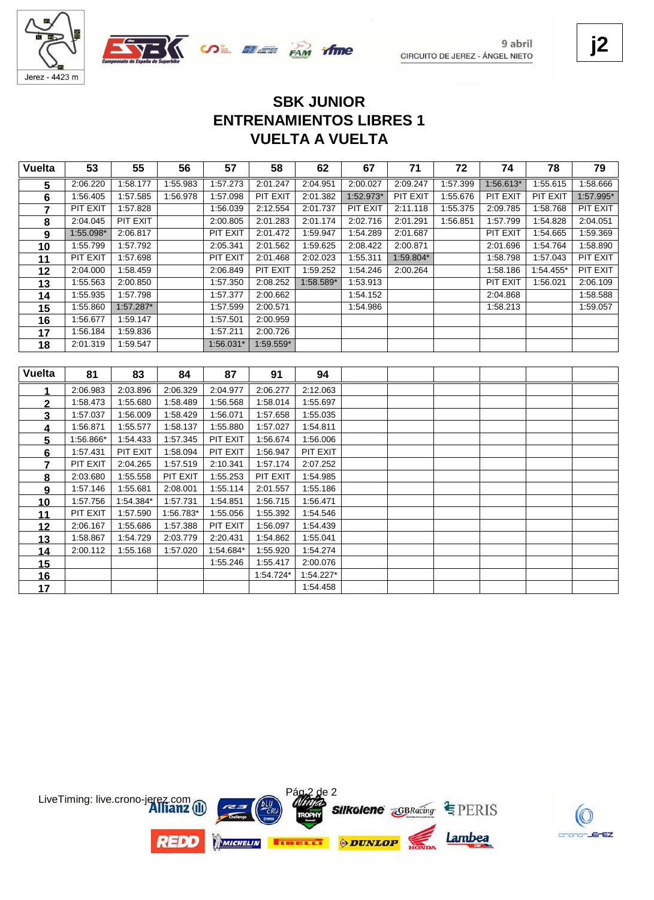9 abril

CIRCUITO DE JEREZ - ÁNGEL NIETO

j2

## SBK JUNIOR
## ENTRENAMIENTOS LIBRES 1
## VUELTA A VUELTA

| Vuelta | 53 | 55 | 56 | 57 | 58 | 62 | 67 | 71 | 72 | 74 | 78 | 79 |
|---|---|---|---|---|---|---|---|---|---|---|---|---|
| 5 | 2:06.220 | 1:58.177 | 1:55.983 | 1:57.273 | 2:01.247 | 2:04.951 | 2:00.027 | 2:09.247 | 1:57.399 | 1:56.613* | 1:55.615 | 1:58.666 |
| 6 | 1:56.405 | 1:57.585 | 1:56.978 | 1:57.098 | PIT EXIT | 2:01.382 | 1:52.973* | PIT EXIT | 1:55.676 | PIT EXIT | PIT EXIT | 1:57.995* |
| 7 | PIT EXIT | 1:57.828 | | 1:56.039 | 2:12.554 | 2:01.737 | PIT EXIT | 2:11.118 | 1:55.375 | 2:09.785 | 1:58.768 | PIT EXIT |
| 8 | 2:04.045 | PIT EXIT | | 2:00.805 | 2:01.283 | 2:01.174 | 2:02.716 | 2:01.291 | 1:56.851 | 1:57.799 | 1:54.828 | 2:04.051 |
| 9 | 1:55.098* | 2:06.817 | | PIT EXIT | 2:01.472 | 1:59.947 | 1:54.289 | 2:01.687 | | PIT EXIT | 1:54.665 | 1:59.369 |
| 10 | 1:55.799 | 1:57.792 | | 2:05.341 | 2:01.562 | 1:59.625 | 2:08.422 | 2:00.871 | | 2:01.696 | 1:54.764 | 1:58.890 |
| 11 | PIT EXIT | 1:57.698 | | PIT EXIT | 2:01.468 | 2:02.023 | 1:55.311 | 1:59.804* | | 1:58.798 | 1:57.043 | PIT EXIT |
| 12 | 2:04.000 | 1:58.459 | | 2:06.849 | PIT EXIT | 1:59.252 | 1:54.246 | 2:00.264 | | 1:58.186 | 1:54.455* | PIT EXIT |
| 13 | 1:55.563 | 2:00.850 | | 1:57.350 | 2:08.252 | 1:58.589* | 1:53.913 | | | PIT EXIT | 1:56.021 | 2:06.109 |
| 14 | 1:55.935 | 1:57.798 | | 1:57.377 | 2:00.662 | | 1:54.152 | | | 2:04.868 | | 1:58.588 |
| 15 | 1:55.860 | 1:57.287* | | 1:57.599 | 2:00.571 | | 1:54.986 | | | 1:58.213 | | 1:59.057 |
| 16 | 1:56.677 | 1:59.147 | | 1:57.501 | 2:00.959 | | | | | | | |
| 17 | 1:56.184 | 1:59.836 | | 1:57.211 | 2:00.726 | | | | | | | |
| 18 | 2:01.319 | 1:59.547 | | 1:56.031* | 1:59.559* | | | | | | | |

| Vuelta | 81 | 83 | 84 | 87 | 91 | 94 |
|---|---|---|---|---|---|---|
| 1 | 2:06.983 | 2:03.896 | 2:06.329 | 2:04.977 | 2:06.277 | 2:12.063 |
| 2 | 1:58.473 | 1:55.680 | 1:58.489 | 1:56.568 | 1:58.014 | 1:55.697 |
| 3 | 1:57.037 | 1:56.009 | 1:58.429 | 1:56.071 | 1:57.658 | 1:55.035 |
| 4 | 1:56.871 | 1:55.577 | 1:58.137 | 1:55.880 | 1:57.027 | 1:54.811 |
| 5 | 1:56.866* | 1:54.433 | 1:57.345 | PIT EXIT | 1:56.674 | 1:56.006 |
| 6 | 1:57.431 | PIT EXIT | 1:58.094 | PIT EXIT | 1:56.947 | PIT EXIT |
| 7 | PIT EXIT | 2:04.265 | 1:57.519 | 2:10.341 | 1:57.174 | 2:07.252 |
| 8 | 2:03.680 | 1:55.558 | PIT EXIT | 1:55.253 | PIT EXIT | 1:54.985 |
| 9 | 1:57.146 | 1:55.681 | 2:08.001 | 1:55.114 | 2:01.557 | 1:55.186 |
| 10 | 1:57.756 | 1:54.384* | 1:57.731 | 1:54.851 | 1:56.715 | 1:56.471 |
| 11 | PIT EXIT | 1:57.590 | 1:56.783* | 1:55.056 | 1:55.392 | 1:54.546 |
| 12 | 2:06.167 | 1:55.686 | 1:57.388 | PIT EXIT | 1:56.097 | 1:54.439 |
| 13 | 1:58.867 | 1:54.729 | 2:03.779 | 2:20.431 | 1:54.862 | 1:55.041 |
| 14 | 2:00.112 | 1:55.168 | 1:57.020 | 1:54.684* | 1:55.920 | 1:54.274 |
| 15 | | | | 1:55.246 | 1:55.417 | 2:00.076 |
| 16 | | | | | 1:54.724* | 1:54.227* |
| 17 | | | | | | 1:54.458 |

LiveTiming: live.crono-jerez.com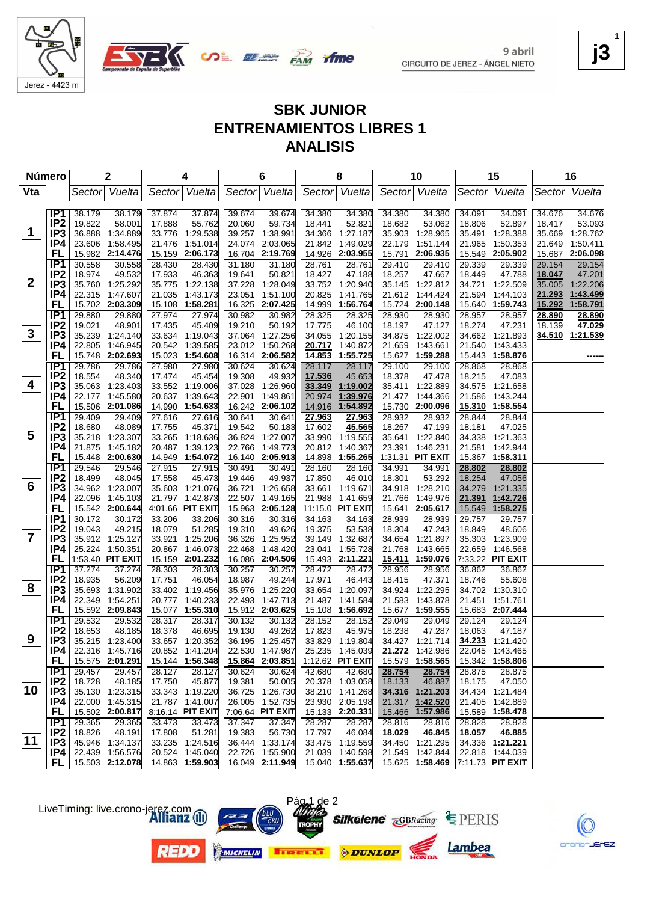Jerez - 4423 m

9 abril
CIRCUITO DE JEREZ - ÁNGEL NIETO

j3

# SBK JUNIOR
# ENTRENAMIENTOS LIBRES 1
# ANALISIS

| Vta | | 2 Sector | 2 Vuelta | 4 Sector | 4 Vuelta | 6 Sector | 6 Vuelta | 8 Sector | 8 Vuelta | 10 Sector | 10 Vuelta | 15 Sector | 15 Vuelta | 16 Sector | 16 Vuelta |
|---|---|---|---|---|---|---|---|---|---|---|---|---|---|---|---|
| 1 | IP1 | 38.179 | 38.179 | 37.874 | 37.874 | 39.674 | 39.674 | 34.380 | 34.380 | 34.380 | 34.380 | 34.091 | 34.091 | 34.676 | 34.676 |
| | IP2 | 19.822 | 58.001 | 17.888 | 55.762 | 20.060 | 59.734 | 18.441 | 52.821 | 18.682 | 53.062 | 18.806 | 52.897 | 18.417 | 53.093 |
| | IP3 | 36.888 | 1:34.889 | 33.776 | 1:29.538 | 39.257 | 1:38.991 | 34.366 | 1:27.187 | 35.903 | 1:28.965 | 35.491 | 1:28.388 | 35.669 | 1:28.762 |
| | IP4 | 23.606 | 1:58.495 | 21.476 | 1:51.014 | 24.074 | 2:03.065 | 21.842 | 1:49.029 | 22.179 | 1:51.144 | 21.965 | 1:50.353 | 21.649 | 1:50.411 |
| | FL | 15.982 | **2:14.476** | 15.159 | **2:06.173** | 16.704 | **2:19.769** | 14.926 | **2:03.955** | 15.791 | **2:06.935** | 15.549 | **2:05.902** | 15.687 | **2:06.098** |
| 2 | IP1 | 30.558 | 30.558 | 28.430 | 28.430 | 31.180 | 31.180 | 28.761 | 28.761 | 29.410 | 29.410 | 29.339 | 29.339 | 29.154 | 29.154 |
| | IP2 | 18.974 | 49.532 | 17.933 | 46.363 | 19.641 | 50.821 | 18.427 | 47.188 | 18.257 | 47.667 | 18.449 | 47.788 | 18.047 | 47.201 |
| | IP3 | 35.760 | 1:25.292 | 35.775 | 1:22.138 | 37.228 | 1:28.049 | 33.752 | 1:20.940 | 35.145 | 1:22.812 | 34.721 | 1:22.509 | 35.005 | 1:22.206 |
| | IP4 | 22.315 | 1:47.607 | 21.035 | 1:43.173 | 23.051 | 1:51.100 | 20.825 | 1:41.765 | 21.612 | 1:44.424 | 21.594 | 1:44.103 | 21.293 | 1:43.499 |
| | FL | 15.702 | **2:03.309** | 15.108 | **1:58.281** | 16.325 | **2:07.425** | 14.999 | **1:56.764** | 15.724 | **2:00.148** | 15.640 | **1:59.743** | 15.292 | **1:58.791** |
| 3 | IP1 | 29.880 | 29.880 | 27.974 | 27.974 | 30.982 | 30.982 | 28.325 | 28.325 | 28.930 | 28.930 | 28.957 | 28.957 | 28.890 | 28.890 |
| | IP2 | 19.021 | 48.901 | 17.435 | 45.409 | 19.210 | 50.192 | 17.775 | 46.100 | 18.197 | 47.127 | 18.274 | 47.231 | 18.139 | 47.029 |
| | IP3 | 35.239 | 1:24.140 | 33.634 | 1:19.043 | 37.064 | 1:27.256 | 34.055 | 1:20.155 | 34.875 | 1:22.002 | 34.662 | 1:21.893 | 34.510 | 1:21.539 |
| | IP4 | 22.805 | 1:46.945 | 20.542 | 1:39.585 | 23.012 | 1:50.268 | 20.717 | 1:40.872 | 21.659 | 1:43.661 | 21.540 | 1:43.433 | | |
| | FL | 15.748 | **2:02.693** | 15.023 | **1:54.608** | 16.314 | **2:06.582** | 14.853 | **1:55.725** | 15.627 | **1:59.288** | 15.443 | **1:58.876** | | ------ |
| 4 | IP1 | 29.786 | 29.786 | 27.980 | 27.980 | 30.624 | 30.624 | 28.117 | 28.117 | 29.100 | 29.100 | 28.868 | 28.868 | | |
| | IP2 | 18.554 | 48.340 | 17.474 | 45.454 | 19.308 | 49.932 | 17.536 | 45.653 | 18.378 | 47.478 | 18.215 | 47.083 | | |
| | IP3 | 35.063 | 1:23.403 | 33.552 | 1:19.006 | 37.028 | 1:26.960 | 33.349 | 1:19.002 | 35.411 | 1:22.889 | 34.575 | 1:21.658 | | |
| | IP4 | 22.177 | 1:45.580 | 20.637 | 1:39.643 | 22.901 | 1:49.861 | 20.974 | 1:39.976 | 21.477 | 1:44.366 | 21.586 | 1:43.244 | | |
| | FL | 15.506 | **2:01.086** | 14.990 | **1:54.633** | 16.242 | **2:06.102** | 14.916 | **1:54.892** | 15.730 | **2:00.096** | 15.310 | **1:58.554** | | |
| 5 | IP1 | 29.409 | 29.409 | 27.616 | 27.616 | 30.641 | 30.641 | 27.963 | 27.963 | 28.932 | 28.932 | 28.844 | 28.844 | | |
| | IP2 | 18.680 | 48.089 | 17.755 | 45.371 | 19.542 | 50.183 | 17.602 | 45.565 | 18.267 | 47.199 | 18.181 | 47.025 | | |
| | IP3 | 35.218 | 1:23.307 | 33.265 | 1:18.636 | 36.824 | 1:27.007 | 33.990 | 1:19.555 | 35.641 | 1:22.840 | 34.338 | 1:21.363 | | |
| | IP4 | 21.875 | 1:45.182 | 20.487 | 1:39.123 | 22.766 | 1:49.773 | 20.812 | 1:40.367 | 23.391 | 1:46.231 | 21.581 | 1:42.944 | | |
| | FL | 15.448 | **2:00.630** | 14.949 | **1:54.072** | 16.140 | **2:05.913** | 14.898 | **1:55.265** | 1:31.31 | **PIT EXIT** | 15.367 | **1:58.311** | | |
| 6 | IP1 | 29.546 | 29.546 | 27.915 | 27.915 | 30.491 | 30.491 | 28.160 | 28.160 | 34.991 | 34.991 | 28.802 | 28.802 | | |
| | IP2 | 18.499 | 48.045 | 17.558 | 45.473 | 19.446 | 49.937 | 17.850 | 46.010 | 18.301 | 53.292 | 18.254 | 47.056 | | |
| | IP3 | 34.962 | 1:23.007 | 35.603 | 1:21.076 | 36.721 | 1:26.658 | 33.661 | 1:19.671 | 34.918 | 1:28.210 | 34.279 | 1:21.335 | | |
| | IP4 | 22.096 | 1:45.103 | 21.797 | 1:42.873 | 22.507 | 1:49.165 | 21.988 | 1:41.659 | 21.766 | 1:49.976 | 21.391 | 1:42.726 | | |
| | FL | 15.542 | **2:00.644** | 4:01.66 | **PIT EXIT** | 15.963 | **2:05.128** | 11:15.0 | **PIT EXIT** | 15.641 | **2:05.617** | 15.549 | **1:58.275** | | |
| 7 | IP1 | 30.172 | 30.172 | 33.206 | 33.206 | 30.316 | 30.316 | 34.163 | 34.163 | 28.939 | 28.939 | 29.757 | 29.757 | | |
| | IP2 | 19.043 | 49.215 | 18.079 | 51.285 | 19.310 | 49.626 | 19.375 | 53.538 | 18.304 | 47.243 | 18.849 | 48.606 | | |
| | IP3 | 35.912 | 1:25.127 | 33.921 | 1:25.206 | 36.326 | 1:25.952 | 39.149 | 1:32.687 | 34.654 | 1:21.897 | 35.303 | 1:23.909 | | |
| | IP4 | 25.224 | 1:50.351 | 20.867 | 1:46.073 | 22.468 | 1:48.420 | 23.041 | 1:55.728 | 21.768 | 1:43.665 | 22.659 | 1:46.568 | | |
| | FL | 1:53.40 | **PIT EXIT** | 15.159 | **2:01.232** | 16.086 | **2:04.506** | 15.493 | **2:11.221** | 15.411 | **1:59.076** | 7:33.22 | **PIT EXIT** | | |
| 8 | IP1 | 37.274 | 37.274 | 28.303 | 28.303 | 30.257 | 30.257 | 28.472 | 28.472 | 28.956 | 28.956 | 36.862 | 36.862 | | |
| | IP2 | 18.935 | 56.209 | 17.751 | 46.054 | 18.987 | 49.244 | 17.971 | 46.443 | 18.415 | 47.371 | 18.746 | 55.608 | | |
| | IP3 | 35.693 | 1:31.902 | 33.402 | 1:19.456 | 35.976 | 1:25.220 | 33.654 | 1:20.097 | 34.924 | 1:22.295 | 34.702 | 1:30.310 | | |
| | IP4 | 22.349 | 1:54.251 | 20.777 | 1:40.233 | 22.493 | 1:47.713 | 21.487 | 1:41.584 | 21.583 | 1:43.878 | 21.451 | 1:51.761 | | |
| | FL | 15.592 | **2:09.843** | 15.077 | **1:55.310** | 15.912 | **2:03.625** | 15.108 | **1:56.692** | 15.677 | **1:59.555** | 15.683 | **2:07.444** | | |
| 9 | IP1 | 29.532 | 29.532 | 28.317 | 28.317 | 30.132 | 30.132 | 28.152 | 28.152 | 29.049 | 29.049 | 29.124 | 29.124 | | |
| | IP2 | 18.653 | 48.185 | 18.378 | 46.695 | 19.130 | 49.262 | 17.823 | 45.975 | 18.238 | 47.287 | 18.063 | 47.187 | | |
| | IP3 | 35.215 | 1:23.400 | 33.657 | 1:20.352 | 36.195 | 1:25.457 | 33.829 | 1:19.804 | 34.427 | 1:21.714 | 34.233 | 1:21.420 | | |
| | IP4 | 22.316 | 1:45.716 | 20.852 | 1:41.204 | 22.530 | 1:47.987 | 25.235 | 1:45.039 | 21.272 | 1:42.986 | 22.045 | 1:43.465 | | |
| | FL | 15.575 | **2:01.291** | 15.144 | **1:56.348** | 15.864 | **2:03.851** | 1:12.62 | **PIT EXIT** | 15.579 | **1:58.565** | 15.342 | **1:58.806** | | |
| 10 | IP1 | 29.457 | 29.457 | 28.127 | 28.127 | 30.624 | 30.624 | 42.680 | 42.680 | 28.754 | 28.754 | 28.875 | 28.875 | | |
| | IP2 | 18.728 | 48.185 | 17.750 | 45.877 | 19.381 | 50.005 | 20.378 | 1:03.058 | 18.133 | 46.887 | 18.175 | 47.050 | | |
| | IP3 | 35.130 | 1:23.315 | 33.343 | 1:19.220 | 36.725 | 1:26.730 | 38.210 | 1:41.268 | 34.316 | 1:21.203 | 34.434 | 1:21.484 | | |
| | IP4 | 22.000 | 1:45.315 | 21.787 | 1:41.007 | 26.005 | 1:52.735 | 23.930 | 2:05.198 | 21.317 | 1:42.520 | 21.405 | 1:42.889 | | |
| | FL | 15.502 | **2:00.817** | 8:16.14 | **PIT EXIT** | 7:06.64 | **PIT EXIT** | 15.133 | **2:20.331** | 15.466 | **1:57.986** | 15.589 | **1:58.478** | | |
| 11 | IP1 | 29.365 | 29.365 | 33.473 | 33.473 | 37.347 | 37.347 | 28.287 | 28.287 | 28.816 | 28.816 | 28.828 | 28.828 | | |
| | IP2 | 18.826 | 48.191 | 17.808 | 51.281 | 19.383 | 56.730 | 17.797 | 46.084 | 18.029 | 46.845 | 18.057 | 46.885 | | |
| | IP3 | 45.946 | 1:34.137 | 33.235 | 1:24.516 | 36.444 | 1:33.174 | 33.475 | 1:19.559 | 34.450 | 1:21.295 | 34.336 | 1:21.221 | | |
| | IP4 | 22.439 | 1:56.576 | 20.524 | 1:45.040 | 22.726 | 1:55.900 | 21.039 | 1:40.598 | 21.549 | 1:42.844 | 22.818 | 1:44.039 | | |
| | FL | 15.503 | **2:12.078** | 14.863 | **1:59.903** | 16.049 | **2:11.949** | 15.040 | **1:55.637** | 15.625 | **1:58.469** | 7:11.73 | **PIT EXIT** | | |

LiveTiming: live.crono-jerez.com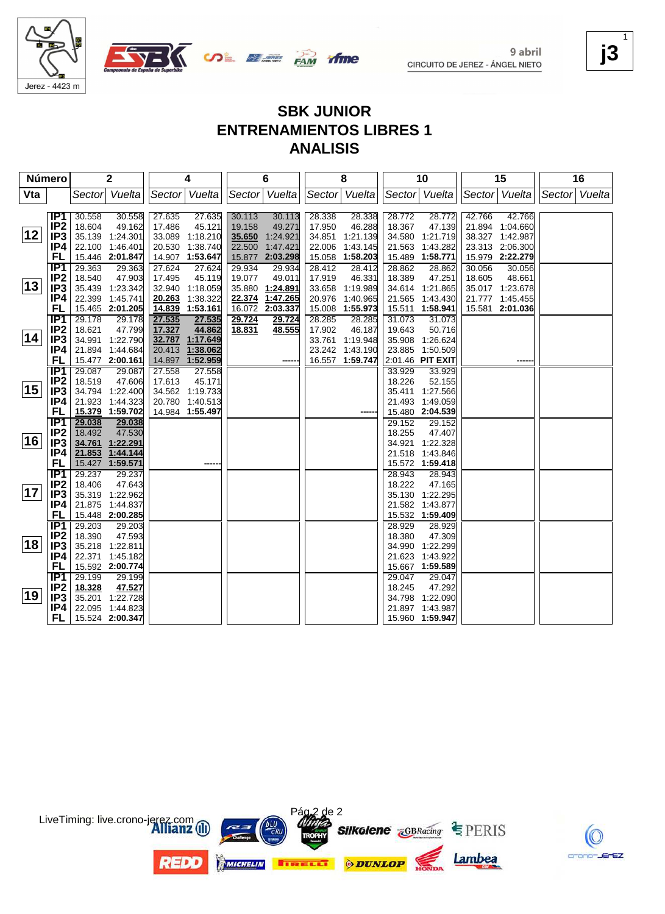9 abril
CIRCUITO DE JEREZ - ÁNGEL NIETO

j3

# SBK JUNIOR
## ENTRENAMIENTOS LIBRES 1
## ANALISIS

| Vta | | 2 Sector | 2 Vuelta | 4 Sector | 4 Vuelta | 6 Sector | 6 Vuelta | 8 Sector | 8 Vuelta | 10 Sector | 10 Vuelta | 15 Sector | 15 Vuelta | 16 Sector | 16 Vuelta |
|---|---|---|---|---|---|---|---|---|---|---|---|---|---|---|---|
| 12 | IP1 | 30.558 | 30.558 | 27.635 | 27.635 | 30.113 | 30.113 | 28.338 | 28.338 | 28.772 | 28.772 | 42.766 | 42.766 | | |
| | IP2 | 18.604 | 49.162 | 17.486 | 45.121 | 19.158 | 49.271 | 17.950 | 46.288 | 18.367 | 47.139 | 21.894 | 1:04.660 | | |
| | IP3 | 35.139 | 1:24.301 | 33.089 | 1:18.210 | 35.650 | 1:24.921 | 34.851 | 1:21.139 | 34.580 | 1:21.719 | 38.327 | 1:42.987 | | |
| | IP4 | 22.100 | 1:46.401 | 20.530 | 1:38.740 | 22.500 | 1:47.421 | 22.006 | 1:43.145 | 21.563 | 1:43.282 | 23.313 | 2:06.300 | | |
| | FL | 15.446 | 2:01.847 | 14.907 | 1:53.647 | 15.877 | 2:03.298 | 15.058 | 1:58.203 | 15.489 | 1:58.771 | 15.979 | 2:22.279 | | |
| 13 | IP1 | 29.363 | 29.363 | 27.624 | 27.624 | 29.934 | 29.934 | 28.412 | 28.412 | 28.862 | 28.862 | 30.056 | 30.056 | | |
| | IP2 | 18.540 | 47.903 | 17.495 | 45.119 | 19.077 | 49.011 | 17.919 | 46.331 | 18.389 | 47.251 | 18.605 | 48.661 | | |
| | IP3 | 35.439 | 1:23.342 | 32.940 | 1:18.059 | 35.880 | 1:24.891 | 33.658 | 1:19.989 | 34.614 | 1:21.865 | 35.017 | 1:23.678 | | |
| | IP4 | 22.399 | 1:45.741 | 20.263 | 1:38.322 | 22.374 | 1:47.265 | 20.976 | 1:40.965 | 21.565 | 1:43.430 | 21.777 | 1:45.455 | | |
| | FL | 15.465 | 2:01.205 | 14.839 | 1:53.161 | 16.072 | 2:03.337 | 15.008 | 1:55.973 | 15.511 | 1:58.941 | 15.581 | 2:01.036 | | |
| 14 | IP1 | 29.178 | 29.178 | 27.535 | 27.535 | 29.724 | 29.724 | 28.285 | 28.285 | 31.073 | 31.073 | | | | |
| | IP2 | 18.621 | 47.799 | 17.327 | 44.862 | 18.831 | 48.555 | 17.902 | 46.187 | 19.643 | 50.716 | | | | |
| | IP3 | 34.991 | 1:22.790 | 32.787 | 1:17.649 | | | 33.761 | 1:19.948 | 35.908 | 1:26.624 | | | | |
| | IP4 | 21.894 | 1:44.684 | 20.413 | 1:38.062 | | | 23.242 | 1:43.190 | 23.885 | 1:50.509 | | | | |
| | FL | 15.477 | 2:00.161 | 14.897 | 1:52.959 | | ------ | 16.557 | 1:59.747 | 2:01.46 | PIT EXIT | | ------ | | |
| 15 | IP1 | 29.087 | 29.087 | 27.558 | 27.558 | | | | | 33.929 | 33.929 | | | | |
| | IP2 | 18.519 | 47.606 | 17.613 | 45.171 | | | | | 18.226 | 52.155 | | | | |
| | IP3 | 34.794 | 1:22.400 | 34.562 | 1:19.733 | | | | | 35.411 | 1:27.566 | | | | |
| | IP4 | 21.923 | 1:44.323 | 20.780 | 1:40.513 | | | | | 21.493 | 1:49.059 | | | | |
| | FL | 15.379 | 1:59.702 | 14.984 | 1:55.497 | | | | ------ | 15.480 | 2:04.539 | | | | |
| 16 | IP1 | 29.038 | 29.038 | | | | | | | 29.152 | 29.152 | | | | |
| | IP2 | 18.492 | 47.530 | | | | | | | 18.255 | 47.407 | | | | |
| | IP3 | 34.761 | 1:22.291 | | | | | | | 34.921 | 1:22.328 | | | | |
| | IP4 | 21.853 | 1:44.144 | | | | | | | 21.518 | 1:43.846 | | | | |
| | FL | 15.427 | 1:59.571 | | ------ | | | | | 15.572 | 1:59.418 | | | | |
| 17 | IP1 | 29.237 | 29.237 | | | | | | | 28.943 | 28.943 | | | | |
| | IP2 | 18.406 | 47.643 | | | | | | | 18.222 | 47.165 | | | | |
| | IP3 | 35.319 | 1:22.962 | | | | | | | 35.130 | 1:22.295 | | | | |
| | IP4 | 21.875 | 1:44.837 | | | | | | | 21.582 | 1:43.877 | | | | |
| | FL | 15.448 | 2:00.285 | | | | | | | 15.532 | 1:59.409 | | | | |
| 18 | IP1 | 29.203 | 29.203 | | | | | | | 28.929 | 28.929 | | | | |
| | IP2 | 18.390 | 47.593 | | | | | | | 18.380 | 47.309 | | | | |
| | IP3 | 35.218 | 1:22.811 | | | | | | | 34.990 | 1:22.299 | | | | |
| | IP4 | 22.371 | 1:45.182 | | | | | | | 21.623 | 1:43.922 | | | | |
| | FL | 15.592 | 2:00.774 | | | | | | | 15.667 | 1:59.589 | | | | |
| 19 | IP1 | 29.199 | 29.199 | | | | | | | 29.047 | 29.047 | | | | |
| | IP2 | 18.328 | 47.527 | | | | | | | 18.245 | 47.292 | | | | |
| | IP3 | 35.201 | 1:22.728 | | | | | | | 34.798 | 1:22.090 | | | | |
| | IP4 | 22.095 | 1:44.823 | | | | | | | 21.897 | 1:43.987 | | | | |
| | FL | 15.524 | 2:00.347 | | | | | | | 15.960 | 1:59.947 | | | | |

LiveTiming: live.crono-jerez.com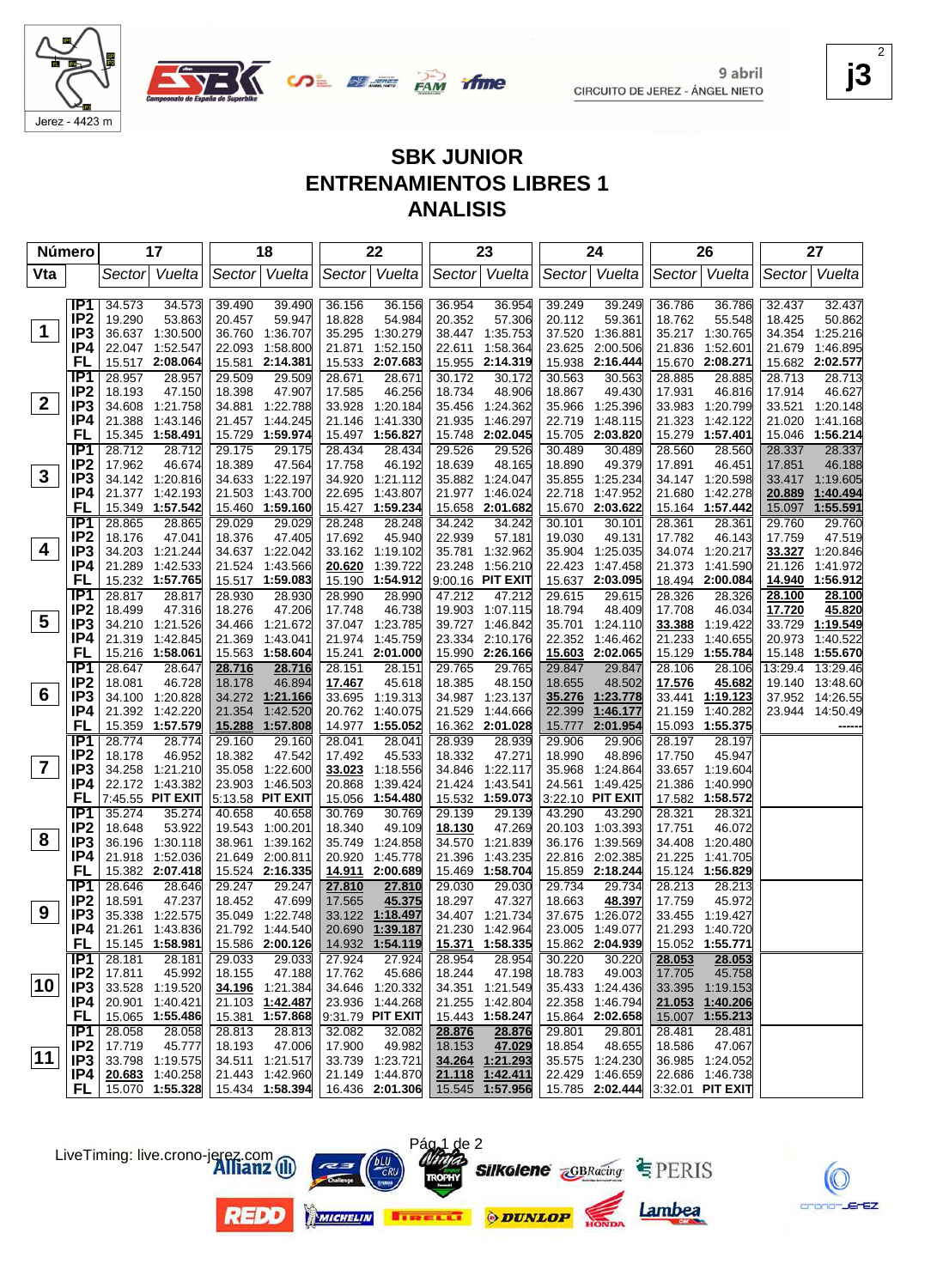9 abril
CIRCUITO DE JEREZ - ÁNGEL NIETO

j3

# SBK JUNIOR
## ENTRENAMIENTOS LIBRES 1
## ANALISIS

| Número | | 17 | | 18 | | 22 | | 23 | | 24 | | 26 | | 27 | |
|---|---|---|---|---|---|---|---|---|---|---|---|---|---|---|---|
| Vta | | Sector | Vuelta | Sector | Vuelta | Sector | Vuelta | Sector | Vuelta | Sector | Vuelta | Sector | Vuelta | Sector | Vuelta |
| 1 | IP1 | 34.573 | 34.573 | 39.490 | 39.490 | 36.156 | 36.156 | 36.954 | 36.954 | 39.249 | 39.249 | 36.786 | 36.786 | 32.437 | 32.437 |
| | IP2 | 19.290 | 53.863 | 20.457 | 59.947 | 18.828 | 54.984 | 20.352 | 57.306 | 20.112 | 59.361 | 18.762 | 55.548 | 18.425 | 50.862 |
| | IP3 | 36.637 | 1:30.500 | 36.760 | 1:36.707 | 35.295 | 1:30.279 | 38.447 | 1:35.753 | 37.520 | 1:36.881 | 35.217 | 1:30.765 | 34.354 | 1:25.216 |
| | IP4 | 22.047 | 1:52.547 | 22.093 | 1:58.800 | 21.871 | 1:52.150 | 22.611 | 1:58.364 | 23.625 | 2:00.506 | 21.836 | 1:52.601 | 21.679 | 1:46.895 |
| | FL | 15.517 | 2:08.064 | 15.581 | 2:14.381 | 15.533 | 2:07.683 | 15.955 | 2:14.319 | 15.938 | 2:16.444 | 15.670 | 2:08.271 | 15.682 | 2:02.577 |
| 2 | IP1 | 28.957 | 28.957 | 29.509 | 29.509 | 28.671 | 28.671 | 30.172 | 30.172 | 30.563 | 30.563 | 28.885 | 28.885 | 28.713 | 28.713 |
| | IP2 | 18.193 | 47.150 | 18.398 | 47.907 | 17.585 | 46.256 | 18.734 | 48.906 | 18.867 | 49.430 | 17.931 | 46.816 | 17.914 | 46.627 |
| | IP3 | 34.608 | 1:21.758 | 34.881 | 1:22.788 | 33.928 | 1:20.184 | 35.456 | 1:24.362 | 35.966 | 1:25.396 | 33.983 | 1:20.799 | 33.521 | 1:20.148 |
| | IP4 | 21.388 | 1:43.146 | 21.457 | 1:44.245 | 21.146 | 1:41.330 | 21.935 | 1:46.297 | 22.719 | 1:48.115 | 21.323 | 1:42.122 | 21.020 | 1:41.168 |
| | FL | 15.345 | 1:58.491 | 15.729 | 1:59.974 | 15.497 | 1:56.827 | 15.748 | 2:02.045 | 15.705 | 2:03.820 | 15.279 | 1:57.401 | 15.046 | 1:56.214 |
| 3 | IP1 | 28.712 | 28.712 | 29.175 | 29.175 | 28.434 | 28.434 | 29.526 | 29.526 | 30.489 | 30.489 | 28.560 | 28.560 | 28.337 | 28.337 |
| | IP2 | 17.962 | 46.674 | 18.389 | 47.564 | 17.758 | 46.192 | 18.639 | 48.165 | 18.890 | 49.379 | 17.891 | 46.451 | 17.851 | 46.188 |
| | IP3 | 34.142 | 1:20.816 | 34.633 | 1:22.197 | 34.920 | 1:21.112 | 35.882 | 1:24.047 | 35.855 | 1:25.234 | 34.147 | 1:20.598 | 33.417 | 1:19.605 |
| | IP4 | 21.377 | 1:42.193 | 21.503 | 1:43.700 | 22.695 | 1:43.807 | 21.977 | 1:46.024 | 22.718 | 1:47.952 | 21.680 | 1:42.278 | 20.889 | 1:40.494 |
| | FL | 15.349 | 1:57.542 | 15.460 | 1:59.160 | 15.427 | 1:59.234 | 15.638 | 2:01.662 | 15.670 | 2:03.622 | 15.164 | 1:57.442 | 15.097 | 1:55.591 |
| 4 | IP1 | 28.865 | 28.865 | 29.029 | 29.029 | 28.248 | 28.248 | 34.242 | 34.242 | 30.101 | 30.101 | 28.361 | 28.361 | 29.760 | 29.760 |
| | IP2 | 18.176 | 47.041 | 18.376 | 47.405 | 17.692 | 45.940 | 22.939 | 57.181 | 19.030 | 49.131 | 17.782 | 46.143 | 17.759 | 47.519 |
| | IP3 | 34.203 | 1:21.244 | 34.637 | 1:22.042 | 33.162 | 1:19.102 | 35.781 | 1:32.962 | 35.904 | 1:25.035 | 34.074 | 1:20.217 | 33.327 | 1:20.846 |
| | IP4 | 21.289 | 1:42.533 | 21.524 | 1:43.566 | 20.620 | 1:39.722 | 23.248 | 1:56.210 | 22.423 | 1:47.458 | 21.373 | 1:41.590 | 21.126 | 1:41.972 |
| | FL | 15.232 | 1:57.765 | 15.517 | 1:59.083 | 15.190 | 1:54.912 | 9:00.16 | PIT EXIT | 15.637 | 2:03.095 | 18.494 | 2:00.084 | 14.940 | 1:56.912 |
| 5 | IP1 | 28.817 | 28.817 | 28.930 | 28.930 | 28.990 | 28.990 | 47.212 | 47.212 | 29.615 | 29.615 | 28.326 | 28.326 | 28.100 | 28.100 |
| | IP2 | 18.499 | 47.316 | 18.276 | 47.206 | 17.748 | 46.738 | 19.903 | 1:07.115 | 18.794 | 48.409 | 17.708 | 46.034 | 17.720 | 45.820 |
| | IP3 | 34.210 | 1:21.526 | 34.466 | 1:21.672 | 37.047 | 1:23.785 | 39.727 | 1:46.842 | 35.701 | 1:24.110 | 33.388 | 1:19.422 | 33.729 | 1:19.549 |
| | IP4 | 21.319 | 1:42.845 | 21.369 | 1:43.041 | 21.974 | 1:45.759 | 23.334 | 2:10.176 | 22.352 | 1:46.462 | 21.233 | 1:40.655 | 20.973 | 1:40.522 |
| | FL | 15.216 | 1:58.061 | 15.563 | 1:58.604 | 15.241 | 2:01.000 | 15.990 | 2:26.166 | 15.603 | 2:02.065 | 15.129 | 1:55.784 | 15.148 | 1:55.670 |
| 6 | IP1 | 28.647 | 28.647 | 28.716 | 28.716 | 28.151 | 28.151 | 29.765 | 29.765 | 29.847 | 29.847 | 28.106 | 28.106 | 13:29.4 | 13:29.46 |
| | IP2 | 18.081 | 46.728 | 18.178 | 46.894 | 17.467 | 45.618 | 18.385 | 48.150 | 18.655 | 48.502 | 17.576 | 45.682 | 19.140 | 13:48.60 |
| | IP3 | 34.100 | 1:20.828 | 34.272 | 1:21.166 | 33.695 | 1:19.313 | 34.987 | 1:23.137 | 35.276 | 1:23.778 | 33.441 | 1:19.123 | 37.952 | 14:26.55 |
| | IP4 | 21.392 | 1:42.220 | 21.354 | 1:42.520 | 20.762 | 1:40.075 | 21.529 | 1:44.666 | 22.399 | 1:46.177 | 21.159 | 1:40.282 | 23.944 | 14:50.49 |
| | FL | 15.359 | 1:57.579 | 15.288 | 1:57.808 | 14.977 | 1:55.052 | 16.362 | 2:01.028 | 15.777 | 2:01.954 | 15.093 | 1:55.375 | | ------ |
| 7 | IP1 | 28.774 | 28.774 | 29.160 | 29.160 | 28.041 | 28.041 | 28.939 | 28.939 | 29.906 | 29.906 | 28.197 | 28.197 | | |
| | IP2 | 18.178 | 46.952 | 18.382 | 47.542 | 17.492 | 45.533 | 18.332 | 47.271 | 18.990 | 48.896 | 17.750 | 45.947 | | |
| | IP3 | 34.258 | 1:21.210 | 35.058 | 1:22.600 | 33.023 | 1:18.556 | 34.846 | 1:22.117 | 35.968 | 1:24.864 | 33.657 | 1:19.604 | | |
| | IP4 | 22.172 | 1:43.382 | 23.903 | 1:46.503 | 20.868 | 1:39.424 | 21.424 | 1:43.541 | 24.561 | 1:49.425 | 21.386 | 1:40.990 | | |
| | FL | 7:45.55 | PIT EXIT | 5:13.58 | PIT EXIT | 15.056 | 1:54.480 | 15.532 | 1:59.073 | 3:22.10 | PIT EXIT | 17.582 | 1:58.572 | | |
| 8 | IP1 | 35.274 | 35.274 | 40.658 | 40.658 | 30.769 | 30.769 | 29.139 | 29.139 | 43.290 | 43.290 | 28.321 | 28.321 | | |
| | IP2 | 18.648 | 53.922 | 19.543 | 1:00.201 | 18.340 | 49.109 | 18.130 | 47.269 | 20.103 | 1:03.393 | 17.751 | 46.072 | | |
| | IP3 | 36.196 | 1:30.118 | 38.961 | 1:39.162 | 35.749 | 1:24.858 | 34.570 | 1:21.839 | 36.176 | 1:39.569 | 34.408 | 1:20.480 | | |
| | IP4 | 21.918 | 1:52.036 | 21.649 | 2:00.811 | 20.920 | 1:45.778 | 21.396 | 1:43.235 | 22.816 | 2:02.385 | 21.225 | 1:41.705 | | |
| | FL | 15.382 | 2:07.418 | 15.524 | 2:16.335 | 14.911 | 2:00.689 | 15.469 | 1:58.704 | 15.859 | 2:18.244 | 15.124 | 1:56.829 | | |
| 9 | IP1 | 28.646 | 28.646 | 29.247 | 29.247 | 27.810 | 27.810 | 29.030 | 29.030 | 29.734 | 29.734 | 28.213 | 28.213 | | |
| | IP2 | 18.591 | 47.237 | 18.452 | 47.699 | 17.565 | 45.375 | 18.297 | 47.327 | 18.663 | 48.397 | 17.759 | 45.972 | | |
| | IP3 | 35.338 | 1:22.575 | 35.049 | 1:22.748 | 33.122 | 1:18.497 | 34.407 | 1:21.734 | 37.675 | 1:26.072 | 33.455 | 1:19.427 | | |
| | IP4 | 21.261 | 1:43.836 | 21.792 | 1:44.540 | 20.690 | 1:39.187 | 21.230 | 1:42.964 | 23.005 | 1:49.077 | 21.293 | 1:40.720 | | |
| | FL | 15.145 | 1:58.981 | 15.586 | 2:00.126 | 14.932 | 1:54.119 | 15.371 | 1:58.335 | 15.862 | 2:04.939 | 15.052 | 1:55.771 | | |
| 10 | IP1 | 28.181 | 28.181 | 29.033 | 29.033 | 27.924 | 27.924 | 28.954 | 28.954 | 30.220 | 30.220 | 28.053 | 28.053 | | |
| | IP2 | 17.811 | 45.992 | 18.155 | 47.188 | 17.762 | 45.686 | 18.244 | 47.198 | 18.783 | 49.003 | 17.705 | 45.758 | | |
| | IP3 | 33.528 | 1:19.520 | 34.196 | 1:21.384 | 34.646 | 1:20.332 | 34.351 | 1:21.549 | 35.433 | 1:24.436 | 33.395 | 1:19.153 | | |
| | IP4 | 20.901 | 1:40.421 | 21.103 | 1:42.487 | 23.936 | 1:44.268 | 21.255 | 1:42.804 | 22.358 | 1:46.794 | 21.053 | 1:40.206 | | |
| | FL | 15.065 | 1:55.486 | 15.381 | 1:57.868 | 9:31.79 | PIT EXIT | 15.443 | 1:58.247 | 15.864 | 2:02.658 | 15.007 | 1:55.213 | | |
| 11 | IP1 | 28.058 | 28.058 | 28.813 | 28.813 | 32.082 | 32.082 | 28.876 | 28.876 | 29.801 | 29.801 | 28.481 | 28.481 | | |
| | IP2 | 17.719 | 45.777 | 18.193 | 47.006 | 17.900 | 49.982 | 18.153 | 47.029 | 18.854 | 48.655 | 18.586 | 47.067 | | |
| | IP3 | 33.798 | 1:19.575 | 34.511 | 1:21.517 | 33.739 | 1:23.721 | 34.264 | 1:21.293 | 35.575 | 1:24.230 | 36.985 | 1:24.052 | | |
| | IP4 | 20.683 | 1:40.258 | 21.443 | 1:42.960 | 21.149 | 1:44.870 | 21.118 | 1:42.411 | 22.429 | 1:46.659 | 22.686 | 1:46.738 | | |
| | FL | 15.070 | 1:55.328 | 15.434 | 1:58.394 | 16.436 | 2:01.306 | 15.545 | 1:57.956 | 15.785 | 2:02.444 | 3:32.01 | PIT EXIT | | |

LiveTiming: live.crono-jerez.com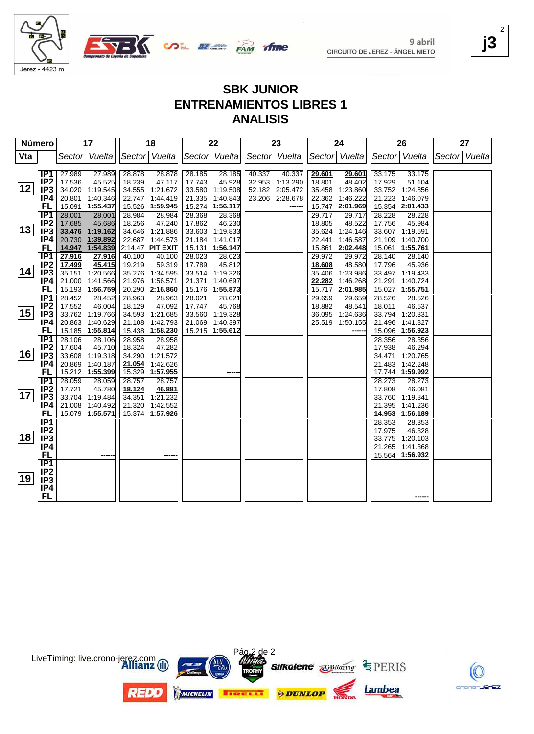9 abril
CIRCUITO DE JEREZ - ÁNGEL NIETO

Jerez - 4423 m

j3

# SBK JUNIOR
# ENTRENAMIENTOS LIBRES 1
# ANALISIS

| Número | | 17 | | 18 | | 22 | | 23 | | 24 | | 26 | | 27 | |
|---|---|---|---|---|---|---|---|---|---|---|---|---|---|---|---|
| Vta | | Sector | Vuelta | Sector | Vuelta | Sector | Vuelta | Sector | Vuelta | Sector | Vuelta | Sector | Vuelta | Sector | Vuelta |
| 12 | IP1 | 27.989 | 27.989 | 28.878 | 28.878 | 28.185 | 28.185 | 40.337 | 40.337 | **29.601** | **29.601** | 33.175 | 33.175 | | |
| | IP2 | 17.536 | 45.525 | 18.239 | 47.117 | 17.743 | 45.928 | 32.953 | 1:13.290 | 18.801 | 48.402 | 17.929 | 51.104 | | |
| | IP3 | 34.020 | 1:19.545 | 34.555 | 1:21.672 | 33.580 | 1:19.508 | 52.182 | 2:05.472 | 35.458 | 1:23.860 | 33.752 | 1:24.856 | | |
| | IP4 | 20.801 | 1:40.346 | 22.747 | 1:44.419 | 21.335 | 1:40.843 | 23.206 | 2:28.678 | 22.362 | 1:46.222 | 21.223 | 1:46.079 | | |
| | FL | 15.091 | **1:55.437** | 15.526 | **1:59.945** | 15.274 | **1:56.117** | | ------ | 15.747 | **2:01.969** | 15.354 | **2:01.433** | | |
| 13 | IP1 | 28.001 | 28.001 | 28.984 | 28.984 | 28.368 | 28.368 | | | 29.717 | 29.717 | 28.228 | 28.228 | | |
| | IP2 | 17.685 | 45.686 | 18.256 | 47.240 | 17.862 | 46.230 | | | 18.805 | 48.522 | 17.756 | 45.984 | | |
| | IP3 | **33.476** | **1:19.162** | 34.646 | 1:21.886 | 33.603 | 1:19.833 | | | 35.624 | 1:24.146 | 33.607 | 1:19.591 | | |
| | IP4 | 20.730 | **1:39.892** | 22.687 | 1:44.573 | 21.184 | 1:41.017 | | | 22.441 | 1:46.587 | 21.109 | 1:40.700 | | |
| | FL | **14.947** | **1:54.839** | 2:14.47 | **PIT EXIT** | 15.131 | **1:56.147** | | | 15.861 | **2:02.448** | 15.061 | **1:55.761** | | |
| 14 | IP1 | **27.916** | **27.916** | 40.100 | 40.100 | 28.023 | 28.023 | | | 29.972 | 29.972 | 28.140 | 28.140 | | |
| | IP2 | **17.499** | **45.415** | 19.219 | 59.319 | 17.789 | 45.812 | | | **18.608** | 48.580 | 17.796 | 45.936 | | |
| | IP3 | 35.151 | 1:20.566 | 35.276 | 1:34.595 | 33.514 | 1:19.326 | | | 35.406 | 1:23.986 | 33.497 | 1:19.433 | | |
| | IP4 | 21.000 | 1:41.566 | 21.976 | 1:56.571 | 21.371 | 1:40.697 | | | **22.282** | 1:46.268 | 21.291 | 1:40.724 | | |
| | FL | 15.193 | **1:56.759** | 20.290 | **2:16.860** | 15.176 | **1:55.873** | | | 15.717 | **2:01.985** | 15.027 | **1:55.751** | | |
| 15 | IP1 | 28.452 | 28.452 | 28.963 | 28.963 | 28.021 | 28.021 | | | 29.659 | 29.659 | 28.526 | 28.526 | | |
| | IP2 | 17.552 | 46.004 | 18.129 | 47.092 | 17.747 | 45.768 | | | 18.882 | 48.541 | 18.011 | 46.537 | | |
| | IP3 | 33.762 | 1:19.766 | 34.593 | 1:21.685 | 33.560 | 1:19.328 | | | 36.095 | 1:24.636 | 33.794 | 1:20.331 | | |
| | IP4 | 20.863 | 1:40.629 | 21.108 | 1:42.793 | 21.069 | 1:40.397 | | | 25.519 | 1:50.155 | 21.496 | 1:41.827 | | |
| | FL | 15.185 | **1:55.814** | 15.438 | **1:58.230** | 15.215 | **1:55.612** | | | | ------ | 15.096 | **1:56.923** | | |
| 16 | IP1 | 28.106 | 28.106 | 28.958 | 28.958 | | | | | | | 28.356 | 28.356 | | |
| | IP2 | 17.604 | 45.710 | 18.324 | 47.282 | | | | | | | 17.938 | 46.294 | | |
| | IP3 | 33.608 | 1:19.318 | 34.290 | 1:21.572 | | | | | | | 34.471 | 1:20.765 | | |
| | IP4 | 20.869 | 1:40.187 | **21.054** | 1:42.626 | | | | | | | 21.483 | 1:42.248 | | |
| | FL | 15.212 | **1:55.399** | 15.329 | **1:57.955** | | ------ | | | | | 17.744 | **1:59.992** | | |
| 17 | IP1 | 28.059 | 28.059 | 28.757 | 28.757 | | | | | | | 28.273 | 28.273 | | |
| | IP2 | 17.721 | 45.780 | **18.124** | **46.881** | | | | | | | 17.808 | 46.081 | | |
| | IP3 | 33.704 | 1:19.484 | 34.351 | 1:21.232 | | | | | | | 33.760 | 1:19.841 | | |
| | IP4 | 21.008 | 1:40.492 | 21.320 | 1:42.552 | | | | | | | 21.395 | 1:41.236 | | |
| | FL | 15.079 | **1:55.571** | 15.374 | **1:57.926** | | | | | | | **14.953** | **1:56.189** | | |
| 18 | IP1 | | | | | | | | | | | 28.353 | 28.353 | | |
| | IP2 | | | | | | | | | | | 17.975 | 46.328 | | |
| | IP3 | | | | | | | | | | | 33.775 | 1:20.103 | | |
| | IP4 | | | | | | | | | | | 21.265 | 1:41.368 | | |
| | FL | | ------ | | ------ | | | | | | | 15.564 | **1:56.932** | | |
| 19 | IP1 | | | | | | | | | | | | | | |
| | IP2 | | | | | | | | | | | | | | |
| | IP3 | | | | | | | | | | | | | | |
| | IP4 | | | | | | | | | | | | | | |
| | FL | | | | | | | | | | | | ------ | | |

LiveTiming: live.crono-jerez.com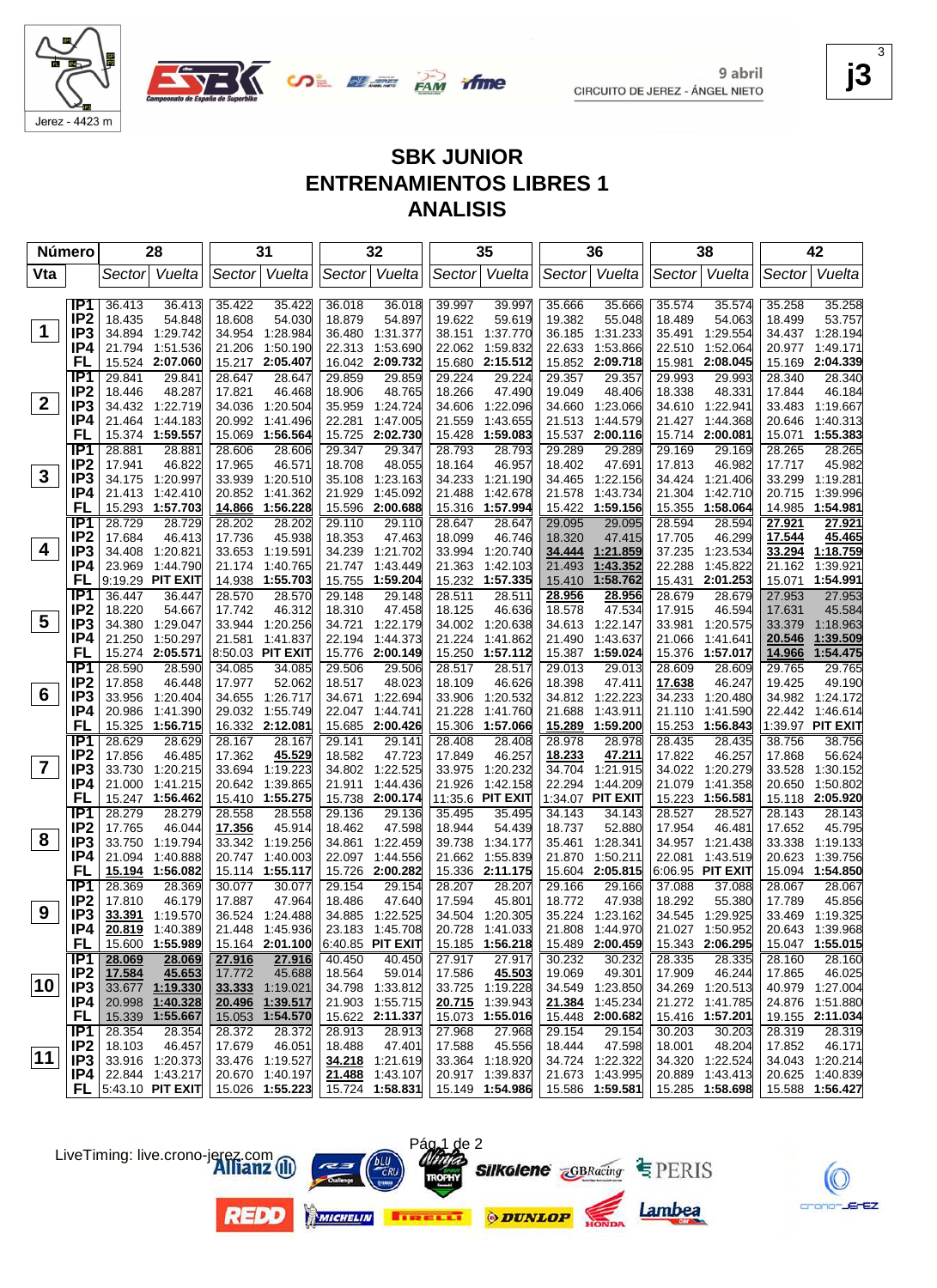9 abril
CIRCUITO DE JEREZ - ÁNGEL NIETO

j3

# SBK JUNIOR
## ENTRENAMIENTOS LIBRES 1
## ANALISIS

| Número | | 28 | | 31 | | 32 | | 35 | | 36 | | 38 | | 42 | |
|---|---|---|---|---|---|---|---|---|---|---|---|---|---|---|---|
| Vta | | Sector | Vuelta | Sector | Vuelta | Sector | Vuelta | Sector | Vuelta | Sector | Vuelta | Sector | Vuelta | Sector | Vuelta |
| 1 | IP1 | 36.413 | 36.413 | 35.422 | 35.422 | 36.018 | 36.018 | 39.997 | 39.997 | 35.666 | 35.666 | 35.574 | 35.574 | 35.258 | 35.258 |
| | IP2 | 18.435 | 54.848 | 18.608 | 54.030 | 18.879 | 54.897 | 19.622 | 59.619 | 19.382 | 55.048 | 18.489 | 54.063 | 18.499 | 53.757 |
| | IP3 | 34.894 | 1:29.742 | 34.954 | 1:28.984 | 36.480 | 1:31.377 | 38.151 | 1:37.770 | 36.185 | 1:31.233 | 35.491 | 1:29.554 | 34.437 | 1:28.194 |
| | IP4 | 21.794 | 1:51.536 | 21.206 | 1:50.190 | 22.313 | 1:53.690 | 22.062 | 1:59.832 | 22.633 | 1:53.866 | 22.510 | 1:52.064 | 20.977 | 1:49.171 |
| | FL | 15.524 | 2:07.060 | 15.217 | 2:05.407 | 16.042 | 2:09.732 | 15.680 | 2:15.512 | 15.852 | 2:09.718 | 15.981 | 2:08.045 | 15.169 | 2:04.339 |
| 2 | IP1 | 29.841 | 29.841 | 28.647 | 28.647 | 29.859 | 29.859 | 29.224 | 29.224 | 29.357 | 29.357 | 29.993 | 29.993 | 28.340 | 28.340 |
| | IP2 | 18.446 | 48.287 | 17.821 | 46.468 | 18.906 | 48.765 | 18.266 | 47.490 | 19.049 | 48.406 | 18.338 | 48.331 | 17.844 | 46.184 |
| | IP3 | 34.432 | 1:22.719 | 34.036 | 1:20.504 | 35.959 | 1:24.724 | 34.606 | 1:22.096 | 34.660 | 1:23.066 | 34.610 | 1:22.941 | 33.483 | 1:19.667 |
| | IP4 | 21.464 | 1:44.183 | 20.992 | 1:41.496 | 22.281 | 1:47.005 | 21.559 | 1:43.655 | 21.513 | 1:44.579 | 21.427 | 1:44.368 | 20.646 | 1:40.313 |
| | FL | 15.374 | 1:59.557 | 15.068 | 1:56.564 | 15.725 | 2:02.730 | 15.428 | 1:59.083 | 15.537 | 2:00.116 | 15.714 | 2:00.081 | 15.071 | 1:55.383 |
| 3 | IP1 | 28.881 | 28.881 | 28.606 | 28.606 | 29.347 | 29.347 | 28.793 | 28.793 | 29.289 | 29.289 | 29.169 | 29.169 | 28.265 | 28.265 |
| | IP2 | 17.941 | 46.822 | 17.965 | 46.571 | 18.708 | 48.055 | 18.164 | 46.957 | 18.402 | 47.691 | 17.813 | 46.982 | 17.717 | 45.982 |
| | IP3 | 34.175 | 1:20.997 | 33.939 | 1:20.510 | 35.108 | 1:23.163 | 34.233 | 1:21.190 | 34.465 | 1:22.156 | 34.424 | 1:21.406 | 33.299 | 1:19.281 |
| | IP4 | 21.413 | 1:42.410 | 20.852 | 1:41.362 | 21.929 | 1:45.092 | 21.488 | 1:42.678 | 21.578 | 1:43.734 | 21.304 | 1:42.710 | 20.715 | 1:39.996 |
| | FL | 15.293 | 1:57.703 | 14.866 | 1:56.228 | 15.596 | 2:00.688 | 15.316 | 1:57.994 | 15.422 | 1:59.156 | 15.355 | 1:58.064 | 14.985 | 1:54.981 |
| 4 | IP1 | 28.729 | 28.729 | 28.202 | 28.202 | 29.110 | 29.110 | 28.647 | 28.647 | 29.095 | 29.095 | 28.594 | 28.594 | 27.921 | 27.921 |
| | IP2 | 17.684 | 46.413 | 17.736 | 45.938 | 18.353 | 47.463 | 18.099 | 46.746 | 18.320 | 47.415 | 17.705 | 46.299 | 17.544 | 45.465 |
| | IP3 | 34.408 | 1:20.821 | 33.653 | 1:19.591 | 34.239 | 1:21.702 | 33.994 | 1:20.740 | 34.444 | 1:21.859 | 37.235 | 1:23.534 | 33.294 | 1:18.759 |
| | IP4 | 23.969 | 1:44.790 | 21.174 | 1:40.765 | 21.747 | 1:43.449 | 21.363 | 1:42.103 | 21.493 | 1:43.352 | 22.288 | 1:45.822 | 21.162 | 1:39.921 |
| | FL | 9:19.29 | PIT EXIT | 14.938 | 1:55.703 | 15.755 | 1:59.204 | 15.232 | 1:57.335 | 15.410 | 1:58.762 | 15.431 | 2:01.253 | 15.071 | 1:54.991 |
| 5 | IP1 | 36.447 | 36.447 | 28.570 | 28.570 | 29.148 | 29.148 | 28.511 | 28.511 | 28.956 | 28.956 | 28.679 | 28.679 | 27.953 | 27.953 |
| | IP2 | 18.220 | 54.667 | 17.742 | 46.312 | 18.310 | 47.458 | 18.125 | 46.636 | 18.578 | 47.534 | 17.915 | 46.594 | 17.631 | 45.584 |
| | IP3 | 34.380 | 1:29.047 | 33.944 | 1:20.256 | 34.721 | 1:22.179 | 34.002 | 1:20.638 | 34.613 | 1:22.147 | 33.981 | 1:20.575 | 33.379 | 1:18.963 |
| | IP4 | 21.250 | 1:50.297 | 21.581 | 1:41.837 | 22.194 | 1:44.373 | 21.224 | 1:41.862 | 21.490 | 1:43.637 | 21.066 | 1:41.641 | 20.546 | 1:39.509 |
| | FL | 15.274 | 2:05.571 | 8:50.03 | PIT EXIT | 15.776 | 2:00.149 | 15.250 | 1:57.112 | 15.387 | 1:59.024 | 15.376 | 1:57.017 | 14.966 | 1:54.475 |
| 6 | IP1 | 28.590 | 28.590 | 34.085 | 34.085 | 29.506 | 29.506 | 28.517 | 28.517 | 29.013 | 29.013 | 28.609 | 28.609 | 29.765 | 29.765 |
| | IP2 | 17.858 | 46.448 | 17.977 | 52.062 | 18.517 | 48.023 | 18.109 | 46.626 | 18.398 | 47.411 | 17.638 | 46.247 | 19.425 | 49.190 |
| | IP3 | 33.956 | 1:20.404 | 34.655 | 1:26.717 | 34.671 | 1:22.694 | 33.906 | 1:20.532 | 34.812 | 1:22.223 | 34.233 | 1:20.480 | 34.982 | 1:24.172 |
| | IP4 | 20.986 | 1:41.390 | 29.032 | 1:55.749 | 22.047 | 1:44.741 | 21.228 | 1:41.760 | 21.688 | 1:43.911 | 21.110 | 1:41.590 | 22.442 | 1:46.614 |
| | FL | 15.325 | 1:56.715 | 16.332 | 2:12.081 | 15.685 | 2:00.426 | 15.306 | 1:57.066 | 15.289 | 1:59.200 | 15.253 | 1:56.843 | 1:39.97 | PIT EXIT |
| 7 | IP1 | 28.629 | 28.629 | 28.167 | 28.167 | 29.141 | 29.141 | 28.408 | 28.408 | 28.978 | 28.978 | 28.435 | 28.435 | 38.756 | 38.756 |
| | IP2 | 17.856 | 46.485 | 17.362 | 45.529 | 18.582 | 47.723 | 17.849 | 46.257 | 18.233 | 47.211 | 17.822 | 46.257 | 17.868 | 56.624 |
| | IP3 | 33.730 | 1:20.215 | 33.694 | 1:19.223 | 34.802 | 1:22.525 | 33.975 | 1:20.232 | 34.704 | 1:21.915 | 34.022 | 1:20.279 | 33.528 | 1:30.152 |
| | IP4 | 21.000 | 1:41.215 | 20.642 | 1:39.865 | 21.911 | 1:44.436 | 21.926 | 1:42.158 | 22.294 | 1:44.209 | 21.079 | 1:41.358 | 20.650 | 1:50.802 |
| | FL | 15.247 | 1:56.462 | 15.410 | 1:55.275 | 15.738 | 2:00.174 | 11:35.6 | PIT EXIT | 1:34.07 | PIT EXIT | 15.223 | 1:56.581 | 15.118 | 2:05.920 |
| 8 | IP1 | 28.279 | 28.279 | 28.558 | 28.558 | 29.136 | 29.136 | 35.495 | 35.495 | 34.143 | 34.143 | 28.527 | 28.527 | 28.143 | 28.143 |
| | IP2 | 17.765 | 46.044 | 17.356 | 45.914 | 18.462 | 47.598 | 18.944 | 54.439 | 18.737 | 52.880 | 17.954 | 46.481 | 17.652 | 45.795 |
| | IP3 | 33.750 | 1:19.794 | 33.342 | 1:19.256 | 34.861 | 1:22.459 | 39.738 | 1:34.177 | 35.461 | 1:28.341 | 34.957 | 1:21.438 | 33.338 | 1:19.133 |
| | IP4 | 21.094 | 1:40.888 | 20.747 | 1:40.003 | 22.097 | 1:44.556 | 21.662 | 1:55.839 | 21.870 | 1:50.211 | 22.081 | 1:43.519 | 20.623 | 1:39.756 |
| | FL | 15.194 | 1:56.082 | 15.114 | 1:55.117 | 15.726 | 2:00.282 | 15.336 | 2:11.175 | 15.604 | 2:05.815 | 6:06.95 | PIT EXIT | 15.094 | 1:54.850 |
| 9 | IP1 | 28.369 | 28.369 | 30.077 | 30.077 | 29.154 | 29.154 | 28.207 | 28.207 | 29.166 | 29.166 | 37.088 | 37.088 | 28.067 | 28.067 |
| | IP2 | 17.810 | 46.179 | 17.887 | 47.964 | 18.486 | 47.640 | 17.594 | 45.801 | 18.772 | 47.938 | 18.292 | 55.380 | 17.789 | 45.856 |
| | IP3 | 33.391 | 1:19.570 | 36.524 | 1:24.488 | 34.885 | 1:22.525 | 34.504 | 1:20.305 | 35.224 | 1:23.162 | 34.545 | 1:29.925 | 33.469 | 1:19.325 |
| | IP4 | 20.819 | 1:40.389 | 21.448 | 1:45.936 | 23.183 | 1:45.708 | 20.728 | 1:41.033 | 21.808 | 1:44.970 | 21.027 | 1:50.952 | 20.643 | 1:39.968 |
| | FL | 15.600 | 1:55.989 | 15.164 | 2:01.100 | 6:40.85 | PIT EXIT | 15.185 | 1:56.218 | 15.489 | 2:00.459 | 15.343 | 2:06.295 | 15.047 | 1:55.015 |
| 10 | IP1 | 28.069 | 28.069 | 27.916 | 27.916 | 40.450 | 40.450 | 27.917 | 27.917 | 30.232 | 30.232 | 28.335 | 28.335 | 28.160 | 28.160 |
| | IP2 | 17.584 | 45.653 | 17.772 | 45.688 | 18.564 | 59.014 | 17.586 | 45.503 | 19.069 | 49.301 | 17.909 | 46.244 | 17.865 | 46.025 |
| | IP3 | 33.677 | 1:19.330 | 33.333 | 1:19.021 | 34.798 | 1:33.812 | 33.725 | 1:19.228 | 34.549 | 1:23.850 | 34.269 | 1:20.513 | 40.979 | 1:27.004 |
| | IP4 | 20.998 | 1:40.328 | 20.496 | 1:39.517 | 21.903 | 1:55.715 | 20.715 | 1:39.943 | 21.384 | 1:45.234 | 21.272 | 1:41.785 | 24.876 | 1:51.880 |
| | FL | 15.339 | 1:55.667 | 15.053 | 1:54.570 | 15.622 | 2:11.337 | 15.073 | 1:55.016 | 15.448 | 2:00.682 | 15.416 | 1:57.201 | 19.155 | 2:11.034 |
| 11 | IP1 | 28.354 | 28.354 | 28.372 | 28.372 | 28.913 | 28.913 | 27.968 | 27.968 | 29.154 | 29.154 | 30.203 | 30.203 | 28.319 | 28.319 |
| | IP2 | 18.103 | 46.457 | 17.679 | 46.051 | 18.488 | 47.401 | 17.588 | 45.556 | 18.444 | 47.598 | 18.001 | 48.204 | 17.852 | 46.171 |
| | IP3 | 33.916 | 1:20.373 | 33.476 | 1:19.527 | 34.218 | 1:21.619 | 33.364 | 1:18.920 | 34.724 | 1:22.322 | 34.320 | 1:22.524 | 34.043 | 1:20.214 |
| | IP4 | 22.844 | 1:43.217 | 20.670 | 1:40.197 | 21.488 | 1:43.107 | 20.917 | 1:39.837 | 21.673 | 1:43.995 | 20.889 | 1:43.413 | 20.625 | 1:40.839 |
| | FL | 5:43.10 | PIT EXIT | 15.026 | 1:55.223 | 15.724 | 1:58.831 | 15.149 | 1:54.986 | 15.586 | 1:59.581 | 15.285 | 1:58.698 | 15.588 | 1:56.427 |

LiveTiming: live.crono-jerez.com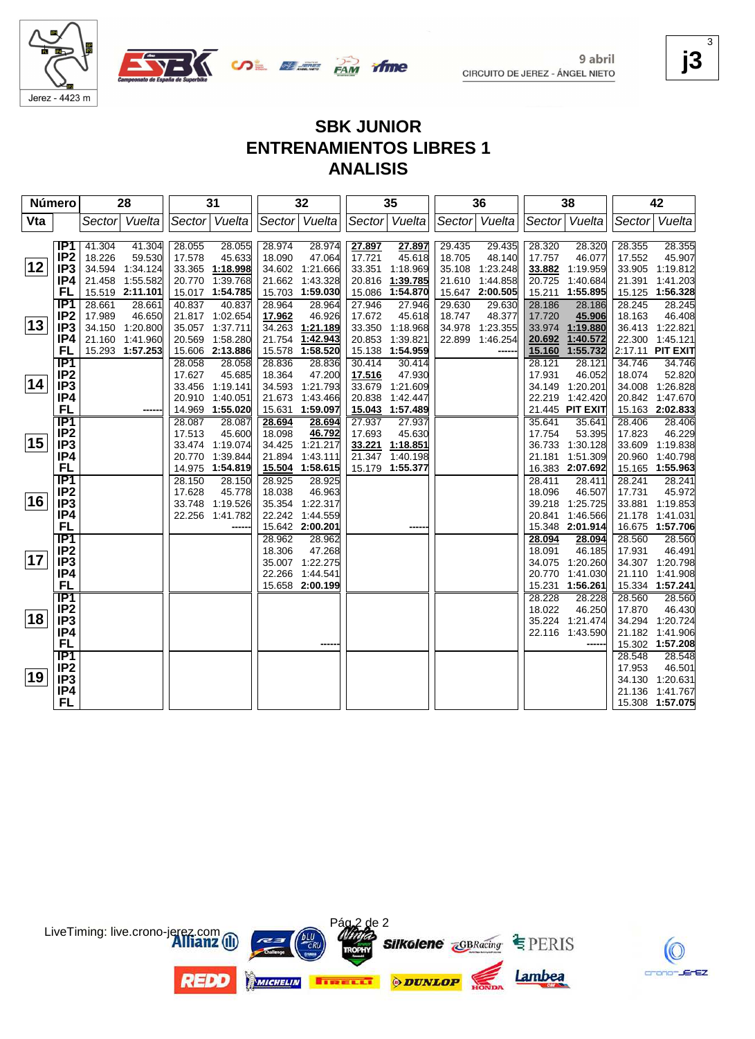9 abril
CIRCUITO DE JEREZ - ÁNGEL NIETO

Jerez - 4423 m

j3

# SBK JUNIOR
# ENTRENAMIENTOS LIBRES 1
# ANALISIS

| Número | | 28 | | 31 | | 32 | | 35 | | 36 | | 38 | | 42 | |
|---|---|---|---|---|---|---|---|---|---|---|---|---|---|---|---|
| Vta | | Sector | Vuelta | Sector | Vuelta | Sector | Vuelta | Sector | Vuelta | Sector | Vuelta | Sector | Vuelta | Sector | Vuelta |
| 12 | IP1 | 41.304 | 41.304 | 28.055 | 28.055 | 28.974 | 28.974 | 27.897 | 27.897 | 29.435 | 29.435 | 28.320 | 28.320 | 28.355 | 28.355 |
| | IP2 | 18.226 | 59.530 | 17.578 | 45.633 | 18.090 | 47.064 | 17.721 | 45.618 | 18.705 | 48.140 | 17.757 | 46.077 | 17.552 | 45.907 |
| | IP3 | 34.594 | 1:34.124 | 33.365 | 1:18.998 | 34.602 | 1:21.666 | 33.351 | 1:18.969 | 35.108 | 1:23.248 | 33.882 | 1:19.959 | 33.905 | 1:19.812 |
| | IP4 | 21.458 | 1:55.582 | 20.770 | 1:39.768 | 21.662 | 1:43.328 | 20.816 | 1:39.785 | 21.610 | 1:44.858 | 20.725 | 1:40.684 | 21.391 | 1:41.203 |
| | FL | 15.519 | 2:11.101 | 15.017 | 1:54.785 | 15.703 | 1:59.030 | 15.086 | 1:54.870 | 15.647 | 2:00.505 | 15.211 | 1:55.895 | 15.125 | 1:56.328 |
| 13 | IP1 | 28.661 | 28.661 | 40.837 | 40.837 | 28.964 | 28.964 | 27.946 | 27.946 | 29.630 | 29.630 | 28.186 | 28.186 | 28.245 | 28.245 |
| | IP2 | 17.989 | 46.650 | 21.817 | 1:02.654 | 17.962 | 46.926 | 17.672 | 45.618 | 18.747 | 48.377 | 17.720 | 45.906 | 18.163 | 46.408 |
| | IP3 | 34.150 | 1:20.800 | 35.057 | 1:37.711 | 34.263 | 1:21.189 | 33.350 | 1:18.968 | 34.978 | 1:23.355 | 33.974 | 1:19.880 | 36.413 | 1:22.821 |
| | IP4 | 21.160 | 1:41.960 | 20.569 | 1:58.280 | 21.754 | 1:42.943 | 20.853 | 1:39.821 | 22.899 | 1:46.254 | 20.692 | 1:40.572 | 22.300 | 1:45.121 |
| | FL | 15.293 | 1:57.253 | 15.606 | 2:13.886 | 15.578 | 1:58.520 | 15.138 | 1:54.959 | | ------ | 15.160 | 1:55.732 | 2:17.11 | PIT EXIT |
| 14 | IP1 | | | 28.058 | 28.058 | 28.836 | 28.836 | 30.414 | 30.414 | | | 28.121 | 28.121 | 34.746 | 34.746 |
| | IP2 | | | 17.627 | 45.685 | 18.364 | 47.200 | 17.516 | 47.930 | | | 17.931 | 46.052 | 18.074 | 52.820 |
| | IP3 | | | 33.456 | 1:19.141 | 34.593 | 1:21.793 | 33.679 | 1:21.609 | | | 34.149 | 1:20.201 | 34.008 | 1:26.828 |
| | IP4 | | | 20.910 | 1:40.051 | 21.673 | 1:43.466 | 20.838 | 1:42.447 | | | 22.219 | 1:42.420 | 20.842 | 1:47.670 |
| | FL | | ------ | 14.969 | 1:55.020 | 15.631 | 1:59.097 | 15.043 | 1:57.489 | | | 21.445 | PIT EXIT | 15.163 | 2:02.833 |
| 15 | IP1 | | | 28.087 | 28.087 | 28.694 | 28.694 | 27.937 | 27.937 | | | 35.641 | 35.641 | 28.406 | 28.406 |
| | IP2 | | | 17.513 | 45.600 | 18.098 | 46.792 | 17.693 | 45.630 | | | 17.754 | 53.395 | 17.823 | 46.229 |
| | IP3 | | | 33.474 | 1:19.074 | 34.425 | 1:21.217 | 33.221 | 1:18.851 | | | 36.733 | 1:30.128 | 33.609 | 1:19.838 |
| | IP4 | | | 20.770 | 1:39.844 | 21.894 | 1:43.111 | 21.347 | 1:40.198 | | | 21.181 | 1:51.309 | 20.960 | 1:40.798 |
| | FL | | | 14.975 | 1:54.819 | 15.504 | 1:58.615 | 15.179 | 1:55.377 | | | 16.383 | 2:07.692 | 15.165 | 1:55.963 |
| 16 | IP1 | | | 28.150 | 28.150 | 28.925 | 28.925 | | | | | 28.411 | 28.411 | 28.241 | 28.241 |
| | IP2 | | | 17.628 | 45.778 | 18.038 | 46.963 | | | | | 18.096 | 46.507 | 17.731 | 45.972 |
| | IP3 | | | 33.748 | 1:19.526 | 35.354 | 1:22.317 | | | | | 39.218 | 1:25.725 | 33.881 | 1:19.853 |
| | IP4 | | | 22.256 | 1:41.782 | 22.242 | 1:44.559 | | | | | 20.841 | 1:46.566 | 21.178 | 1:41.031 |
| | FL | | | | ------ | 15.642 | 2:00.201 | | ------ | | | 15.348 | 2:01.914 | 16.675 | 1:57.706 |
| 17 | IP1 | | | | | 28.962 | 28.962 | | | | | 28.094 | 28.094 | 28.560 | 28.560 |
| | IP2 | | | | | 18.306 | 47.268 | | | | | 18.091 | 46.185 | 17.931 | 46.491 |
| | IP3 | | | | | 35.007 | 1:22.275 | | | | | 34.075 | 1:20.260 | 34.307 | 1:20.798 |
| | IP4 | | | | | 22.266 | 1:44.541 | | | | | 20.770 | 1:41.030 | 21.110 | 1:41.908 |
| | FL | | | | | 15.658 | 2:00.199 | | | | | 15.231 | 1:56.261 | 15.334 | 1:57.241 |
| 18 | IP1 | | | | | | | | | | | 28.228 | 28.228 | 28.560 | 28.560 |
| | IP2 | | | | | | | | | | | 18.022 | 46.250 | 17.870 | 46.430 |
| | IP3 | | | | | | | | | | | 35.224 | 1:21.474 | 34.294 | 1:20.724 |
| | IP4 | | | | | | | | | | | 22.116 | 1:43.590 | 21.182 | 1:41.906 |
| | FL | | | | | | ------ | | | | | | ------ | 15.302 | 1:57.208 |
| 19 | IP1 | | | | | | | | | | | | | 28.548 | 28.548 |
| | IP2 | | | | | | | | | | | | | 17.953 | 46.501 |
| | IP3 | | | | | | | | | | | | | 34.130 | 1:20.631 |
| | IP4 | | | | | | | | | | | | | 21.136 | 1:41.767 |
| | FL | | | | | | | | | | | | | 15.308 | 1:57.075 |

LiveTiming: live.crono-jerez.com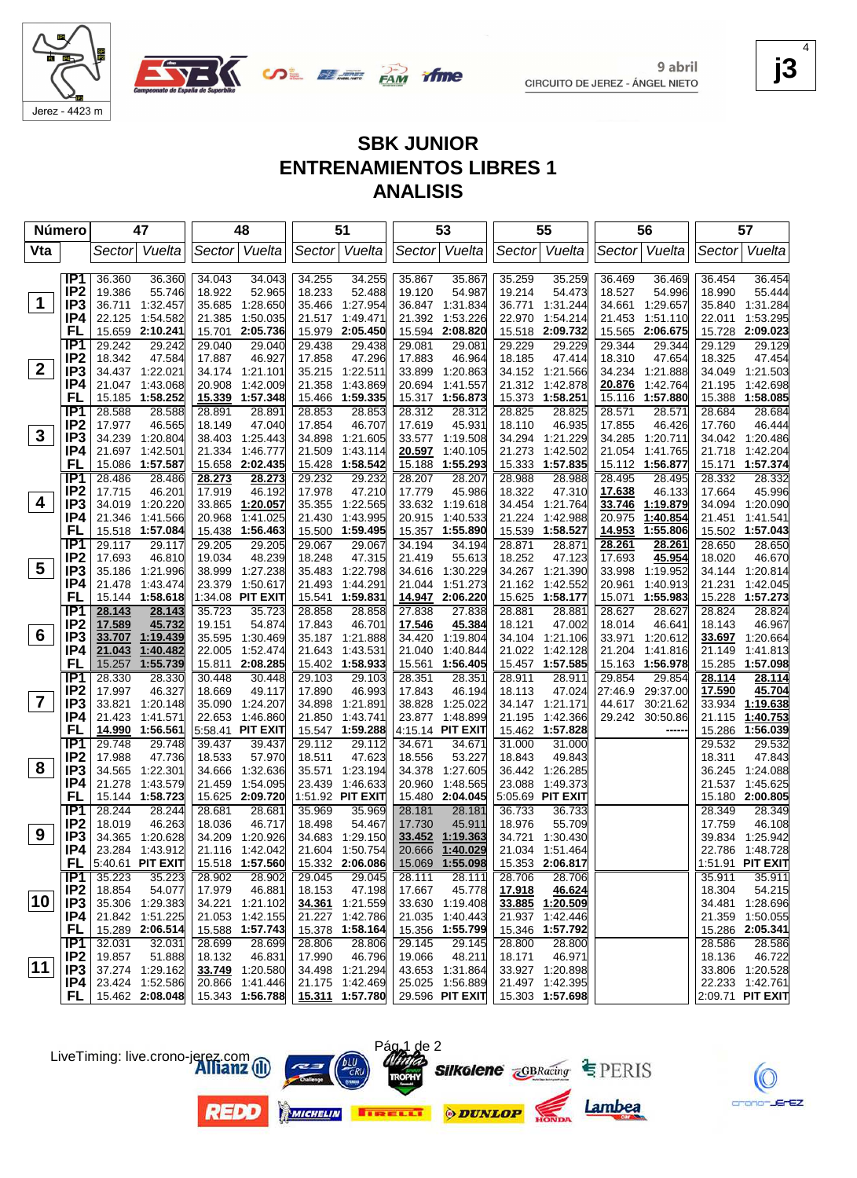Jerez - 4423 m

9 abril
CIRCUITO DE JEREZ - ÁNGEL NIETO

**j3**

# SBK JUNIOR
## ENTRENAMIENTOS LIBRES 1
## ANALISIS

| Número | | 47 | | 48 | | 51 | | 53 | | 55 | | 56 | | 57 | |
|---|---|---|---|---|---|---|---|---|---|---|---|---|---|---|---|
| Vta | | Sector | Vuelta | Sector | Vuelta | Sector | Vuelta | Sector | Vuelta | Sector | Vuelta | Sector | Vuelta | Sector | Vuelta |
| 1 | IP1 | 36.360 | 36.360 | 34.043 | 34.043 | 34.255 | 34.255 | 35.867 | 35.867 | 35.259 | 35.259 | 36.469 | 36.469 | 36.454 | 36.454 |
| | IP2 | 19.386 | 55.746 | 18.922 | 52.965 | 18.233 | 52.488 | 19.120 | 54.987 | 19.214 | 54.473 | 18.527 | 54.996 | 18.990 | 55.444 |
| | IP3 | 36.711 | 1:32.457 | 35.685 | 1:28.650 | 35.466 | 1:27.954 | 36.847 | 1:31.834 | 36.771 | 1:31.244 | 34.661 | 1:29.657 | 35.840 | 1:31.284 |
| | IP4 | 22.125 | 1:54.582 | 21.385 | 1:50.035 | 21.517 | 1:49.471 | 21.392 | 1:53.226 | 22.970 | 1:54.214 | 21.453 | 1:51.110 | 22.011 | 1:53.295 |
| | FL | 15.659 | 2:10.241 | 15.701 | 2:05.736 | 15.979 | 2:05.450 | 15.594 | 2:08.820 | 15.518 | 2:09.732 | 15.565 | 2:06.675 | 15.728 | 2:09.023 |
| 2 | IP1 | 29.242 | 29.242 | 29.040 | 29.040 | 29.438 | 29.438 | 29.081 | 29.081 | 29.229 | 29.229 | 29.344 | 29.344 | 29.129 | 29.129 |
| | IP2 | 18.342 | 47.584 | 17.887 | 46.927 | 17.858 | 47.296 | 17.883 | 46.964 | 18.185 | 47.414 | 18.310 | 47.654 | 18.325 | 47.454 |
| | IP3 | 34.437 | 1:22.021 | 34.174 | 1:21.101 | 35.215 | 1:22.511 | 33.899 | 1:20.863 | 34.152 | 1:21.566 | 34.234 | 1:21.888 | 34.049 | 1:21.503 |
| | IP4 | 21.047 | 1:43.068 | 20.908 | 1:42.009 | 21.358 | 1:43.869 | 20.694 | 1:41.557 | 21.312 | 1:42.878 | 20.876 | 1:42.764 | 21.195 | 1:42.698 |
| | FL | 15.185 | 1:58.252 | 15.339 | 1:57.348 | 15.466 | 1:59.335 | 15.317 | 1:56.873 | 15.373 | 1:58.251 | 15.116 | 1:57.880 | 15.388 | 1:58.085 |
| 3 | IP1 | 28.588 | 28.588 | 28.891 | 28.891 | 28.853 | 28.853 | 28.312 | 28.312 | 28.825 | 28.825 | 28.571 | 28.571 | 28.684 | 28.684 |
| | IP2 | 17.977 | 46.565 | 18.149 | 47.040 | 17.854 | 46.707 | 17.619 | 45.931 | 18.110 | 46.935 | 17.855 | 46.426 | 17.760 | 46.444 |
| | IP3 | 34.239 | 1:20.804 | 38.403 | 1:25.443 | 34.898 | 1:21.605 | 33.577 | 1:19.508 | 34.294 | 1:21.229 | 34.285 | 1:20.711 | 34.042 | 1:20.486 |
| | IP4 | 21.697 | 1:42.501 | 21.334 | 1:46.777 | 21.509 | 1:43.114 | 20.597 | 1:40.105 | 21.273 | 1:42.502 | 21.054 | 1:41.765 | 21.718 | 1:42.204 |
| | FL | 15.086 | 1:57.587 | 15.658 | 2:02.435 | 15.428 | 1:58.542 | 15.188 | 1:55.293 | 15.333 | 1:57.835 | 15.112 | 1:56.877 | 15.170 | 1:57.374 |
| 4 | IP1 | 28.486 | 28.486 | 28.273 | 28.273 | 29.232 | 29.232 | 28.207 | 28.207 | 28.988 | 28.988 | 28.495 | 28.495 | 28.332 | 28.332 |
| | IP2 | 17.715 | 46.201 | 17.919 | 46.192 | 17.978 | 47.210 | 17.779 | 45.986 | 18.322 | 47.310 | 17.638 | 46.133 | 17.664 | 45.996 |
| | IP3 | 34.019 | 1:20.220 | 33.865 | 1:20.057 | 35.355 | 1:22.565 | 33.632 | 1:19.618 | 34.454 | 1:21.764 | 33.746 | 1:19.879 | 34.094 | 1:20.090 |
| | IP4 | 21.346 | 1:41.566 | 20.968 | 1:41.025 | 21.430 | 1:43.995 | 20.915 | 1:40.533 | 21.224 | 1:42.988 | 20.975 | 1:40.854 | 21.451 | 1:41.541 |
| | FL | 15.518 | 1:57.084 | 15.438 | 1:56.463 | 15.500 | 1:59.495 | 15.357 | 1:55.890 | 15.539 | 1:58.527 | 14.953 | 1:55.806 | 15.502 | 1:57.043 |
| 5 | IP1 | 29.117 | 29.117 | 29.205 | 29.205 | 29.067 | 29.067 | 34.194 | 34.194 | 28.871 | 28.871 | 28.261 | 28.261 | 28.650 | 28.650 |
| | IP2 | 17.693 | 46.810 | 19.034 | 48.239 | 18.248 | 47.315 | 21.419 | 55.613 | 18.252 | 47.123 | 17.693 | 45.954 | 18.020 | 46.670 |
| | IP3 | 35.186 | 1:21.996 | 38.999 | 1:27.238 | 35.483 | 1:22.798 | 34.616 | 1:30.229 | 34.267 | 1:21.390 | 33.998 | 1:19.952 | 34.144 | 1:20.814 |
| | IP4 | 21.478 | 1:43.474 | 23.379 | 1:50.617 | 21.493 | 1:44.291 | 21.044 | 1:51.273 | 21.162 | 1:42.552 | 20.961 | 1:40.913 | 21.231 | 1:42.045 |
| | FL | 15.144 | 1:58.618 | 1:34.08 | PIT EXIT | 15.541 | 1:59.831 | 14.947 | 2:06.220 | 15.625 | 1:58.177 | 15.071 | 1:55.983 | 15.228 | 1:57.273 |
| 6 | IP1 | 28.143 | 28.143 | 35.723 | 35.723 | 28.858 | 28.858 | 27.838 | 27.838 | 28.881 | 28.881 | 28.627 | 28.627 | 28.824 | 28.824 |
| | IP2 | 17.589 | 45.732 | 19.151 | 54.874 | 17.843 | 46.701 | 17.546 | 45.384 | 18.121 | 47.002 | 18.014 | 46.641 | 18.143 | 46.967 |
| | IP3 | 33.707 | 1:19.439 | 35.595 | 1:30.469 | 35.187 | 1:21.888 | 34.420 | 1:19.804 | 34.104 | 1:21.106 | 33.971 | 1:20.612 | 33.697 | 1:20.664 |
| | IP4 | 21.043 | 1:40.482 | 22.005 | 1:52.474 | 21.643 | 1:43.531 | 21.040 | 1:40.844 | 21.022 | 1:42.128 | 21.204 | 1:41.816 | 21.149 | 1:41.813 |
| | FL | 15.257 | 1:55.739 | 15.811 | 2:08.285 | 15.402 | 1:58.933 | 15.561 | 1:56.405 | 15.457 | 1:57.585 | 15.163 | 1:56.978 | 15.285 | 1:57.098 |
| 7 | IP1 | 28.330 | 28.330 | 30.448 | 30.448 | 29.103 | 29.103 | 28.351 | 28.351 | 28.911 | 28.911 | 29.854 | 29.854 | 28.114 | 28.114 |
| | IP2 | 17.997 | 46.327 | 18.669 | 49.117 | 17.890 | 46.993 | 17.843 | 46.194 | 18.113 | 47.024 | 27:46.9 | 29:37.00 | 17.590 | 45.704 |
| | IP3 | 33.821 | 1:20.148 | 35.090 | 1:24.207 | 34.898 | 1:21.891 | 38.828 | 1:25.022 | 34.147 | 1:21.171 | 44.617 | 30:21.62 | 33.934 | 1:19.638 |
| | IP4 | 21.423 | 1:41.571 | 22.653 | 1:46.860 | 21.850 | 1:43.741 | 23.877 | 1:48.899 | 21.195 | 1:42.366 | 29.242 | 30:50.86 | 21.115 | 1:40.753 |
| | FL | 14.990 | 1:56.561 | 5:58.41 | PIT EXIT | 15.547 | 1:59.288 | 4:15.14 | PIT EXIT | 15.462 | 1:57.828 | | ------ | 15.286 | 1:56.039 |
| 8 | IP1 | 29.748 | 29.748 | 39.437 | 39.437 | 29.112 | 29.112 | 34.671 | 34.671 | 31.000 | 31.000 | | | 29.532 | 29.532 |
| | IP2 | 17.988 | 47.736 | 18.533 | 57.970 | 18.511 | 47.623 | 18.556 | 53.227 | 18.843 | 49.843 | | | 18.311 | 47.843 |
| | IP3 | 34.565 | 1:22.301 | 34.666 | 1:32.636 | 35.571 | 1:23.194 | 34.378 | 1:27.605 | 36.442 | 1:26.285 | | | 36.245 | 1:24.088 |
| | IP4 | 21.278 | 1:43.579 | 21.459 | 1:54.095 | 23.439 | 1:46.633 | 20.960 | 1:48.565 | 23.088 | 1:49.373 | | | 21.537 | 1:45.625 |
| | FL | 15.144 | 1:58.723 | 15.625 | 2:09.720 | 1:51.92 | PIT EXIT | 15.480 | 2:04.045 | 5:05.69 | PIT EXIT | | | 15.180 | 2:00.805 |
| 9 | IP1 | 28.244 | 28.244 | 28.681 | 28.681 | 35.969 | 35.969 | 28.181 | 28.181 | 36.733 | 36.733 | | | 28.349 | 28.349 |
| | IP2 | 18.019 | 46.263 | 18.036 | 46.717 | 18.498 | 54.467 | 17.730 | 45.911 | 18.976 | 55.709 | | | 17.759 | 46.108 |
| | IP3 | 34.365 | 1:20.628 | 34.209 | 1:20.926 | 34.683 | 1:29.150 | 33.452 | 1:19.363 | 34.721 | 1:30.430 | | | 39.834 | 1:25.942 |
| | IP4 | 23.284 | 1:43.912 | 21.116 | 1:42.042 | 21.604 | 1:50.754 | 20.666 | 1:40.029 | 21.034 | 1:51.464 | | | 22.786 | 1:48.728 |
| | FL | 5:40.61 | PIT EXIT | 15.518 | 1:57.560 | 15.332 | 2:06.086 | 15.069 | 1:55.098 | 15.353 | 2:06.817 | | | 1:51.91 | PIT EXIT |
| 10 | IP1 | 35.223 | 35.223 | 28.902 | 28.902 | 29.045 | 29.045 | 28.111 | 28.111 | 28.706 | 28.706 | | | 35.911 | 35.911 |
| | IP2 | 18.854 | 54.077 | 17.979 | 46.881 | 18.153 | 47.198 | 17.667 | 45.778 | 17.918 | 46.624 | | | 18.304 | 54.215 |
| | IP3 | 35.306 | 1:29.383 | 34.221 | 1:21.102 | 34.361 | 1:21.559 | 33.630 | 1:19.408 | 33.885 | 1:20.509 | | | 34.481 | 1:28.696 |
| | IP4 | 21.842 | 1:51.225 | 21.053 | 1:42.155 | 21.227 | 1:42.786 | 21.035 | 1:40.443 | 21.937 | 1:42.446 | | | 21.359 | 1:50.055 |
| | FL | 15.289 | 2:06.514 | 15.588 | 1:57.743 | 15.378 | 1:58.164 | 15.356 | 1:55.799 | 15.346 | 1:57.792 | | | 15.286 | 2:05.341 |
| 11 | IP1 | 32.031 | 32.031 | 28.699 | 28.699 | 28.806 | 28.806 | 29.145 | 29.145 | 28.800 | 28.800 | | | 28.586 | 28.586 |
| | IP2 | 19.857 | 51.888 | 18.132 | 46.831 | 17.990 | 46.796 | 19.066 | 48.211 | 18.171 | 46.971 | | | 18.136 | 46.722 |
| | IP3 | 37.274 | 1:29.162 | 33.749 | 1:20.580 | 34.498 | 1:21.294 | 43.653 | 1:31.864 | 33.927 | 1:20.898 | | | 33.806 | 1:20.528 |
| | IP4 | 23.424 | 1:52.586 | 20.866 | 1:41.446 | 21.175 | 1:42.469 | 25.025 | 1:56.889 | 21.497 | 1:42.395 | | | 22.233 | 1:42.761 |
| | FL | 15.462 | 2:08.048 | 15.343 | 1:56.788 | 15.311 | 1:57.780 | 29.596 | PIT EXIT | 15.303 | 1:57.698 | | | 2:09.71 | PIT EXIT |

LiveTiming: live.crono-jerez.com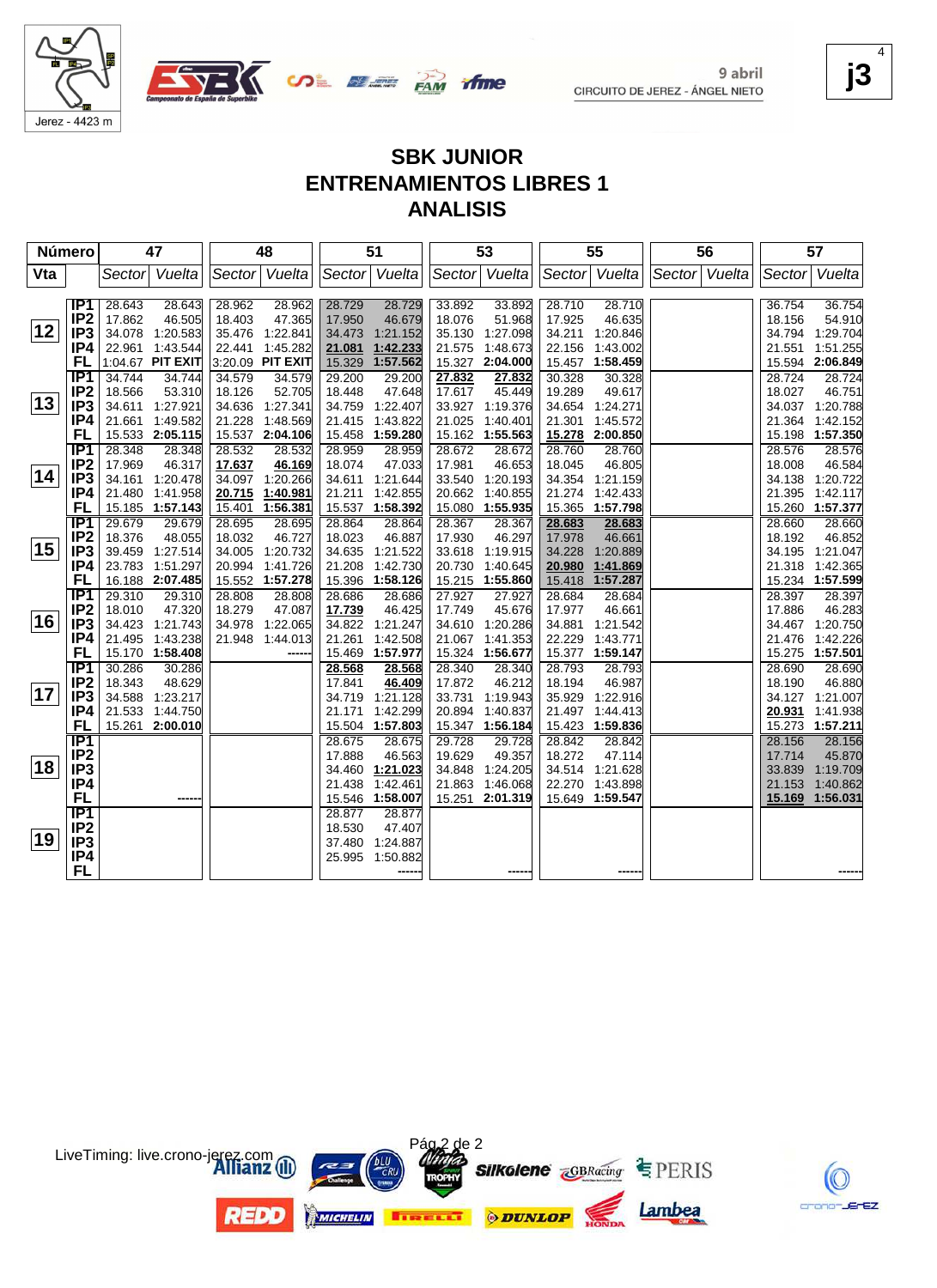9 abril
CIRCUITO DE JEREZ - ÁNGEL NIETO

Jerez - 4423 m

j3

# SBK JUNIOR
# ENTRENAMIENTOS LIBRES 1
# ANALISIS

| Número | | 47 | | 48 | | 51 | | 53 | | 55 | | 56 | | 57 | |
|---|---|---|---|---|---|---|---|---|---|---|---|---|---|---|---|
| Vta | | Sector | Vuelta | Sector | Vuelta | Sector | Vuelta | Sector | Vuelta | Sector | Vuelta | Sector | Vuelta | Sector | Vuelta |
| 12 | IP1 | 28.643 | 28.643 | 28.962 | 28.962 | 28.729 | 28.729 | 33.892 | 33.892 | 28.710 | 28.710 | | | 36.754 | 36.754 |
| | IP2 | 17.862 | 46.505 | 18.403 | 47.365 | 17.950 | 46.679 | 18.076 | 51.968 | 17.925 | 46.635 | | | 18.156 | 54.910 |
| | IP3 | 34.078 | 1:20.583 | 35.476 | 1:22.841 | 34.473 | 1:21.152 | 35.130 | 1:27.098 | 34.211 | 1:20.846 | | | 34.794 | 1:29.704 |
| | IP4 | 22.961 | 1:43.544 | 22.441 | 1:45.282 | 21.081 | 1:42.233 | 21.575 | 1:48.673 | 22.156 | 1:43.002 | | | 21.551 | 1:51.255 |
| | FL | 1:04.67 | PIT EXIT | 3:20.09 | PIT EXIT | 15.329 | 1:57.562 | 15.327 | 2:00.000 | 15.457 | 1:58.459 | | | 15.594 | 2:06.849 |
| 13 | IP1 | 34.744 | 34.744 | 34.579 | 34.579 | 29.200 | 29.200 | 27.832 | 27.832 | 30.328 | 30.328 | | | 28.724 | 28.724 |
| | IP2 | 18.566 | 53.310 | 18.126 | 52.705 | 18.448 | 47.648 | 17.617 | 45.449 | 19.289 | 49.617 | | | 18.027 | 46.751 |
| | IP3 | 34.611 | 1:27.921 | 34.636 | 1:27.341 | 34.759 | 1:22.407 | 33.927 | 1:19.376 | 34.654 | 1:24.271 | | | 34.037 | 1:20.788 |
| | IP4 | 21.661 | 1:49.582 | 21.228 | 1:48.569 | 21.415 | 1:43.822 | 21.025 | 1:40.401 | 21.301 | 1:45.572 | | | 21.364 | 1:42.152 |
| | FL | 15.533 | 2:05.115 | 15.537 | 2:04.106 | 15.458 | 1:59.280 | 15.162 | 1:55.563 | 15.278 | 2:00.850 | | | 15.198 | 1:57.350 |
| 14 | IP1 | 28.348 | 28.348 | 28.532 | 28.532 | 28.959 | 28.959 | 28.672 | 28.672 | 28.760 | 28.760 | | | 28.576 | 28.576 |
| | IP2 | 17.969 | 46.317 | 17.637 | 46.169 | 18.074 | 47.033 | 17.981 | 46.653 | 18.045 | 46.805 | | | 18.008 | 46.584 |
| | IP3 | 34.161 | 1:20.478 | 34.097 | 1:20.266 | 34.611 | 1:21.644 | 33.540 | 1:20.193 | 34.354 | 1:21.159 | | | 34.138 | 1:20.722 |
| | IP4 | 21.480 | 1:41.958 | 20.715 | 1:40.981 | 21.211 | 1:42.855 | 20.662 | 1:40.855 | 21.274 | 1:42.433 | | | 21.395 | 1:42.117 |
| | FL | 15.185 | 1:57.143 | 15.401 | 1:56.381 | 15.537 | 1:58.392 | 15.080 | 1:55.935 | 15.365 | 1:57.798 | | | 15.260 | 1:57.377 |
| 15 | IP1 | 29.679 | 29.679 | 28.695 | 28.695 | 28.864 | 28.864 | 28.367 | 28.367 | 28.683 | 28.683 | | | 28.660 | 28.660 |
| | IP2 | 18.376 | 48.055 | 18.032 | 46.727 | 18.023 | 46.887 | 17.930 | 46.297 | 17.978 | 46.661 | | | 18.192 | 46.852 |
| | IP3 | 39.459 | 1:27.514 | 34.005 | 1:20.732 | 34.635 | 1:21.522 | 33.618 | 1:19.915 | 34.228 | 1:20.889 | | | 34.195 | 1:21.047 |
| | IP4 | 23.783 | 1:51.297 | 20.994 | 1:41.726 | 21.208 | 1:42.730 | 20.730 | 1:40.645 | 20.980 | 1:41.869 | | | 21.318 | 1:42.365 |
| | FL | 16.188 | 2:07.485 | 15.552 | 1:57.278 | 15.396 | 1:58.126 | 15.215 | 1:55.860 | 15.418 | 1:57.287 | | | 15.234 | 1:57.599 |
| 16 | IP1 | 29.310 | 29.310 | 28.808 | 28.808 | 28.686 | 28.686 | 27.927 | 27.927 | 28.684 | 28.684 | | | 28.397 | 28.397 |
| | IP2 | 18.010 | 47.320 | 18.279 | 47.087 | 17.739 | 46.425 | 17.749 | 45.676 | 17.977 | 46.661 | | | 17.886 | 46.283 |
| | IP3 | 34.423 | 1:21.743 | 34.978 | 1:22.065 | 34.822 | 1:21.247 | 34.610 | 1:20.286 | 34.881 | 1:21.542 | | | 34.467 | 1:20.750 |
| | IP4 | 21.495 | 1:43.238 | 21.948 | 1:44.013 | 21.261 | 1:42.508 | 21.067 | 1:41.353 | 22.229 | 1:43.771 | | | 21.476 | 1:42.226 |
| | FL | 15.170 | 1:58.408 | | ------ | 15.469 | 1:57.977 | 15.324 | 1:56.677 | 15.377 | 1:59.147 | | | 15.275 | 1:57.501 |
| 17 | IP1 | 30.286 | 30.286 | | | 28.568 | 28.568 | 28.340 | 28.340 | 28.793 | 28.793 | | | 28.690 | 28.690 |
| | IP2 | 18.343 | 48.629 | | | 17.841 | 46.409 | 17.872 | 46.212 | 18.194 | 46.987 | | | 18.190 | 46.880 |
| | IP3 | 34.588 | 1:23.217 | | | 34.719 | 1:21.128 | 33.731 | 1:19.943 | 35.929 | 1:22.916 | | | 34.127 | 1:21.007 |
| | IP4 | 21.533 | 1:44.750 | | | 21.171 | 1:42.299 | 20.894 | 1:40.837 | 21.497 | 1:44.413 | | | 20.931 | 1:41.938 |
| | FL | 15.261 | 2:00.010 | | | 15.504 | 1:57.803 | 15.347 | 1:56.184 | 15.423 | 1:59.836 | | | 15.273 | 1:57.211 |
| 18 | IP1 | | | | | 28.675 | 28.675 | 29.728 | 29.728 | 28.842 | 28.842 | | | 28.156 | 28.156 |
| | IP2 | | | | | 17.888 | 46.563 | 19.629 | 49.357 | 18.272 | 47.114 | | | 17.714 | 45.870 |
| | IP3 | | | | | 34.460 | 1:21.023 | 34.848 | 1:24.205 | 34.514 | 1:21.628 | | | 33.839 | 1:19.709 |
| | IP4 | | | | | 21.438 | 1:42.461 | 21.863 | 1:46.068 | 22.270 | 1:43.898 | | | 21.153 | 1:40.862 |
| | FL | | ------ | | | 15.546 | 1:58.007 | 15.251 | 2:01.319 | 15.649 | 1:59.547 | | | 15.169 | 1:56.031 |
| 19 | IP1 | | | | | 28.877 | 28.877 | | | | | | | | |
| | IP2 | | | | | 18.530 | 47.407 | | | | | | | | |
| | IP3 | | | | | 37.480 | 1:24.887 | | | | | | | | |
| | IP4 | | | | | 25.995 | 1:50.882 | | | | | | | | |
| | FL | | | | | | ------ | | ------ | | ------ | | | | ------ |

LiveTiming: live.crono-jerez.com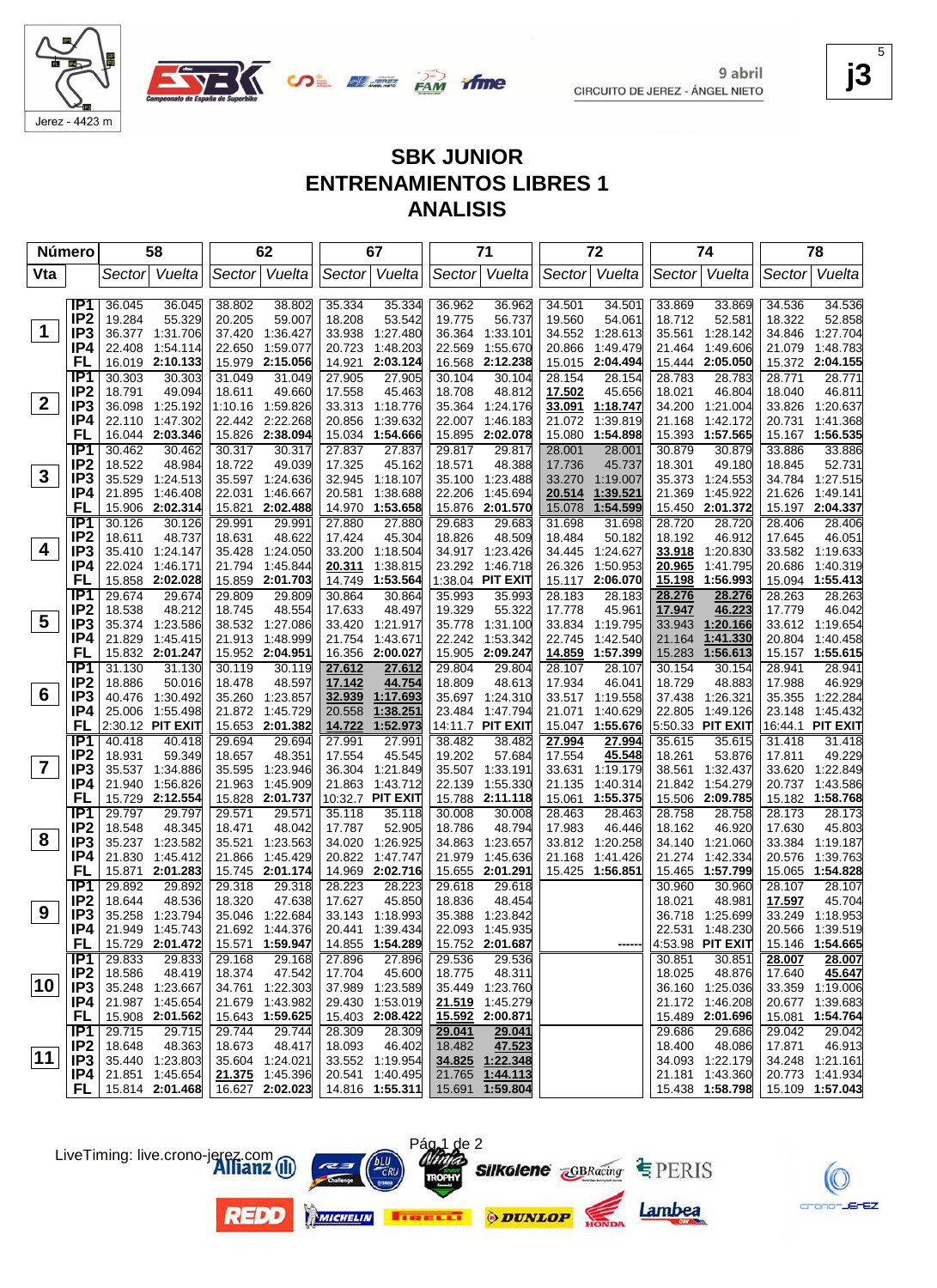# SBK JUNIOR
# ENTRENAMIENTOS LIBRES 1
# ANALISIS

| Número | | 58 | | 62 | | 67 | | 71 | | 72 | | 74 | | 78 | |
|---|---|---|---|---|---|---|---|---|---|---|---|---|---|---|---|
| Vta | | Sector | Vuelta | Sector | Vuelta | Sector | Vuelta | Sector | Vuelta | Sector | Vuelta | Sector | Vuelta | Sector | Vuelta |
| 1 | IP1 | 36.045 | 36.045 | 38.802 | 38.802 | 35.334 | 35.334 | 36.962 | 36.962 | 34.501 | 34.501 | 33.869 | 33.869 | 34.536 | 34.536 |
| | IP2 | 19.284 | 55.329 | 20.205 | 59.007 | 18.208 | 53.542 | 19.775 | 56.737 | 19.560 | 54.061 | 18.712 | 52.581 | 18.322 | 52.858 |
| | IP3 | 36.377 | 1:31.706 | 37.420 | 1:36.427 | 33.938 | 1:27.480 | 36.364 | 1:33.101 | 34.552 | 1:28.613 | 35.561 | 1:28.142 | 34.846 | 1:27.704 |
| | IP4 | 22.408 | 1:54.114 | 22.650 | 1:59.077 | 20.723 | 1:48.203 | 22.569 | 1:55.670 | 20.866 | 1:49.479 | 21.464 | 1:49.606 | 21.079 | 1:48.783 |
| | FL | 16.019 | 2:10.133 | 15.979 | 2:15.056 | 14.921 | 2:03.124 | 16.568 | 2:12.238 | 15.015 | 2:04.494 | 15.444 | 2:05.050 | 15.372 | 2:04.155 |
| 2 | IP1 | 30.303 | 30.303 | 31.049 | 31.049 | 27.905 | 27.905 | 30.104 | 30.104 | 28.154 | 28.154 | 28.783 | 28.783 | 28.771 | 28.771 |
| | IP2 | 18.791 | 49.094 | 18.611 | 49.660 | 17.558 | 45.463 | 18.708 | 48.812 | 17.502 | 45.656 | 18.021 | 46.804 | 18.040 | 46.811 |
| | IP3 | 36.098 | 1:25.192 | 1:10.16 | 1:59.826 | 33.313 | 1:18.776 | 35.364 | 1:24.176 | 33.091 | 1:18.747 | 34.200 | 1:21.004 | 33.826 | 1:20.637 |
| | IP4 | 22.110 | 1:47.302 | 22.442 | 2:22.268 | 20.856 | 1:39.632 | 22.007 | 1:46.183 | 21.072 | 1:39.819 | 21.168 | 1:42.172 | 20.731 | 1:41.368 |
| | FL | 16.044 | 2:03.346 | 15.826 | 2:38.094 | 15.034 | 1:54.666 | 15.895 | 2:02.078 | 15.080 | 1:54.898 | 15.393 | 1:57.565 | 15.167 | 1:56.535 |
| 3 | IP1 | 30.462 | 30.462 | 30.317 | 30.317 | 27.837 | 27.837 | 29.817 | 29.817 | 28.001 | 28.001 | 30.879 | 30.879 | 33.886 | 33.886 |
| | IP2 | 18.522 | 48.984 | 18.722 | 49.039 | 17.325 | 45.162 | 18.571 | 48.388 | 17.736 | 45.737 | 18.301 | 49.180 | 18.845 | 52.731 |
| | IP3 | 35.529 | 1:24.513 | 35.597 | 1:24.636 | 32.945 | 1:18.107 | 35.100 | 1:23.488 | 33.270 | 1:19.007 | 35.373 | 1:24.553 | 34.784 | 1:27.515 |
| | IP4 | 21.895 | 1:46.408 | 22.031 | 1:46.667 | 20.581 | 1:38.688 | 22.206 | 1:45.694 | 20.514 | 1:39.521 | 21.369 | 1:45.922 | 21.626 | 1:49.141 |
| | FL | 15.906 | 2:02.314 | 15.821 | 2:02.488 | 14.970 | 1:53.658 | 15.876 | 2:01.570 | 15.078 | 1:54.599 | 15.450 | 2:01.372 | 15.197 | 2:04.337 |
| 4 | IP1 | 30.126 | 30.126 | 29.991 | 29.991 | 27.880 | 27.880 | 29.683 | 29.683 | 31.698 | 31.698 | 28.720 | 28.720 | 28.406 | 28.406 |
| | IP2 | 18.611 | 48.737 | 18.631 | 48.622 | 17.424 | 45.304 | 18.826 | 48.509 | 18.484 | 50.182 | 18.192 | 46.912 | 17.645 | 46.051 |
| | IP3 | 35.410 | 1:24.147 | 35.428 | 1:24.050 | 33.200 | 1:18.504 | 34.917 | 1:23.426 | 34.445 | 1:24.627 | 33.918 | 1:20.830 | 33.582 | 1:19.633 |
| | IP4 | 22.024 | 1:46.171 | 21.794 | 1:45.844 | 20.311 | 1:38.815 | 23.292 | 1:46.718 | 26.326 | 1:50.953 | 20.965 | 1:41.795 | 20.686 | 1:40.319 |
| | FL | 15.858 | 2:02.028 | 15.859 | 2:01.703 | 14.749 | 1:53.564 | 1:38.04 | PIT EXIT | 15.117 | 2:06.070 | 15.198 | 1:56.993 | 15.094 | 1:55.413 |
| 5 | IP1 | 29.674 | 29.674 | 29.809 | 29.809 | 30.864 | 30.864 | 35.993 | 35.993 | 28.183 | 28.183 | 28.276 | 28.276 | 28.263 | 28.263 |
| | IP2 | 18.538 | 48.212 | 18.745 | 48.554 | 17.633 | 48.497 | 19.329 | 55.322 | 17.778 | 45.961 | 17.947 | 46.223 | 17.779 | 46.042 |
| | IP3 | 35.374 | 1:23.586 | 38.532 | 1:27.086 | 33.420 | 1:21.917 | 35.778 | 1:31.100 | 33.834 | 1:19.795 | 33.943 | 1:20.166 | 33.612 | 1:19.654 |
| | IP4 | 21.829 | 1:45.415 | 21.913 | 1:48.999 | 21.754 | 1:43.671 | 22.242 | 1:53.342 | 22.745 | 1:42.540 | 21.164 | 1:41.330 | 20.804 | 1:40.458 |
| | FL | 15.832 | 2:01.247 | 15.952 | 2:04.951 | 16.356 | 2:00.027 | 15.905 | 2:09.247 | 14.859 | 1:57.399 | 15.283 | 1:56.613 | 15.157 | 1:55.615 |
| 6 | IP1 | 31.130 | 31.130 | 30.119 | 30.119 | 27.612 | 27.612 | 29.804 | 29.804 | 28.107 | 28.107 | 30.154 | 30.154 | 28.941 | 28.941 |
| | IP2 | 18.886 | 50.016 | 18.478 | 48.597 | 17.142 | 44.754 | 18.809 | 48.613 | 17.934 | 46.041 | 18.729 | 48.883 | 17.988 | 46.929 |
| | IP3 | 40.476 | 1:30.492 | 35.260 | 1:23.857 | 32.939 | 1:17.693 | 35.697 | 1:24.310 | 33.517 | 1:19.558 | 37.438 | 1:26.321 | 35.355 | 1:22.284 |
| | IP4 | 25.006 | 1:55.498 | 21.872 | 1:45.729 | 20.558 | 1:38.251 | 23.484 | 1:47.794 | 21.071 | 1:40.629 | 22.805 | 1:49.126 | 23.148 | 1:45.432 |
| | FL | 2:30.12 | PIT EXIT | 15.653 | 2:01.382 | 14.722 | 1:52.973 | 14:11.7 | PIT EXIT | 15.047 | 1:55.676 | 5:50.33 | PIT EXIT | 16:44.1 | PIT EXIT |
| 7 | IP1 | 40.418 | 40.418 | 29.694 | 29.694 | 27.991 | 27.991 | 38.482 | 38.482 | 27.994 | 27.994 | 35.615 | 35.615 | 31.418 | 31.418 |
| | IP2 | 18.931 | 59.349 | 18.657 | 48.351 | 17.554 | 45.545 | 19.202 | 57.684 | 17.554 | 45.548 | 18.261 | 53.876 | 17.811 | 49.229 |
| | IP3 | 35.537 | 1:34.886 | 35.595 | 1:23.946 | 36.304 | 1:21.849 | 35.507 | 1:33.191 | 33.631 | 1:19.179 | 38.561 | 1:32.437 | 33.620 | 1:22.849 |
| | IP4 | 21.940 | 1:56.826 | 21.963 | 1:45.909 | 21.863 | 1:43.712 | 22.139 | 1:55.330 | 21.135 | 1:40.314 | 21.842 | 1:54.279 | 20.737 | 1:43.586 |
| | FL | 15.729 | 2:12.554 | 15.828 | 2:01.737 | 10:32.7 | PIT EXIT | 15.788 | 2:11.118 | 15.061 | 1:55.375 | 15.506 | 2:09.785 | 15.182 | 1:58.768 |
| 8 | IP1 | 29.797 | 29.797 | 29.571 | 29.571 | 35.118 | 35.118 | 30.008 | 30.008 | 28.463 | 28.463 | 28.758 | 28.758 | 28.173 | 28.173 |
| | IP2 | 18.548 | 48.345 | 18.471 | 48.042 | 17.787 | 52.905 | 18.786 | 48.794 | 17.983 | 46.446 | 18.162 | 46.920 | 17.630 | 45.803 |
| | IP3 | 35.237 | 1:23.582 | 35.521 | 1:23.563 | 34.020 | 1:26.925 | 34.863 | 1:23.657 | 33.812 | 1:20.258 | 34.140 | 1:21.060 | 33.384 | 1:19.187 |
| | IP4 | 21.830 | 1:45.412 | 21.866 | 1:45.429 | 20.822 | 1:47.747 | 21.979 | 1:45.636 | 21.168 | 1:41.426 | 21.274 | 1:42.334 | 20.576 | 1:39.763 |
| | FL | 15.871 | 2:01.283 | 15.745 | 2:01.174 | 14.969 | 2:02.716 | 15.655 | 2:01.291 | 15.425 | 1:56.851 | 15.465 | 1:57.799 | 15.065 | 1:54.828 |
| 9 | IP1 | 29.892 | 29.892 | 29.318 | 29.318 | 28.223 | 28.223 | 29.618 | 29.618 | | | 30.960 | 30.960 | 28.107 | 28.107 |
| | IP2 | 18.644 | 48.536 | 18.320 | 47.638 | 17.627 | 45.850 | 18.836 | 48.454 | | | 18.021 | 48.981 | 17.597 | 45.704 |
| | IP3 | 35.258 | 1:23.794 | 35.046 | 1:22.684 | 33.143 | 1:18.993 | 35.388 | 1:23.842 | | | 36.718 | 1:25.699 | 33.249 | 1:18.953 |
| | IP4 | 21.949 | 1:45.743 | 21.692 | 1:44.376 | 20.441 | 1:39.434 | 22.093 | 1:45.935 | | | 22.531 | 1:48.230 | 20.566 | 1:39.519 |
| | FL | 15.729 | 2:01.472 | 15.571 | 1:59.947 | 14.855 | 1:54.289 | 15.752 | 2:01.687 | | ------ | 4:53.98 | PIT EXIT | 15.146 | 1:54.665 |
| 10 | IP1 | 29.833 | 29.833 | 29.168 | 29.168 | 27.896 | 27.896 | 29.536 | 29.536 | | | 30.851 | 30.851 | 28.007 | 28.007 |
| | IP2 | 18.586 | 48.419 | 18.374 | 47.542 | 17.704 | 45.600 | 18.775 | 48.311 | | | 18.025 | 48.876 | 17.640 | 45.647 |
| | IP3 | 35.248 | 1:23.667 | 34.761 | 1:22.303 | 37.989 | 1:23.589 | 35.449 | 1:23.760 | | | 36.160 | 1:25.036 | 33.359 | 1:19.006 |
| | IP4 | 21.987 | 1:45.654 | 21.679 | 1:43.982 | 29.430 | 1:53.019 | 21.519 | 1:45.279 | | | 21.172 | 1:46.208 | 20.677 | 1:39.683 |
| | FL | 15.908 | 2:01.562 | 15.643 | 1:59.625 | 15.403 | 2:08.422 | 15.592 | 2:00.871 | | | 15.489 | 2:01.696 | 15.081 | 1:54.764 |
| 11 | IP1 | 29.715 | 29.715 | 29.744 | 29.744 | 28.309 | 28.309 | 29.041 | 29.041 | | | 29.686 | 29.686 | 29.042 | 29.042 |
| | IP2 | 18.648 | 48.363 | 18.673 | 48.417 | 18.093 | 46.402 | 18.482 | 47.523 | | | 18.400 | 48.086 | 17.871 | 46.913 |
| | IP3 | 35.440 | 1:23.803 | 35.604 | 1:24.021 | 33.552 | 1:19.954 | 34.825 | 1:22.348 | | | 34.093 | 1:22.179 | 34.248 | 1:21.161 |
| | IP4 | 21.851 | 1:45.654 | 21.375 | 1:45.396 | 20.541 | 1:40.495 | 21.765 | 1:44.113 | | | 21.181 | 1:43.360 | 20.773 | 1:41.934 |
| | FL | 15.814 | 2:01.468 | 16.627 | 2:02.023 | 14.816 | 1:55.311 | 15.691 | 1:59.804 | | | 15.438 | 1:58.798 | 15.109 | 1:57.043 |

LiveTiming: live.crono-jerez.com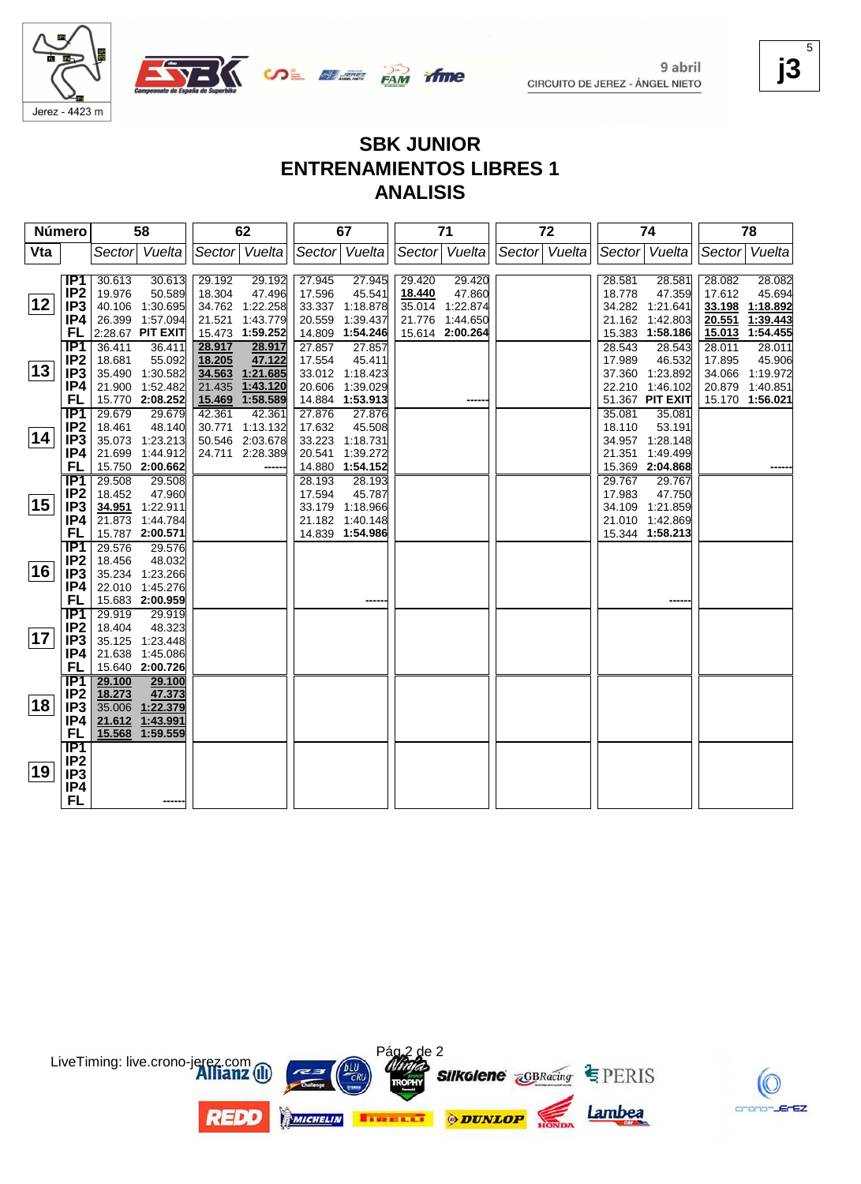9 abril

CIRCUITO DE JEREZ - ÁNGEL NIETO

Jerez - 4423 m

j3

# SBK JUNIOR
## ENTRENAMIENTOS LIBRES 1
## ANALISIS

| Número | | 58 | | 62 | | 67 | | 71 | | 72 | | 74 | | 78 | |
|---|---|---|---|---|---|---|---|---|---|---|---|---|---|---|---|
| Vta | | Sector | Vuelta | Sector | Vuelta | Sector | Vuelta | Sector | Vuelta | Sector | Vuelta | Sector | Vuelta | Sector | Vuelta |
| 12 | IP1 | 30.613 | 30.613 | 29.192 | 29.192 | 27.945 | 27.945 | 29.420 | 29.420 | | | 28.581 | 28.581 | 28.082 | 28.082 |
| | IP2 | 19.976 | 50.589 | 18.304 | 47.496 | 17.596 | 45.541 | **18.440** | 47.860 | | | 18.778 | 47.359 | 17.612 | 45.694 |
| | IP3 | 40.106 | 1:30.695 | 34.762 | 1:22.258 | 33.337 | 1:18.878 | 35.014 | 1:22.874 | | | 34.282 | 1:21.641 | **33.198** | **1:18.892** |
| | IP4 | 26.399 | 1:57.094 | 21.521 | 1:43.779 | 20.559 | 1:39.437 | 21.776 | 1:44.650 | | | 21.162 | 1:42.803 | **20.551** | **1:39.443** |
| | FL | 2:28.67 | PIT EXIT | 15.473 | 1:59.252 | 14.809 | 1:54.246 | 15.614 | 2:00.264 | | | 15.383 | 1:58.186 | **15.013** | 1:54.455 |
| 13 | IP1 | 36.411 | 36.411 | **28.917** | **28.917** | 27.857 | 27.857 | | | | | 28.543 | 28.543 | 28.011 | 28.011 |
| | IP2 | 18.681 | 55.092 | **18.205** | **47.122** | 17.554 | 45.411 | | | | | 17.989 | 46.532 | 17.895 | 45.906 |
| | IP3 | 35.490 | 1:30.582 | **34.563** | **1:21.685** | 33.012 | 1:18.423 | | | | | 37.360 | 1:23.892 | 34.066 | 1:19.972 |
| | IP4 | 21.900 | 1:52.482 | 21.435 | **1:43.120** | 20.606 | 1:39.029 | | | | | 22.210 | 1:46.102 | 20.879 | 1:40.851 |
| | FL | 15.770 | 2:08.252 | **15.469** | **1:58.589** | 14.884 | 1:53.913 | | ------ | | | 51.367 | PIT EXIT | 15.170 | 1:56.021 |
| 14 | IP1 | 29.679 | 29.679 | 42.361 | 42.361 | 27.876 | 27.876 | | | | | 35.081 | 35.081 | | |
| | IP2 | 18.461 | 48.140 | 30.771 | 1:13.132 | 17.632 | 45.508 | | | | | 18.110 | 53.191 | | |
| | IP3 | 35.073 | 1:23.213 | 50.546 | 2:03.678 | 33.223 | 1:18.731 | | | | | 34.957 | 1:28.148 | | |
| | IP4 | 21.699 | 1:44.912 | 24.711 | 2:28.389 | 20.541 | 1:39.272 | | | | | 21.351 | 1:49.499 | | |
| | FL | 15.750 | 2:00.662 | | ------ | 14.880 | 1:54.152 | | | | | 15.369 | 2:04.868 | | ------ |
| 15 | IP1 | 29.508 | 29.508 | | | 28.193 | 28.193 | | | | | 29.767 | 29.767 | | |
| | IP2 | 18.452 | 47.960 | | | 17.594 | 45.787 | | | | | 17.983 | 47.750 | | |
| | IP3 | **34.951** | 1:22.911 | | | 33.179 | 1:18.966 | | | | | 34.109 | 1:21.859 | | |
| | IP4 | 21.873 | 1:44.784 | | | 21.182 | 1:40.148 | | | | | 21.010 | 1:42.869 | | |
| | FL | 15.787 | 2:00.571 | | | 14.839 | 1:54.986 | | | | | 15.344 | 1:58.213 | | |
| 16 | IP1 | 29.576 | 29.576 | | | | | | | | | | | | |
| | IP2 | 18.456 | 48.032 | | | | | | | | | | | | |
| | IP3 | 35.234 | 1:23.266 | | | | | | | | | | | | |
| | IP4 | 22.010 | 1:45.276 | | | | | | | | | | | | |
| | FL | 15.683 | 2:00.959 | | | | ------ | | | | | | ------ | | |
| 17 | IP1 | 29.919 | 29.919 | | | | | | | | | | | | |
| | IP2 | 18.404 | 48.323 | | | | | | | | | | | | |
| | IP3 | 35.125 | 1:23.448 | | | | | | | | | | | | |
| | IP4 | 21.638 | 1:45.086 | | | | | | | | | | | | |
| | FL | 15.640 | 2:00.726 | | | | | | | | | | | | |
| 18 | IP1 | **29.100** | **29.100** | | | | | | | | | | | | |
| | IP2 | **18.273** | **47.373** | | | | | | | | | | | | |
| | IP3 | 35.006 | **1:22.379** | | | | | | | | | | | | |
| | IP4 | **21.612** | **1:43.991** | | | | | | | | | | | | |
| | FL | **15.568** | 1:59.559 | | | | | | | | | | | | |
| 19 | IP1 | | | | | | | | | | | | | | |
| | IP2 | | | | | | | | | | | | | | |
| | IP3 | | | | | | | | | | | | | | |
| | IP4 | | | | | | | | | | | | | | |
| | FL | | ------ | | | | | | | | | | | | |

LiveTiming: live.crono-jerez.com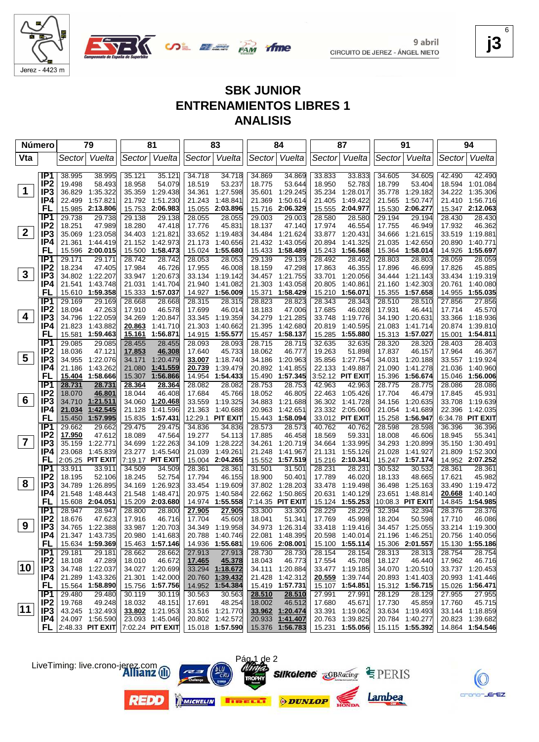Jerez - 4423 m

9 abril
CIRCUITO DE JEREZ - ÁNGEL NIETO

**j3**

# SBK JUNIOR
# ENTRENAMIENTOS LIBRES 1
# ANALISIS

| Número | | 79 | | 81 | | 83 | | 84 | | 87 | | 91 | | 94 | |
|---|---|---|---|---|---|---|---|---|---|---|---|---|---|---|---|
| Vta | | Sector | Vuelta | Sector | Vuelta | Sector | Vuelta | Sector | Vuelta | Sector | Vuelta | Sector | Vuelta | Sector | Vuelta |
| 1 | IP1 | 38.995 | 38.995 | 35.121 | 35.121 | 34.718 | 34.718 | 34.869 | 34.869 | 33.833 | 33.833 | 34.605 | 34.605 | 42.490 | 42.490 |
| | IP2 | 19.498 | 58.493 | 18.958 | 54.079 | 18.519 | 53.237 | 18.775 | 53.644 | 18.950 | 52.783 | 18.799 | 53.404 | 18.594 | 1:01.084 |
| | IP3 | 36.829 | 1:35.322 | 35.359 | 1:29.438 | 34.361 | 1:27.598 | 35.601 | 1:29.245 | 35.234 | 1:28.017 | 35.778 | 1:29.182 | 34.222 | 1:35.306 |
| | IP4 | 22.499 | 1:57.821 | 21.792 | 1:51.230 | 21.243 | 1:48.841 | 21.369 | 1:50.614 | 21.405 | 1:49.422 | 21.565 | 1:50.747 | 21.410 | 1:56.716 |
| | FL | 15.985 | **2:13.806** | 15.753 | **2:06.983** | 15.055 | **2:03.896** | 15.716 | **2:06.329** | 15.555 | **2:04.977** | 15.530 | **2:06.277** | 15.347 | **2:12.063** |
| 2 | IP1 | 29.738 | 29.738 | 29.138 | 29.138 | 28.055 | 28.055 | 29.003 | 29.003 | 28.580 | 28.580 | 29.194 | 29.194 | 28.430 | 28.430 |
| | IP2 | 18.251 | 47.989 | 18.280 | 47.418 | 17.776 | 45.831 | 18.137 | 47.140 | 17.974 | 46.554 | 17.755 | 46.949 | 17.932 | 46.362 |
| | IP3 | 35.069 | 1:23.058 | 34.403 | 1:21.821 | 33.652 | 1:19.483 | 34.484 | 1:21.624 | 33.877 | 1:20.431 | 34.666 | 1:21.615 | 33.519 | 1:19.881 |
| | IP4 | 21.361 | 1:44.419 | 21.152 | 1:42.973 | 21.173 | 1:40.656 | 21.432 | 1:43.056 | 20.894 | 1:41.325 | 21.035 | 1:42.650 | 20.890 | 1:40.771 |
| | FL | 15.596 | **2:00.015** | 15.500 | **1:58.473** | 15.024 | **1:55.680** | 15.433 | **1:58.489** | 15.243 | **1:56.568** | 15.364 | **1:58.014** | 14.926 | **1:55.697** |
| 3 | IP1 | 29.171 | 29.171 | 28.742 | 28.742 | 28.053 | 28.053 | 29.139 | 29.139 | 28.492 | 28.492 | 28.803 | 28.803 | 28.059 | 28.059 |
| | IP2 | 18.234 | 47.405 | 17.984 | 46.726 | 17.955 | 46.008 | 18.159 | 47.298 | 17.863 | 46.355 | 17.896 | 46.699 | 17.826 | 45.885 |
| | IP3 | 34.802 | 1:22.207 | 33.947 | 1:20.673 | 33.134 | 1:19.142 | 34.457 | 1:21.755 | 33.701 | 1:20.056 | 34.444 | 1:21.143 | 33.434 | 1:19.319 |
| | IP4 | 21.541 | 1:43.748 | 21.031 | 1:41.704 | 21.940 | 1:41.082 | 21.303 | 1:43.058 | 20.805 | 1:40.861 | 21.160 | 1:42.303 | 20.761 | 1:40.080 |
| | FL | 15.610 | **1:59.358** | 15.333 | **1:57.037** | 14.927 | **1:56.009** | 15.371 | **1:58.429** | 15.210 | **1:56.071** | 15.355 | **1:57.658** | 14.955 | **1:55.035** |
| 4 | IP1 | 29.169 | 29.169 | 28.668 | 28.668 | 28.315 | 28.315 | 28.823 | 28.823 | 28.343 | 28.343 | 28.510 | 28.510 | 27.856 | 27.856 |
| | IP2 | 18.094 | 47.263 | 17.910 | 46.578 | 17.699 | 46.014 | 18.183 | 47.006 | 17.685 | 46.028 | 17.931 | 46.441 | 17.714 | 45.570 |
| | IP3 | 34.796 | 1:22.059 | 34.269 | 1:20.847 | 33.345 | 1:19.359 | 34.279 | 1:21.285 | 33.748 | 1:19.776 | 34.190 | 1:20.631 | 33.366 | 1:18.936 |
| | IP4 | 21.823 | 1:43.882 | 20.863 | 1:41.710 | 21.303 | 1:40.662 | 21.395 | 1:42.680 | 20.819 | 1:40.595 | 21.083 | 1:41.714 | 20.874 | 1:39.810 |
| | FL | 15.581 | **1:59.463** | 15.161 | **1:56.871** | 14.915 | **1:55.577** | 15.457 | **1:58.137** | 15.285 | **1:55.880** | 15.313 | **1:57.027** | 15.001 | **1:54.811** |
| 5 | IP1 | 29.085 | 29.085 | 28.455 | 28.455 | 28.093 | 28.093 | 28.715 | 28.715 | 32.635 | 32.635 | 28.320 | 28.320 | 28.403 | 28.403 |
| | IP2 | 18.036 | 47.121 | 17.853 | 46.308 | 17.640 | 45.733 | 18.062 | 46.777 | 19.263 | 51.898 | 17.837 | 46.157 | 17.964 | 46.367 |
| | IP3 | 34.955 | 1:22.076 | 34.171 | 1:20.479 | 33.007 | 1:18.740 | 34.186 | 1:20.963 | 35.856 | 1:27.754 | 34.031 | 1:20.188 | 33.557 | 1:19.924 |
| | IP4 | 21.186 | 1:43.262 | 21.080 | 1:41.559 | 20.739 | 1:39.479 | 20.892 | 1:41.855 | 22.133 | 1:49.887 | 21.090 | 1:41.278 | 21.036 | 1:40.960 |
| | FL | 15.404 | **1:58.666** | 15.307 | **1:56.866** | 14.954 | **1:54.433** | 15.490 | **1:57.345** | 3:52.12 | **PIT EXIT** | 15.396 | **1:56.674** | 15.046 | **1:56.006** |
| 6 | IP1 | 28.731 | 28.731 | 28.364 | 28.364 | 28.082 | 28.082 | 28.753 | 28.753 | 42.963 | 42.963 | 28.775 | 28.775 | 28.086 | 28.086 |
| | IP2 | 18.070 | 46.801 | 18.044 | 46.408 | 17.684 | 45.766 | 18.052 | 46.805 | 22.463 | 1:05.426 | 17.704 | 46.479 | 17.845 | 45.931 |
| | IP3 | 34.710 | 1:21.511 | 34.060 | 1:20.468 | 33.559 | 1:19.325 | 34.883 | 1:21.688 | 36.302 | 1:41.728 | 34.156 | 1:20.635 | 33.708 | 1:19.639 |
| | IP4 | 21.034 | 1:42.545 | 21.128 | 1:41.596 | 21.363 | 1:40.688 | 20.963 | 1:42.651 | 23.332 | 2:05.060 | 21.054 | 1:41.689 | 22.396 | 1:42.035 |
| | FL | 15.450 | **1:57.995** | 15.835 | **1:57.431** | 12:29.1 | **PIT EXIT** | 15.443 | **1:58.094** | 33.012 | **PIT EXIT** | 15.258 | **1:56.947** | 6:34.78 | **PIT EXIT** |
| 7 | IP1 | 29.662 | 29.662 | 29.475 | 29.475 | 34.836 | 34.836 | 28.573 | 28.573 | 40.762 | 40.762 | 28.598 | 28.598 | 36.396 | 36.396 |
| | IP2 | 17.950 | 47.612 | 18.089 | 47.564 | 19.277 | 54.113 | 17.885 | 46.458 | 18.569 | 59.331 | 18.008 | 46.606 | 18.945 | 55.341 |
| | IP3 | 35.159 | 1:22.771 | 34.699 | 1:22.263 | 34.109 | 1:28.222 | 34.261 | 1:20.719 | 34.664 | 1:33.995 | 34.293 | 1:20.899 | 35.150 | 1:30.491 |
| | IP4 | 23.068 | 1:45.839 | 23.277 | 1:45.540 | 21.039 | 1:49.261 | 21.248 | 1:41.967 | 21.131 | 1:55.126 | 21.028 | 1:41.927 | 21.809 | 1:52.300 |
| | FL | 2:05.25 | **PIT EXIT** | 7:19.17 | **PIT EXIT** | 15.004 | **2:04.265** | 15.552 | **1:57.519** | 15.216 | **2:10.341** | 15.247 | **1:57.174** | 14.952 | **2:07.252** |
| 8 | IP1 | 33.911 | 33.911 | 34.509 | 34.509 | 28.361 | 28.361 | 31.501 | 31.501 | 28.231 | 28.231 | 30.532 | 30.532 | 28.361 | 28.361 |
| | IP2 | 18.195 | 52.106 | 18.245 | 52.754 | 17.794 | 46.155 | 18.900 | 50.401 | 17.789 | 46.020 | 18.133 | 48.665 | 17.621 | 45.982 |
| | IP3 | 34.789 | 1:26.895 | 34.169 | 1:26.923 | 33.454 | 1:19.609 | 37.802 | 1:28.203 | 33.478 | 1:19.498 | 36.498 | 1:25.163 | 33.490 | 1:19.472 |
| | IP4 | 21.548 | 1:48.443 | 21.548 | 1:48.471 | 20.975 | 1:40.584 | 22.662 | 1:50.865 | 20.631 | 1:40.129 | 23.651 | 1:48.814 | 20.668 | 1:40.140 |
| | FL | 15.608 | **2:04.051** | 15.209 | **2:03.680** | 14.974 | **1:55.558** | 7:14.35 | **PIT EXIT** | 15.124 | **1:55.253** | 10:08.3 | **PIT EXIT** | 14.845 | **1:54.985** |
| 9 | IP1 | 28.947 | 28.947 | 28.800 | 28.800 | 27.905 | 27.905 | 33.300 | 33.300 | 28.229 | 28.229 | 32.394 | 32.394 | 28.376 | 28.376 |
| | IP2 | 18.676 | 47.623 | 17.916 | 46.716 | 17.704 | 45.609 | 18.041 | 51.341 | 17.769 | 45.998 | 18.204 | 50.598 | 17.710 | 46.086 |
| | IP3 | 34.765 | 1:22.388 | 33.987 | 1:20.703 | 34.349 | 1:19.958 | 34.973 | 1:26.314 | 33.418 | 1:19.416 | 34.457 | 1:25.055 | 33.214 | 1:19.300 |
| | IP4 | 21.347 | 1:43.735 | 20.980 | 1:41.683 | 20.788 | 1:40.746 | 22.081 | 1:48.395 | 20.598 | 1:40.014 | 21.196 | 1:46.251 | 20.756 | 1:40.056 |
| | FL | 15.634 | **1:59.369** | 15.463 | **1:57.146** | 14.936 | **1:55.681** | 19.606 | **2:08.001** | 15.100 | **1:55.114** | 15.306 | **2:01.557** | 15.130 | **1:55.186** |
| 10 | IP1 | 29.181 | 29.181 | 28.662 | 28.662 | 27.913 | 27.913 | 28.730 | 28.730 | 28.154 | 28.154 | 28.313 | 28.313 | 28.754 | 28.754 |
| | IP2 | 18.108 | 47.289 | 18.010 | 46.672 | 17.465 | 45.378 | 18.043 | 46.773 | 17.554 | 45.708 | 18.127 | 46.440 | 17.962 | 46.716 |
| | IP3 | 34.748 | 1:22.037 | 34.027 | 1:20.699 | 33.294 | 1:18.672 | 34.111 | 1:20.884 | 33.477 | 1:19.185 | 34.070 | 1:20.510 | 33.737 | 1:20.453 |
| | IP4 | 21.289 | 1:43.326 | 21.301 | 1:42.000 | 20.760 | 1:39.432 | 21.428 | 1:42.312 | 20.559 | 1:39.744 | 20.893 | 1:41.403 | 20.993 | 1:41.446 |
| | FL | 15.564 | **1:58.890** | 15.756 | **1:57.756** | 14.952 | **1:54.384** | 15.419 | **1:57.731** | 15.107 | **1:54.851** | 15.312 | **1:56.715** | 15.026 | **1:56.471** |
| 11 | IP1 | 29.480 | 29.480 | 30.119 | 30.119 | 30.563 | 30.563 | 28.510 | 28.510 | 27.991 | 27.991 | 28.129 | 28.129 | 27.955 | 27.955 |
| | IP2 | 19.768 | 49.248 | 18.032 | 48.151 | 17.691 | 48.254 | 18.002 | 46.512 | 17.680 | 45.671 | 17.730 | 45.859 | 17.760 | 45.715 |
| | IP3 | 43.245 | 1:32.493 | 33.802 | 1:21.953 | 33.516 | 1:21.770 | 33.952 | 1:20.474 | 33.391 | 1:19.062 | 33.634 | 1:19.493 | 33.144 | 1:18.859 |
| | IP4 | 24.097 | 1:56.590 | 23.093 | 1:45.046 | 20.802 | 1:42.572 | 20.933 | 1:41.407 | 20.763 | 1:39.825 | 20.784 | 1:40.277 | 20.823 | 1:39.682 |
| | FL | 2:48.33 | **PIT EXIT** | 7:02.24 | **PIT EXIT** | 15.018 | **1:57.590** | 15.376 | **1:56.783** | 15.231 | **1:55.056** | 15.115 | **1:55.392** | 14.864 | **1:54.546** |

LiveTiming: live.crono-jerez.com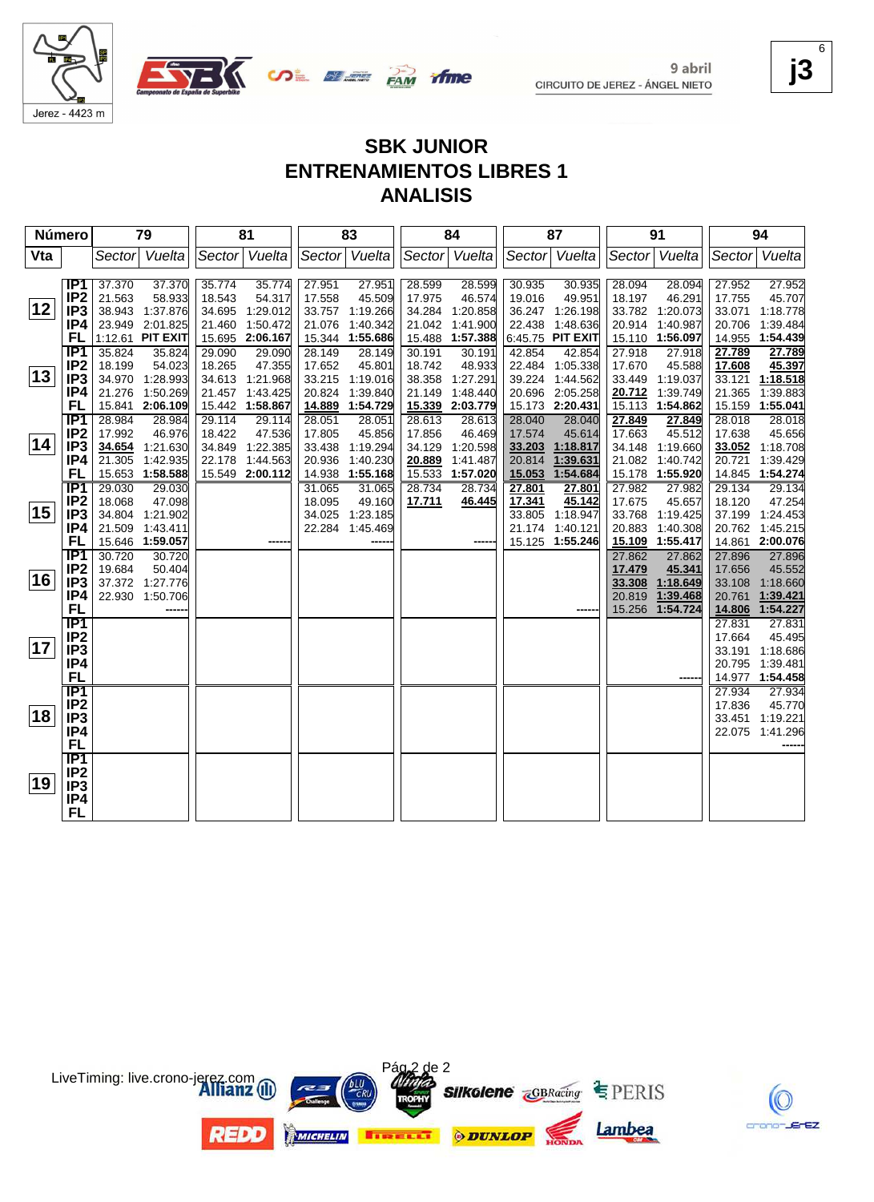Jerez - 4423 m

9 abril
CIRCUITO DE JEREZ - ÁNGEL NIETO

j3

# SBK JUNIOR
# ENTRENAMIENTOS LIBRES 1
# ANALISIS

| Número | | 79 | | 81 | | 83 | | 84 | | 87 | | 91 | | 94 | |
|---|---|---|---|---|---|---|---|---|---|---|---|---|---|---|---|
| Vta | | Sector | Vuelta | Sector | Vuelta | Sector | Vuelta | Sector | Vuelta | Sector | Vuelta | Sector | Vuelta | Sector | Vuelta |
| 12 | IP1 | 37.370 | 37.370 | 35.774 | 35.774 | 27.951 | 27.951 | 28.599 | 28.599 | 30.935 | 30.935 | 28.094 | 28.094 | 27.952 | 27.952 |
| | IP2 | 21.563 | 58.933 | 18.543 | 54.317 | 17.558 | 45.509 | 17.975 | 46.574 | 19.016 | 49.951 | 18.197 | 46.291 | 17.755 | 45.707 |
| | IP3 | 38.943 | 1:37.876 | 34.695 | 1:29.012 | 33.757 | 1:19.266 | 34.284 | 1:20.858 | 36.247 | 1:26.198 | 33.782 | 1:20.073 | 33.071 | 1:18.778 |
| | IP4 | 23.949 | 2:01.825 | 21.460 | 1:50.472 | 21.076 | 1:40.342 | 21.042 | 1:41.900 | 22.438 | 1:48.636 | 20.914 | 1:40.987 | 20.706 | 1:39.484 |
| | FL | 1:12.61 | PIT EXIT | 15.695 | 2:06.167 | 15.344 | 1:55.686 | 15.488 | 1:57.388 | 6:45.75 | PIT EXIT | 15.110 | 1:56.097 | 14.955 | 1:54.439 |
| 13 | IP1 | 35.824 | 35.824 | 29.090 | 29.090 | 28.149 | 28.149 | 30.191 | 30.191 | 42.854 | 42.854 | 27.918 | 27.918 | 27.789 | 27.789 |
| | IP2 | 18.199 | 54.023 | 18.265 | 47.355 | 17.652 | 45.801 | 18.742 | 48.933 | 22.484 | 1:05.338 | 17.670 | 45.588 | 17.608 | 45.397 |
| | IP3 | 34.970 | 1:28.993 | 34.613 | 1:21.968 | 33.215 | 1:19.016 | 38.358 | 1:27.291 | 39.224 | 1:44.562 | 33.449 | 1:19.037 | 33.121 | 1:18.518 |
| | IP4 | 21.276 | 1:50.269 | 21.457 | 1:43.425 | 20.824 | 1:39.840 | 21.149 | 1:48.440 | 20.696 | 2:05.258 | 20.712 | 1:39.749 | 21.365 | 1:39.883 |
| | FL | 15.841 | 2:06.109 | 15.442 | 1:58.867 | 14.889 | 1:54.729 | 15.339 | 2:03.779 | 15.173 | 2:20.431 | 15.113 | 1:54.862 | 15.159 | 1:55.041 |
| 14 | IP1 | 28.984 | 28.984 | 29.114 | 29.114 | 28.051 | 28.051 | 28.613 | 28.613 | 28.040 | 28.040 | 27.849 | 27.849 | 28.018 | 28.018 |
| | IP2 | 17.992 | 46.976 | 18.422 | 47.536 | 17.805 | 45.856 | 17.856 | 46.469 | 17.574 | 45.614 | 17.663 | 45.512 | 17.638 | 45.656 |
| | IP3 | 34.654 | 1:21.630 | 34.849 | 1:22.385 | 33.438 | 1:19.294 | 34.129 | 1:20.598 | 33.203 | 1:18.817 | 34.148 | 1:19.660 | 33.052 | 1:18.708 |
| | IP4 | 21.305 | 1:42.935 | 22.178 | 1:44.563 | 20.936 | 1:40.230 | 20.889 | 1:41.487 | 20.814 | 1:39.631 | 21.082 | 1:40.742 | 20.721 | 1:39.429 |
| | FL | 15.653 | 1:58.588 | 15.549 | 2:00.112 | 14.938 | 1:55.168 | 15.533 | 1:57.020 | 15.053 | 1:54.684 | 15.178 | 1:55.920 | 14.845 | 1:54.274 |
| 15 | IP1 | 29.030 | 29.030 | | | 31.065 | 31.065 | 28.734 | 28.734 | 27.801 | 27.801 | 27.982 | 27.982 | 29.134 | 29.134 |
| | IP2 | 18.068 | 47.098 | | | 18.095 | 49.160 | 17.711 | 46.445 | 17.341 | 45.142 | 17.675 | 45.657 | 18.120 | 47.254 |
| | IP3 | 34.804 | 1:21.902 | | | 34.025 | 1:23.185 | | | 33.805 | 1:18.947 | 33.768 | 1:19.425 | 37.199 | 1:24.453 |
| | IP4 | 21.509 | 1:43.411 | | | 22.284 | 1:45.469 | | | 21.174 | 1:40.121 | 20.883 | 1:40.308 | 20.762 | 1:45.215 |
| | FL | 15.646 | 1:59.057 | | ------ | | ------ | | ------ | 15.125 | 1:55.246 | 15.109 | 1:55.417 | 14.861 | 2:00.076 |
| 16 | IP1 | 30.720 | 30.720 | | | | | | | | | 27.862 | 27.862 | 27.896 | 27.896 |
| | IP2 | 19.684 | 50.404 | | | | | | | | | 17.479 | 45.341 | 17.656 | 45.552 |
| | IP3 | 37.372 | 1:27.776 | | | | | | | | | 33.308 | 1:18.649 | 33.108 | 1:18.660 |
| | IP4 | 22.930 | 1:50.706 | | | | | | | | | 20.819 | 1:39.468 | 20.761 | 1:39.421 |
| | FL | | ------ | | | | | | | | ------ | 15.256 | 1:54.724 | 14.806 | 1:54.227 |
| 17 | IP1 | | | | | | | | | | | | | 27.831 | 27.831 |
| | IP2 | | | | | | | | | | | | | 17.664 | 45.495 |
| | IP3 | | | | | | | | | | | | | 33.191 | 1:18.686 |
| | IP4 | | | | | | | | | | | | | 20.795 | 1:39.481 |
| | FL | | | | | | | | | | | | ------ | 14.977 | 1:54.458 |
| 18 | IP1 | | | | | | | | | | | | | 27.934 | 27.934 |
| | IP2 | | | | | | | | | | | | | 17.836 | 45.770 |
| | IP3 | | | | | | | | | | | | | 33.451 | 1:19.221 |
| | IP4 | | | | | | | | | | | | | 22.075 | 1:41.296 |
| | FL | | | | | | | | | | | | | | ------ |
| 19 | IP1 | | | | | | | | | | | | | | |
| | IP2 | | | | | | | | | | | | | | |
| | IP3 | | | | | | | | | | | | | | |
| | IP4 | | | | | | | | | | | | | | |
| | FL | | | | | | | | | | | | | | |

LiveTiming: live.crono-jerez.com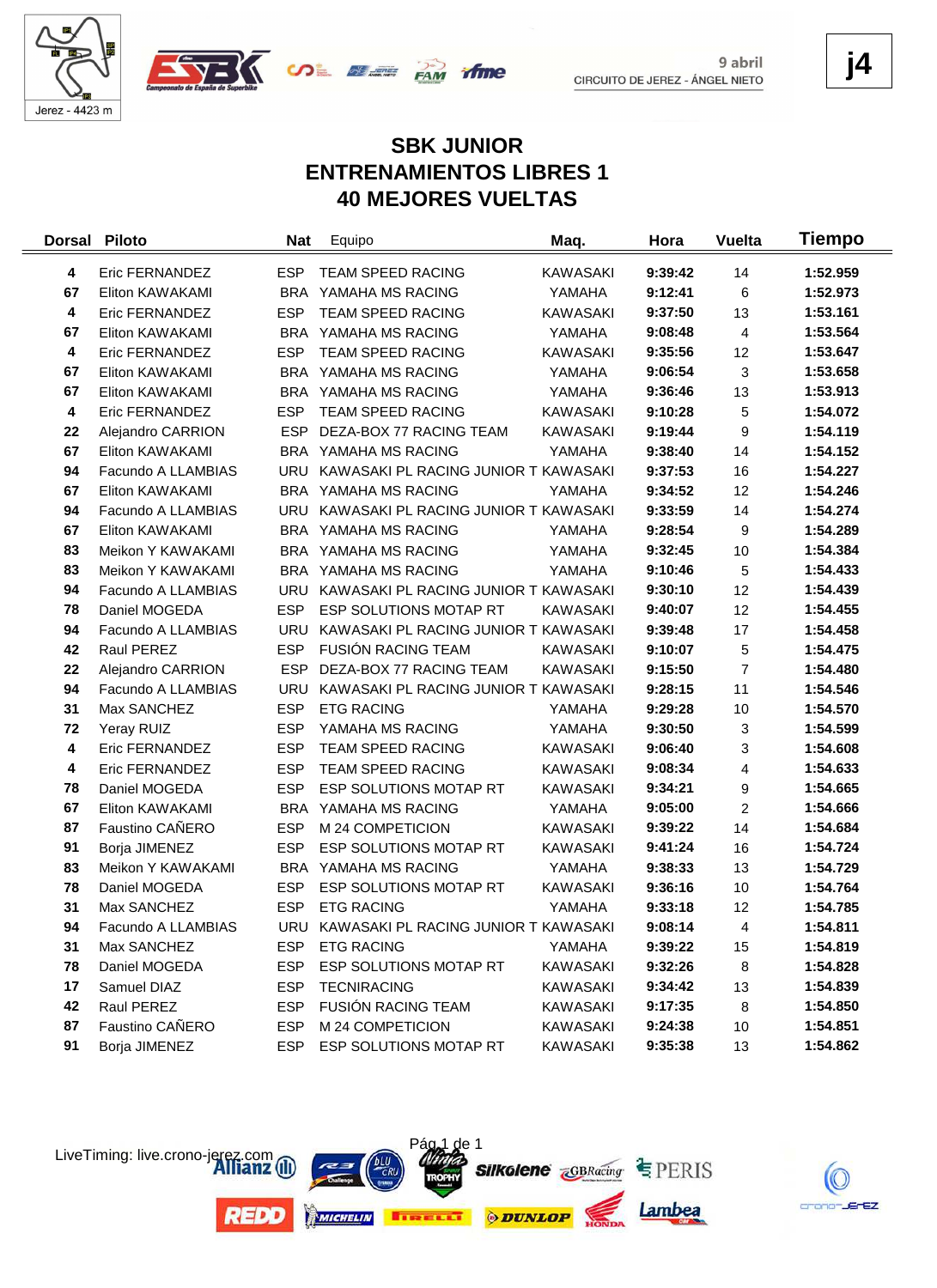9 abril
CIRCUITO DE JEREZ - ÁNGEL NIETO

**j4**

## SBK JUNIOR
## ENTRENAMIENTOS LIBRES 1
## 40 MEJORES VUELTAS

| Dorsal | Piloto | Nat | Equipo | Maq. | Hora | Vuelta | Tiempo |
|---|---|---|---|---|---|---|---|
| 4 | Eric FERNANDEZ | ESP | TEAM SPEED RACING | KAWASAKI | 9:39:42 | 14 | 1:52.959 |
| 67 | Eliton KAWAKAMI | BRA | YAMAHA MS RACING | YAMAHA | 9:12:41 | 6 | 1:52.973 |
| 4 | Eric FERNANDEZ | ESP | TEAM SPEED RACING | KAWASAKI | 9:37:50 | 13 | 1:53.161 |
| 67 | Eliton KAWAKAMI | BRA | YAMAHA MS RACING | YAMAHA | 9:08:48 | 4 | 1:53.564 |
| 4 | Eric FERNANDEZ | ESP | TEAM SPEED RACING | KAWASAKI | 9:35:56 | 12 | 1:53.647 |
| 67 | Eliton KAWAKAMI | BRA | YAMAHA MS RACING | YAMAHA | 9:06:54 | 3 | 1:53.658 |
| 67 | Eliton KAWAKAMI | BRA | YAMAHA MS RACING | YAMAHA | 9:36:46 | 13 | 1:53.913 |
| 4 | Eric FERNANDEZ | ESP | TEAM SPEED RACING | KAWASAKI | 9:10:28 | 5 | 1:54.072 |
| 22 | Alejandro CARRION | ESP | DEZA-BOX 77 RACING TEAM | KAWASAKI | 9:19:44 | 9 | 1:54.119 |
| 67 | Eliton KAWAKAMI | BRA | YAMAHA MS RACING | YAMAHA | 9:38:40 | 14 | 1:54.152 |
| 94 | Facundo A LLAMBIAS | URU | KAWASAKI PL RACING JUNIOR T | KAWASAKI | 9:37:53 | 16 | 1:54.227 |
| 67 | Eliton KAWAKAMI | BRA | YAMAHA MS RACING | YAMAHA | 9:34:52 | 12 | 1:54.246 |
| 94 | Facundo A LLAMBIAS | URU | KAWASAKI PL RACING JUNIOR T | KAWASAKI | 9:33:59 | 14 | 1:54.274 |
| 67 | Eliton KAWAKAMI | BRA | YAMAHA MS RACING | YAMAHA | 9:28:54 | 9 | 1:54.289 |
| 83 | Meikon Y KAWAKAMI | BRA | YAMAHA MS RACING | YAMAHA | 9:32:45 | 10 | 1:54.384 |
| 83 | Meikon Y KAWAKAMI | BRA | YAMAHA MS RACING | YAMAHA | 9:10:46 | 5 | 1:54.433 |
| 94 | Facundo A LLAMBIAS | URU | KAWASAKI PL RACING JUNIOR T | KAWASAKI | 9:30:10 | 12 | 1:54.439 |
| 78 | Daniel MOGEDA | ESP | ESP SOLUTIONS MOTAP RT | KAWASAKI | 9:40:07 | 12 | 1:54.455 |
| 94 | Facundo A LLAMBIAS | URU | KAWASAKI PL RACING JUNIOR T | KAWASAKI | 9:39:48 | 17 | 1:54.458 |
| 42 | Raul PEREZ | ESP | FUSIÓN RACING TEAM | KAWASAKI | 9:10:07 | 5 | 1:54.475 |
| 22 | Alejandro CARRION | ESP | DEZA-BOX 77 RACING TEAM | KAWASAKI | 9:15:50 | 7 | 1:54.480 |
| 94 | Facundo A LLAMBIAS | URU | KAWASAKI PL RACING JUNIOR T | KAWASAKI | 9:28:15 | 11 | 1:54.546 |
| 31 | Max SANCHEZ | ESP | ETG RACING | YAMAHA | 9:29:28 | 10 | 1:54.570 |
| 72 | Yeray RUIZ | ESP | YAMAHA MS RACING | YAMAHA | 9:30:50 | 3 | 1:54.599 |
| 4 | Eric FERNANDEZ | ESP | TEAM SPEED RACING | KAWASAKI | 9:06:40 | 3 | 1:54.608 |
| 4 | Eric FERNANDEZ | ESP | TEAM SPEED RACING | KAWASAKI | 9:08:34 | 4 | 1:54.633 |
| 78 | Daniel MOGEDA | ESP | ESP SOLUTIONS MOTAP RT | KAWASAKI | 9:34:21 | 9 | 1:54.665 |
| 67 | Eliton KAWAKAMI | BRA | YAMAHA MS RACING | YAMAHA | 9:05:00 | 2 | 1:54.666 |
| 87 | Faustino CAÑERO | ESP | M 24 COMPETICION | KAWASAKI | 9:39:22 | 14 | 1:54.684 |
| 91 | Borja JIMENEZ | ESP | ESP SOLUTIONS MOTAP RT | KAWASAKI | 9:41:24 | 16 | 1:54.724 |
| 83 | Meikon Y KAWAKAMI | BRA | YAMAHA MS RACING | YAMAHA | 9:38:33 | 13 | 1:54.729 |
| 78 | Daniel MOGEDA | ESP | ESP SOLUTIONS MOTAP RT | KAWASAKI | 9:36:16 | 10 | 1:54.764 |
| 31 | Max SANCHEZ | ESP | ETG RACING | YAMAHA | 9:33:18 | 12 | 1:54.785 |
| 94 | Facundo A LLAMBIAS | URU | KAWASAKI PL RACING JUNIOR T | KAWASAKI | 9:08:14 | 4 | 1:54.811 |
| 31 | Max SANCHEZ | ESP | ETG RACING | YAMAHA | 9:39:22 | 15 | 1:54.819 |
| 78 | Daniel MOGEDA | ESP | ESP SOLUTIONS MOTAP RT | KAWASAKI | 9:32:26 | 8 | 1:54.828 |
| 17 | Samuel DIAZ | ESP | TECNIRACING | KAWASAKI | 9:34:42 | 13 | 1:54.839 |
| 42 | Raul PEREZ | ESP | FUSIÓN RACING TEAM | KAWASAKI | 9:17:35 | 8 | 1:54.850 |
| 87 | Faustino CAÑERO | ESP | M 24 COMPETICION | KAWASAKI | 9:24:38 | 10 | 1:54.851 |
| 91 | Borja JIMENEZ | ESP | ESP SOLUTIONS MOTAP RT | KAWASAKI | 9:35:38 | 13 | 1:54.862 |

LiveTiming: live.crono-jerez.com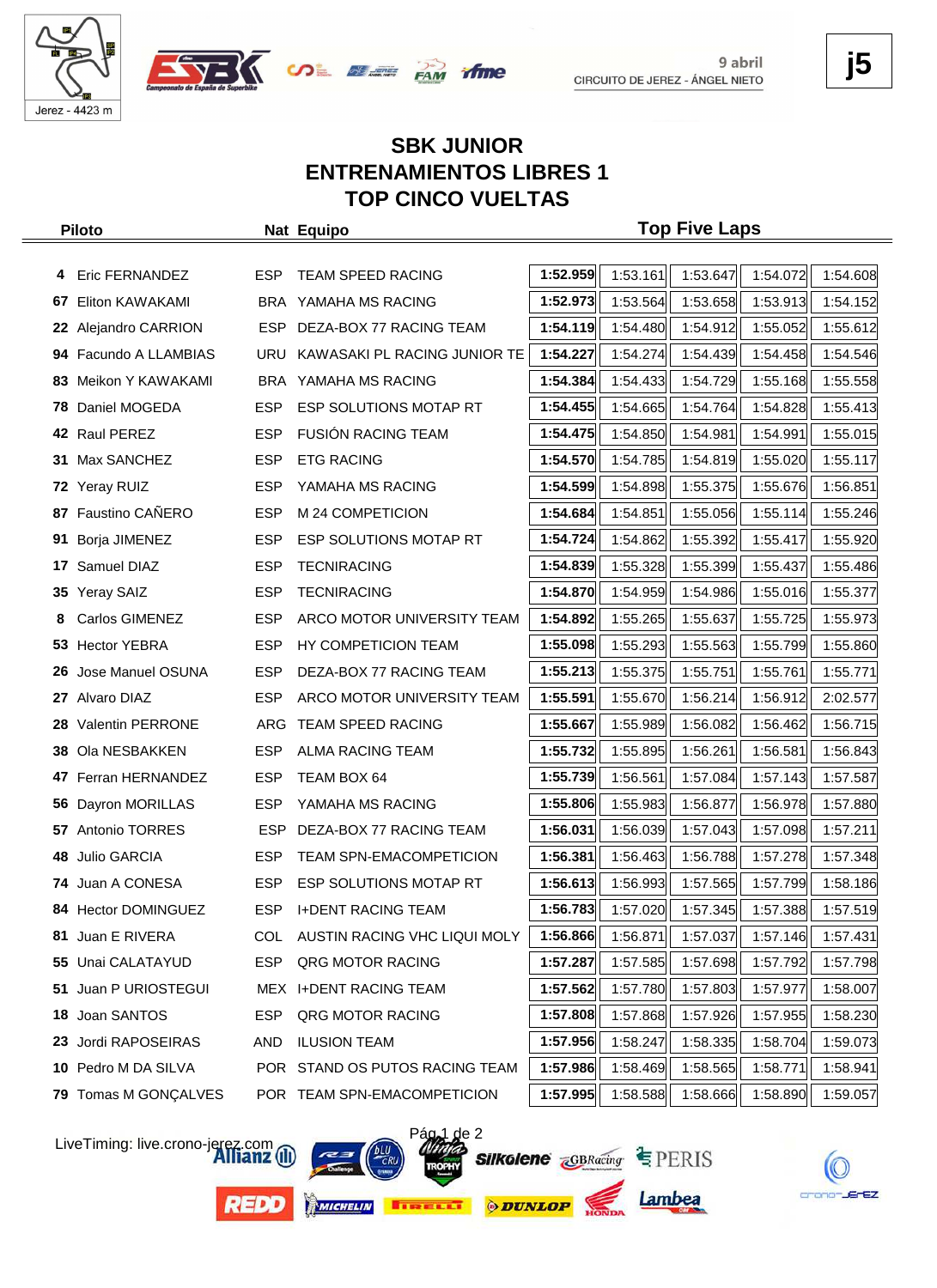j5

9 abril
CIRCUITO DE JEREZ - ÁNGEL NIETO

Jerez - 4423 m

## SBK JUNIOR
## ENTRENAMIENTOS LIBRES 1
## TOP CINCO VUELTAS

| | Piloto | Nat | Equipo | Top Five Laps | | | | |
|---|---|---|---|---|---|---|---|---|
| 4 | Eric FERNANDEZ | ESP | TEAM SPEED RACING | **1:52.959** | 1:53.161 | 1:53.647 | 1:54.072 | 1:54.608 |
| 67 | Eliton KAWAKAMI | BRA | YAMAHA MS RACING | **1:52.973** | 1:53.564 | 1:53.658 | 1:53.913 | 1:54.152 |
| 22 | Alejandro CARRION | ESP | DEZA-BOX 77 RACING TEAM | **1:54.119** | 1:54.480 | 1:54.912 | 1:55.052 | 1:55.612 |
| 94 | Facundo A LLAMBIAS | URU | KAWASAKI PL RACING JUNIOR TE | **1:54.227** | 1:54.274 | 1:54.439 | 1:54.458 | 1:54.546 |
| 83 | Meikon Y KAWAKAMI | BRA | YAMAHA MS RACING | **1:54.384** | 1:54.433 | 1:54.729 | 1:55.168 | 1:55.558 |
| 78 | Daniel MOGEDA | ESP | ESP SOLUTIONS MOTAP RT | **1:54.455** | 1:54.665 | 1:54.764 | 1:54.828 | 1:55.413 |
| 42 | Raul PEREZ | ESP | FUSIÓN RACING TEAM | **1:54.475** | 1:54.850 | 1:54.981 | 1:54.991 | 1:55.015 |
| 31 | Max SANCHEZ | ESP | ETG RACING | **1:54.570** | 1:54.785 | 1:54.819 | 1:55.020 | 1:55.117 |
| 72 | Yeray RUIZ | ESP | YAMAHA MS RACING | **1:54.599** | 1:54.898 | 1:55.375 | 1:55.676 | 1:56.851 |
| 87 | Faustino CAÑERO | ESP | M 24 COMPETICION | **1:54.684** | 1:54.851 | 1:55.056 | 1:55.114 | 1:55.246 |
| 91 | Borja JIMENEZ | ESP | ESP SOLUTIONS MOTAP RT | **1:54.724** | 1:54.862 | 1:55.392 | 1:55.417 | 1:55.920 |
| 17 | Samuel DIAZ | ESP | TECNIRACING | **1:54.839** | 1:55.328 | 1:55.399 | 1:55.437 | 1:55.486 |
| 35 | Yeray SAIZ | ESP | TECNIRACING | **1:54.870** | 1:54.959 | 1:54.986 | 1:55.016 | 1:55.377 |
| 8 | Carlos GIMENEZ | ESP | ARCO MOTOR UNIVERSITY TEAM | **1:54.892** | 1:55.265 | 1:55.637 | 1:55.725 | 1:55.973 |
| 53 | Hector YEBRA | ESP | HY COMPETICION TEAM | **1:55.098** | 1:55.293 | 1:55.563 | 1:55.799 | 1:55.860 |
| 26 | Jose Manuel OSUNA | ESP | DEZA-BOX 77 RACING TEAM | **1:55.213** | 1:55.375 | 1:55.751 | 1:55.761 | 1:55.771 |
| 27 | Alvaro DIAZ | ESP | ARCO MOTOR UNIVERSITY TEAM | **1:55.591** | 1:55.670 | 1:56.214 | 1:56.912 | 2:02.577 |
| 28 | Valentin PERRONE | ARG | TEAM SPEED RACING | **1:55.667** | 1:55.989 | 1:56.082 | 1:56.462 | 1:56.715 |
| 38 | Ola NESBAKKEN | ESP | ALMA RACING TEAM | **1:55.732** | 1:55.895 | 1:56.261 | 1:56.581 | 1:56.843 |
| 47 | Ferran HERNANDEZ | ESP | TEAM BOX 64 | **1:55.739** | 1:56.561 | 1:57.084 | 1:57.143 | 1:57.587 |
| 56 | Dayron MORILLAS | ESP | YAMAHA MS RACING | **1:55.806** | 1:55.983 | 1:56.877 | 1:56.978 | 1:57.880 |
| 57 | Antonio TORRES | ESP | DEZA-BOX 77 RACING TEAM | **1:56.031** | 1:56.039 | 1:57.043 | 1:57.098 | 1:57.211 |
| 48 | Julio GARCIA | ESP | TEAM SPN-EMACOMPETICION | **1:56.381** | 1:56.463 | 1:56.788 | 1:57.278 | 1:57.348 |
| 74 | Juan A CONESA | ESP | ESP SOLUTIONS MOTAP RT | **1:56.613** | 1:56.993 | 1:57.565 | 1:57.799 | 1:58.186 |
| 84 | Hector DOMINGUEZ | ESP | I+DENT RACING TEAM | **1:56.783** | 1:57.020 | 1:57.345 | 1:57.388 | 1:57.519 |
| 81 | Juan E RIVERA | COL | AUSTIN RACING VHC LIQUI MOLY | **1:56.866** | 1:56.871 | 1:57.037 | 1:57.146 | 1:57.431 |
| 55 | Unai CALATAYUD | ESP | QRG MOTOR RACING | **1:57.287** | 1:57.585 | 1:57.698 | 1:57.792 | 1:57.798 |
| 51 | Juan P URIOSTEGUI | MEX | I+DENT RACING TEAM | **1:57.562** | 1:57.780 | 1:57.803 | 1:57.977 | 1:58.007 |
| 18 | Joan SANTOS | ESP | QRG MOTOR RACING | **1:57.808** | 1:57.868 | 1:57.926 | 1:57.955 | 1:58.230 |
| 23 | Jordi RAPOSEIRAS | AND | ILUSION TEAM | **1:57.956** | 1:58.247 | 1:58.335 | 1:58.704 | 1:59.073 |
| 10 | Pedro M DA SILVA | POR | STAND OS PUTOS RACING TEAM | **1:57.986** | 1:58.469 | 1:58.565 | 1:58.771 | 1:58.941 |
| 79 | Tomas M GONÇALVES | POR | TEAM SPN-EMACOMPETICION | **1:57.995** | 1:58.588 | 1:58.666 | 1:58.890 | 1:59.057 |

LiveTiming: live.crono-jerez.com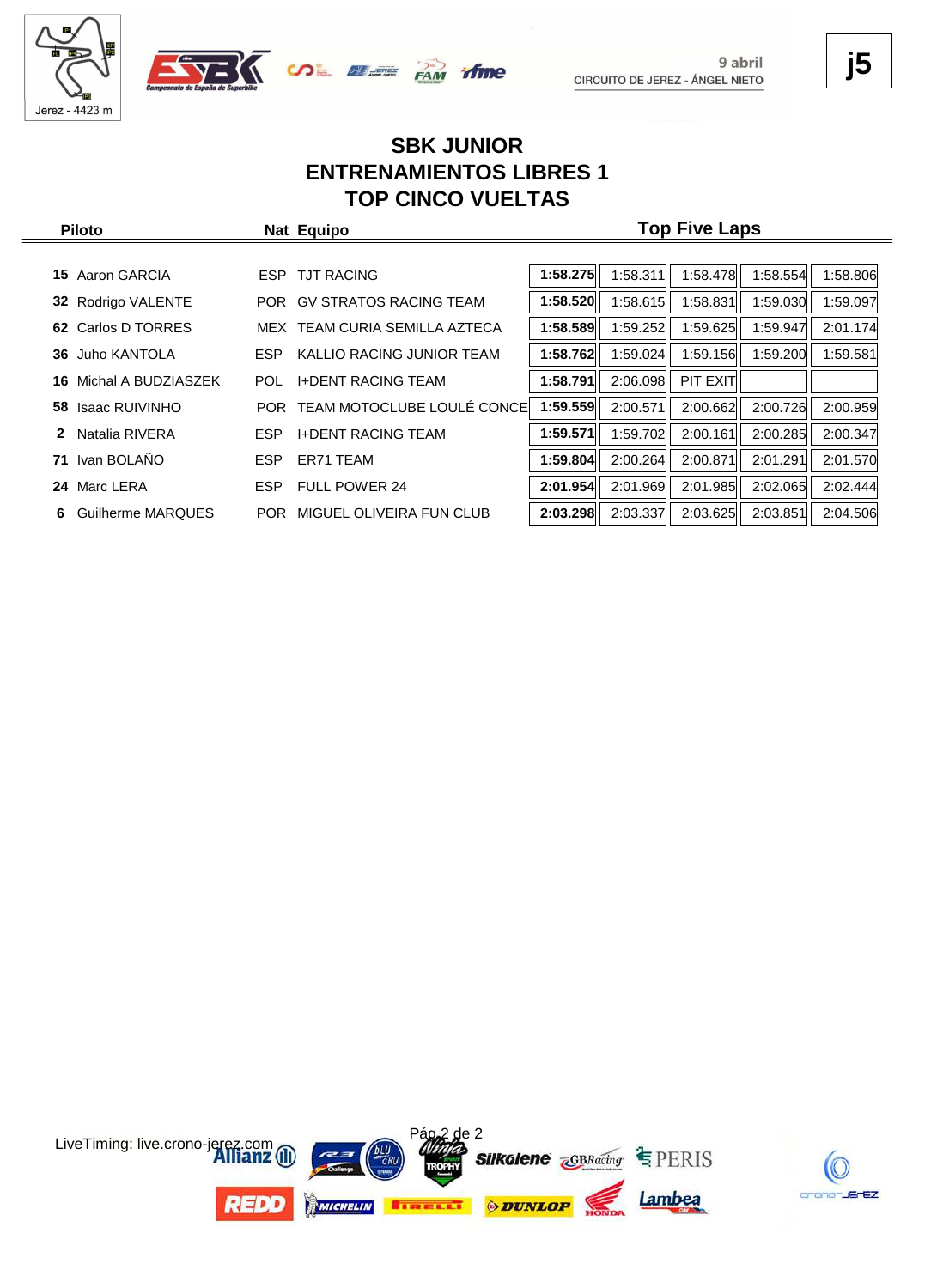# SBK JUNIOR
# ENTRENAMIENTOS LIBRES 1
# TOP CINCO VUELTAS

| | Piloto | Nat | Equipo | Top Five Laps | | | | |
|---|---|---|---|---|---|---|---|---|
| 15 | Aaron GARCIA | ESP | TJT RACING | **1:58.275** | 1:58.311 | 1:58.478 | 1:58.554 | 1:58.806 |
| 32 | Rodrigo VALENTE | POR | GV STRATOS RACING TEAM | **1:58.520** | 1:58.615 | 1:58.831 | 1:59.030 | 1:59.097 |
| 62 | Carlos D TORRES | MEX | TEAM CURIA SEMILLA AZTECA | **1:58.589** | 1:59.252 | 1:59.625 | 1:59.947 | 2:01.174 |
| 36 | Juho KANTOLA | ESP | KALLIO RACING JUNIOR TEAM | **1:58.762** | 1:59.024 | 1:59.156 | 1:59.200 | 1:59.581 |
| 16 | Michal A BUDZIASZEK | POL | I+DENT RACING TEAM | **1:58.791** | 2:06.098 | PIT EXIT | | |
| 58 | Isaac RUIVINHO | POR | TEAM MOTOCLUBE LOULÉ CONCE | **1:59.559** | 2:00.571 | 2:00.662 | 2:00.726 | 2:00.959 |
| 2 | Natalia RIVERA | ESP | I+DENT RACING TEAM | **1:59.571** | 1:59.702 | 2:00.161 | 2:00.285 | 2:00.347 |
| 71 | Ivan BOLAÑO | ESP | ER71 TEAM | **1:59.804** | 2:00.264 | 2:00.871 | 2:01.291 | 2:01.570 |
| 24 | Marc LERA | ESP | FULL POWER 24 | **2:01.954** | 2:01.969 | 2:01.985 | 2:02.065 | 2:02.444 |
| 6 | Guilherme MARQUES | POR | MIGUEL OLIVEIRA FUN CLUB | **2:03.298** | 2:03.337 | 2:03.625 | 2:03.851 | 2:04.506 |

LiveTiming: live.crono-jerez.com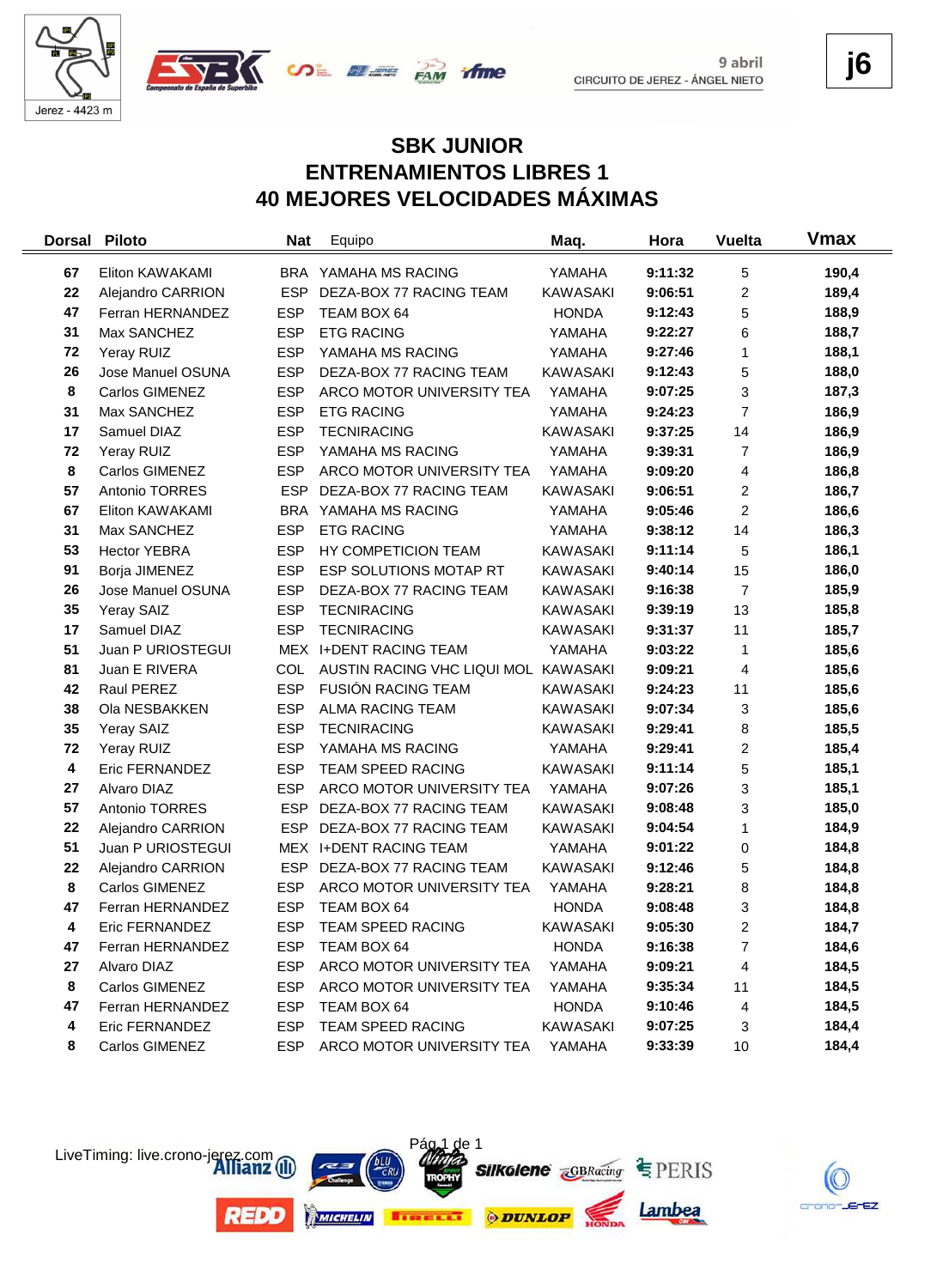Jerez - 4423 m

9 abril
CIRCUITO DE JEREZ - ÁNGEL NIETO

j6

## SBK JUNIOR
## ENTRENAMIENTOS LIBRES 1
## 40 MEJORES VELOCIDADES MÁXIMAS

| Dorsal | Piloto | Nat | Equipo | Maq. | Hora | Vuelta | Vmax |
|---|---|---|---|---|---|---|---|
| 67 | Eliton KAWAKAMI | BRA | YAMAHA MS RACING | YAMAHA | 9:11:32 | 5 | 190,4 |
| 22 | Alejandro CARRION | ESP | DEZA-BOX 77 RACING TEAM | KAWASAKI | 9:06:51 | 2 | 189,4 |
| 47 | Ferran HERNANDEZ | ESP | TEAM BOX 64 | HONDA | 9:12:43 | 5 | 188,9 |
| 31 | Max SANCHEZ | ESP | ETG RACING | YAMAHA | 9:22:27 | 6 | 188,7 |
| 72 | Yeray RUIZ | ESP | YAMAHA MS RACING | YAMAHA | 9:27:46 | 1 | 188,1 |
| 26 | Jose Manuel OSUNA | ESP | DEZA-BOX 77 RACING TEAM | KAWASAKI | 9:12:43 | 5 | 188,0 |
| 8 | Carlos GIMENEZ | ESP | ARCO MOTOR UNIVERSITY TEA | YAMAHA | 9:07:25 | 3 | 187,3 |
| 31 | Max SANCHEZ | ESP | ETG RACING | YAMAHA | 9:24:23 | 7 | 186,9 |
| 17 | Samuel DIAZ | ESP | TECNIRACING | KAWASAKI | 9:37:25 | 14 | 186,9 |
| 72 | Yeray RUIZ | ESP | YAMAHA MS RACING | YAMAHA | 9:39:31 | 7 | 186,9 |
| 8 | Carlos GIMENEZ | ESP | ARCO MOTOR UNIVERSITY TEA | YAMAHA | 9:09:20 | 4 | 186,8 |
| 57 | Antonio TORRES | ESP | DEZA-BOX 77 RACING TEAM | KAWASAKI | 9:06:51 | 2 | 186,7 |
| 67 | Eliton KAWAKAMI | BRA | YAMAHA MS RACING | YAMAHA | 9:05:46 | 2 | 186,6 |
| 31 | Max SANCHEZ | ESP | ETG RACING | YAMAHA | 9:38:12 | 14 | 186,3 |
| 53 | Hector YEBRA | ESP | HY COMPETICION TEAM | KAWASAKI | 9:11:14 | 5 | 186,1 |
| 91 | Borja JIMENEZ | ESP | ESP SOLUTIONS MOTAP RT | KAWASAKI | 9:40:14 | 15 | 186,0 |
| 26 | Jose Manuel OSUNA | ESP | DEZA-BOX 77 RACING TEAM | KAWASAKI | 9:16:38 | 7 | 185,9 |
| 35 | Yeray SAIZ | ESP | TECNIRACING | KAWASAKI | 9:39:19 | 13 | 185,8 |
| 17 | Samuel DIAZ | ESP | TECNIRACING | KAWASAKI | 9:31:37 | 11 | 185,7 |
| 51 | Juan P URIOSTEGUI | MEX | I+DENT RACING TEAM | YAMAHA | 9:03:22 | 1 | 185,6 |
| 81 | Juan E RIVERA | COL | AUSTIN RACING VHC LIQUI MOL | KAWASAKI | 9:09:21 | 4 | 185,6 |
| 42 | Raul PEREZ | ESP | FUSIÓN RACING TEAM | KAWASAKI | 9:24:23 | 11 | 185,6 |
| 38 | Ola NESBAKKEN | ESP | ALMA RACING TEAM | KAWASAKI | 9:07:34 | 3 | 185,6 |
| 35 | Yeray SAIZ | ESP | TECNIRACING | KAWASAKI | 9:29:41 | 8 | 185,5 |
| 72 | Yeray RUIZ | ESP | YAMAHA MS RACING | YAMAHA | 9:29:41 | 2 | 185,4 |
| 4 | Eric FERNANDEZ | ESP | TEAM SPEED RACING | KAWASAKI | 9:11:14 | 5 | 185,1 |
| 27 | Alvaro DIAZ | ESP | ARCO MOTOR UNIVERSITY TEA | YAMAHA | 9:07:26 | 3 | 185,1 |
| 57 | Antonio TORRES | ESP | DEZA-BOX 77 RACING TEAM | KAWASAKI | 9:08:48 | 3 | 185,0 |
| 22 | Alejandro CARRION | ESP | DEZA-BOX 77 RACING TEAM | KAWASAKI | 9:04:54 | 1 | 184,9 |
| 51 | Juan P URIOSTEGUI | MEX | I+DENT RACING TEAM | YAMAHA | 9:01:22 | 0 | 184,8 |
| 22 | Alejandro CARRION | ESP | DEZA-BOX 77 RACING TEAM | KAWASAKI | 9:12:46 | 5 | 184,8 |
| 8 | Carlos GIMENEZ | ESP | ARCO MOTOR UNIVERSITY TEA | YAMAHA | 9:28:21 | 8 | 184,8 |
| 47 | Ferran HERNANDEZ | ESP | TEAM BOX 64 | HONDA | 9:08:48 | 3 | 184,8 |
| 4 | Eric FERNANDEZ | ESP | TEAM SPEED RACING | KAWASAKI | 9:05:30 | 2 | 184,7 |
| 47 | Ferran HERNANDEZ | ESP | TEAM BOX 64 | HONDA | 9:16:38 | 7 | 184,6 |
| 27 | Alvaro DIAZ | ESP | ARCO MOTOR UNIVERSITY TEA | YAMAHA | 9:09:21 | 4 | 184,5 |
| 8 | Carlos GIMENEZ | ESP | ARCO MOTOR UNIVERSITY TEA | YAMAHA | 9:35:34 | 11 | 184,5 |
| 47 | Ferran HERNANDEZ | ESP | TEAM BOX 64 | HONDA | 9:10:46 | 4 | 184,5 |
| 4 | Eric FERNANDEZ | ESP | TEAM SPEED RACING | KAWASAKI | 9:07:25 | 3 | 184,4 |
| 8 | Carlos GIMENEZ | ESP | ARCO MOTOR UNIVERSITY TEA | YAMAHA | 9:33:39 | 10 | 184,4 |

LiveTiming: live.crono-jerez.com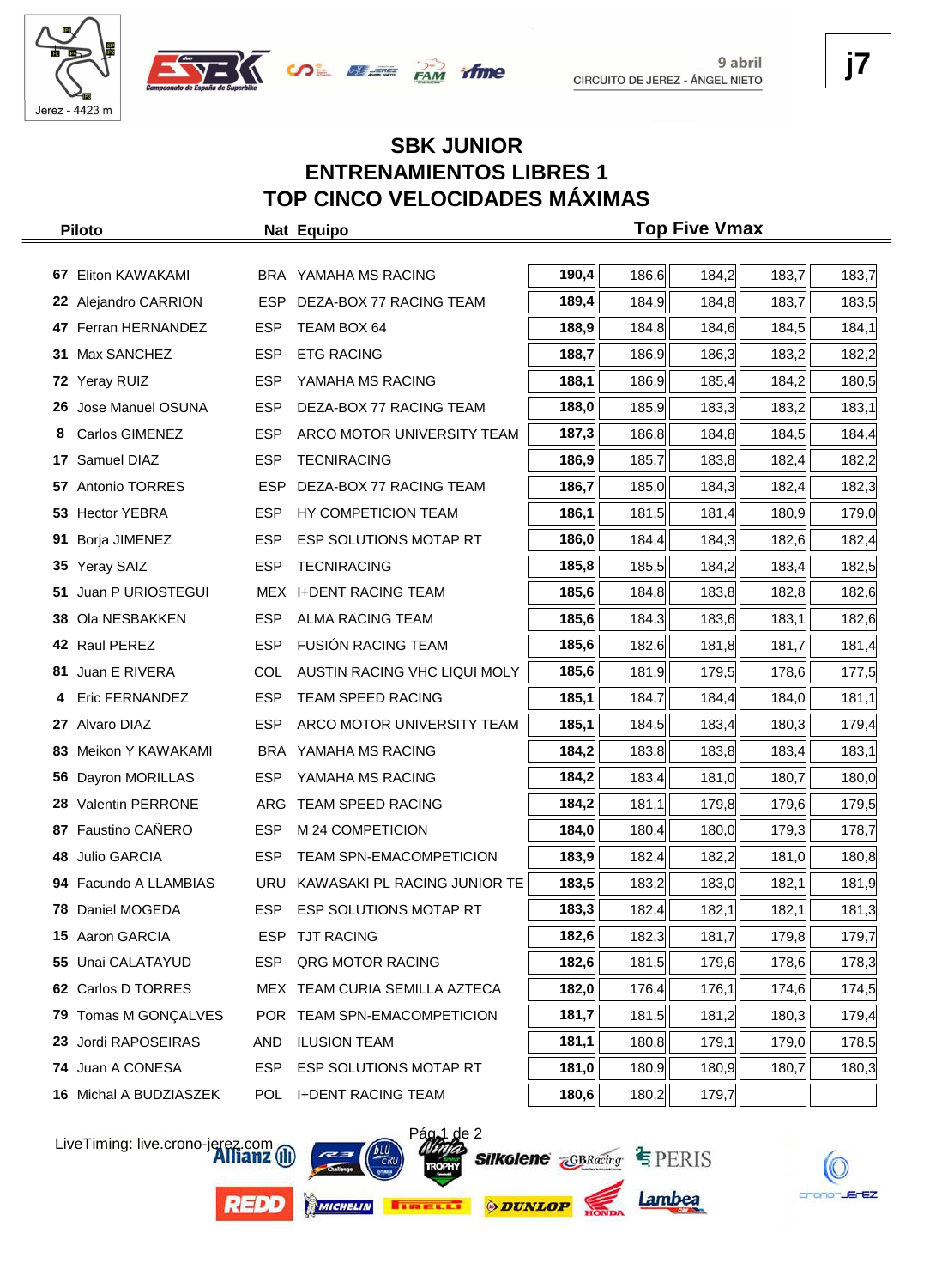9 abril
CIRCUITO DE JEREZ - ÁNGEL NIETO

j7

Jerez - 4423 m

# SBK JUNIOR
## ENTRENAMIENTOS LIBRES 1
## TOP CINCO VELOCIDADES MÁXIMAS

| | Piloto | Nat | Equipo | Top Five Vmax | | | | |
|---|---|---|---|---|---|---|---|---|
| 67 | Eliton KAWAKAMI | BRA | YAMAHA MS RACING | **190,4** | 186,6 | 184,2 | 183,7 | 183,7 |
| 22 | Alejandro CARRION | ESP | DEZA-BOX 77 RACING TEAM | **189,4** | 184,9 | 184,8 | 183,7 | 183,5 |
| 47 | Ferran HERNANDEZ | ESP | TEAM BOX 64 | **188,9** | 184,8 | 184,6 | 184,5 | 184,1 |
| 31 | Max SANCHEZ | ESP | ETG RACING | **188,7** | 186,9 | 186,3 | 183,2 | 182,2 |
| 72 | Yeray RUIZ | ESP | YAMAHA MS RACING | **188,1** | 186,9 | 185,4 | 184,2 | 180,5 |
| 26 | Jose Manuel OSUNA | ESP | DEZA-BOX 77 RACING TEAM | **188,0** | 185,9 | 183,3 | 183,2 | 183,1 |
| 8 | Carlos GIMENEZ | ESP | ARCO MOTOR UNIVERSITY TEAM | **187,3** | 186,8 | 184,8 | 184,5 | 184,4 |
| 17 | Samuel DIAZ | ESP | TECNIRACING | **186,9** | 185,7 | 183,8 | 182,4 | 182,2 |
| 57 | Antonio TORRES | ESP | DEZA-BOX 77 RACING TEAM | **186,7** | 185,0 | 184,3 | 182,4 | 182,3 |
| 53 | Hector YEBRA | ESP | HY COMPETICION TEAM | **186,1** | 181,5 | 181,4 | 180,9 | 179,0 |
| 91 | Borja JIMENEZ | ESP | ESP SOLUTIONS MOTAP RT | **186,0** | 184,4 | 184,3 | 182,6 | 182,4 |
| 35 | Yeray SAIZ | ESP | TECNIRACING | **185,8** | 185,5 | 184,2 | 183,4 | 182,5 |
| 51 | Juan P URIOSTEGUI | MEX | I+DENT RACING TEAM | **185,6** | 184,8 | 183,8 | 182,8 | 182,6 |
| 38 | Ola NESBAKKEN | ESP | ALMA RACING TEAM | **185,6** | 184,3 | 183,6 | 183,1 | 182,6 |
| 42 | Raul PEREZ | ESP | FUSIÓN RACING TEAM | **185,6** | 182,6 | 181,8 | 181,7 | 181,4 |
| 81 | Juan E RIVERA | COL | AUSTIN RACING VHC LIQUI MOLY | **185,6** | 181,9 | 179,5 | 178,6 | 177,5 |
| 4 | Eric FERNANDEZ | ESP | TEAM SPEED RACING | **185,1** | 184,7 | 184,4 | 184,0 | 181,1 |
| 27 | Alvaro DIAZ | ESP | ARCO MOTOR UNIVERSITY TEAM | **185,1** | 184,5 | 183,4 | 180,3 | 179,4 |
| 83 | Meikon Y KAWAKAMI | BRA | YAMAHA MS RACING | **184,2** | 183,8 | 183,8 | 183,4 | 183,1 |
| 56 | Dayron MORILLAS | ESP | YAMAHA MS RACING | **184,2** | 183,4 | 181,0 | 180,7 | 180,0 |
| 28 | Valentin PERRONE | ARG | TEAM SPEED RACING | **184,2** | 181,1 | 179,8 | 179,6 | 179,5 |
| 87 | Faustino CAÑERO | ESP | M 24 COMPETICION | **184,0** | 180,4 | 180,0 | 179,3 | 178,7 |
| 48 | Julio GARCIA | ESP | TEAM SPN-EMACOMPETICION | **183,9** | 182,4 | 182,2 | 181,0 | 180,8 |
| 94 | Facundo A LLAMBIAS | URU | KAWASAKI PL RACING JUNIOR TE | **183,5** | 183,2 | 183,0 | 182,1 | 181,9 |
| 78 | Daniel MOGEDA | ESP | ESP SOLUTIONS MOTAP RT | **183,3** | 182,4 | 182,1 | 182,1 | 181,3 |
| 15 | Aaron GARCIA | ESP | TJT RACING | **182,6** | 182,3 | 181,7 | 179,8 | 179,7 |
| 55 | Unai CALATAYUD | ESP | QRG MOTOR RACING | **182,6** | 181,5 | 179,6 | 178,6 | 178,3 |
| 62 | Carlos D TORRES | MEX | TEAM CURIA SEMILLA AZTECA | **182,0** | 176,4 | 176,1 | 174,6 | 174,5 |
| 79 | Tomas M GONÇALVES | POR | TEAM SPN-EMACOMPETICION | **181,7** | 181,5 | 181,2 | 180,3 | 179,4 |
| 23 | Jordi RAPOSEIRAS | AND | ILUSION TEAM | **181,1** | 180,8 | 179,1 | 179,0 | 178,5 |
| 74 | Juan A CONESA | ESP | ESP SOLUTIONS MOTAP RT | **181,0** | 180,9 | 180,9 | 180,7 | 180,3 |
| 16 | Michal A BUDZIASZEK | POL | I+DENT RACING TEAM | **180,6** | 180,2 | 179,7 | | |

LiveTiming: live.crono-jerez.com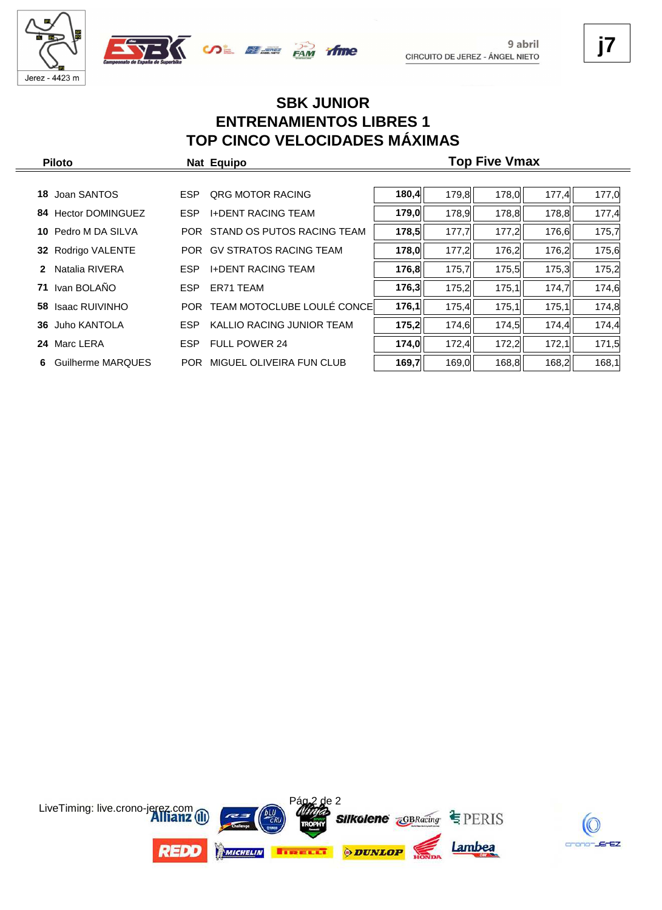Jerez - 4423 m

9 abril
CIRCUITO DE JEREZ - ÁNGEL NIETO

**j7**

# SBK JUNIOR
## ENTRENAMIENTOS LIBRES 1
## TOP CINCO VELOCIDADES MÁXIMAS

| Piloto | | Nat | Equipo | Top Five Vmax | | | | |
|---|---|---|---|---|---|---|---|---|
| **18** | Joan SANTOS | ESP | QRG MOTOR RACING | **180,4** | 179,8 | 178,0 | 177,4 | 177,0 |
| **84** | Hector DOMINGUEZ | ESP | I+DENT RACING TEAM | **179,0** | 178,9 | 178,8 | 178,8 | 177,4 |
| **10** | Pedro M DA SILVA | POR | STAND OS PUTOS RACING TEAM | **178,5** | 177,7 | 177,2 | 176,6 | 175,7 |
| **32** | Rodrigo VALENTE | POR | GV STRATOS RACING TEAM | **178,0** | 177,2 | 176,2 | 176,2 | 175,6 |
| **2** | Natalia RIVERA | ESP | I+DENT RACING TEAM | **176,8** | 175,7 | 175,5 | 175,3 | 175,2 |
| **71** | Ivan BOLAÑO | ESP | ER71 TEAM | **176,3** | 175,2 | 175,1 | 174,7 | 174,6 |
| **58** | Isaac RUIVINHO | POR | TEAM MOTOCLUBE LOULÉ CONCE | **176,1** | 175,4 | 175,1 | 175,1 | 174,8 |
| **36** | Juho KANTOLA | ESP | KALLIO RACING JUNIOR TEAM | **175,2** | 174,6 | 174,5 | 174,4 | 174,4 |
| **24** | Marc LERA | ESP | FULL POWER 24 | **174,0** | 172,4 | 172,2 | 172,1 | 171,5 |
| **6** | Guilherme MARQUES | POR | MIGUEL OLIVEIRA FUN CLUB | **169,7** | 169,0 | 168,8 | 168,2 | 168,1 |

LiveTiming: live.crono-jerez.com